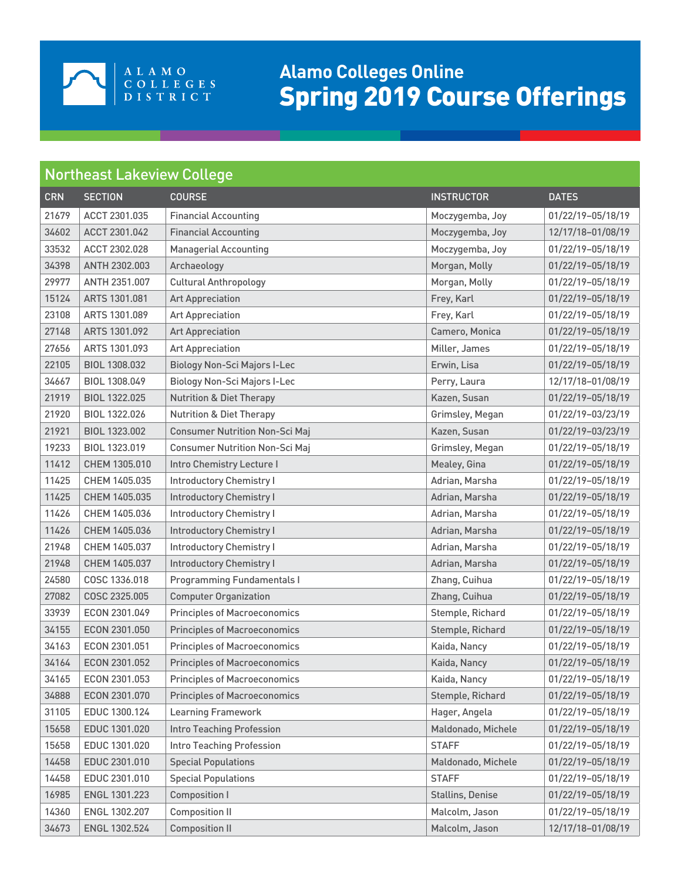ALAMO COLLEGES DISTRICT

# Alamo Colleges Online
# Spring 2019 Course Offerings

## Northeast Lakeview College

| CRN | SECTION | COURSE | INSTRUCTOR | DATES |
|---|---|---|---|---|
| 21679 | ACCT 2301.035 | Financial Accounting | Moczygemba, Joy | 01/22/19–05/18/19 |
| 34602 | ACCT 2301.042 | Financial Accounting | Moczygemba, Joy | 12/17/18–01/08/19 |
| 33532 | ACCT 2302.028 | Managerial Accounting | Moczygemba, Joy | 01/22/19–05/18/19 |
| 34398 | ANTH 2302.003 | Archaeology | Morgan, Molly | 01/22/19–05/18/19 |
| 29977 | ANTH 2351.007 | Cultural Anthropology | Morgan, Molly | 01/22/19–05/18/19 |
| 15124 | ARTS 1301.081 | Art Appreciation | Frey, Karl | 01/22/19–05/18/19 |
| 23108 | ARTS 1301.089 | Art Appreciation | Frey, Karl | 01/22/19–05/18/19 |
| 27148 | ARTS 1301.092 | Art Appreciation | Camero, Monica | 01/22/19–05/18/19 |
| 27656 | ARTS 1301.093 | Art Appreciation | Miller, James | 01/22/19–05/18/19 |
| 22105 | BIOL 1308.032 | Biology Non-Sci Majors I-Lec | Erwin, Lisa | 01/22/19–05/18/19 |
| 34667 | BIOL 1308.049 | Biology Non-Sci Majors I-Lec | Perry, Laura | 12/17/18–01/08/19 |
| 21919 | BIOL 1322.025 | Nutrition & Diet Therapy | Kazen, Susan | 01/22/19–05/18/19 |
| 21920 | BIOL 1322.026 | Nutrition & Diet Therapy | Grimsley, Megan | 01/22/19–03/23/19 |
| 21921 | BIOL 1323.002 | Consumer Nutrition Non-Sci Maj | Kazen, Susan | 01/22/19–03/23/19 |
| 19233 | BIOL 1323.019 | Consumer Nutrition Non-Sci Maj | Grimsley, Megan | 01/22/19–05/18/19 |
| 11412 | CHEM 1305.010 | Intro Chemistry Lecture I | Mealey, Gina | 01/22/19–05/18/19 |
| 11425 | CHEM 1405.035 | Introductory Chemistry I | Adrian, Marsha | 01/22/19–05/18/19 |
| 11425 | CHEM 1405.035 | Introductory Chemistry I | Adrian, Marsha | 01/22/19–05/18/19 |
| 11426 | CHEM 1405.036 | Introductory Chemistry I | Adrian, Marsha | 01/22/19–05/18/19 |
| 11426 | CHEM 1405.036 | Introductory Chemistry I | Adrian, Marsha | 01/22/19–05/18/19 |
| 21948 | CHEM 1405.037 | Introductory Chemistry I | Adrian, Marsha | 01/22/19–05/18/19 |
| 21948 | CHEM 1405.037 | Introductory Chemistry I | Adrian, Marsha | 01/22/19–05/18/19 |
| 24580 | COSC 1336.018 | Programming Fundamentals I | Zhang, Cuihua | 01/22/19–05/18/19 |
| 27082 | COSC 2325.005 | Computer Organization | Zhang, Cuihua | 01/22/19–05/18/19 |
| 33939 | ECON 2301.049 | Principles of Macroeconomics | Stemple, Richard | 01/22/19–05/18/19 |
| 34155 | ECON 2301.050 | Principles of Macroeconomics | Stemple, Richard | 01/22/19–05/18/19 |
| 34163 | ECON 2301.051 | Principles of Macroeconomics | Kaida, Nancy | 01/22/19–05/18/19 |
| 34164 | ECON 2301.052 | Principles of Macroeconomics | Kaida, Nancy | 01/22/19–05/18/19 |
| 34165 | ECON 2301.053 | Principles of Macroeconomics | Kaida, Nancy | 01/22/19–05/18/19 |
| 34888 | ECON 2301.070 | Principles of Macroeconomics | Stemple, Richard | 01/22/19–05/18/19 |
| 31105 | EDUC 1300.124 | Learning Framework | Hager, Angela | 01/22/19–05/18/19 |
| 15658 | EDUC 1301.020 | Intro Teaching Profession | Maldonado, Michele | 01/22/19–05/18/19 |
| 15658 | EDUC 1301.020 | Intro Teaching Profession | STAFF | 01/22/19–05/18/19 |
| 14458 | EDUC 2301.010 | Special Populations | Maldonado, Michele | 01/22/19–05/18/19 |
| 14458 | EDUC 2301.010 | Special Populations | STAFF | 01/22/19–05/18/19 |
| 16985 | ENGL 1301.223 | Composition I | Stallins, Denise | 01/22/19–05/18/19 |
| 14360 | ENGL 1302.207 | Composition II | Malcolm, Jason | 01/22/19–05/18/19 |
| 34673 | ENGL 1302.524 | Composition II | Malcolm, Jason | 12/17/18–01/08/19 |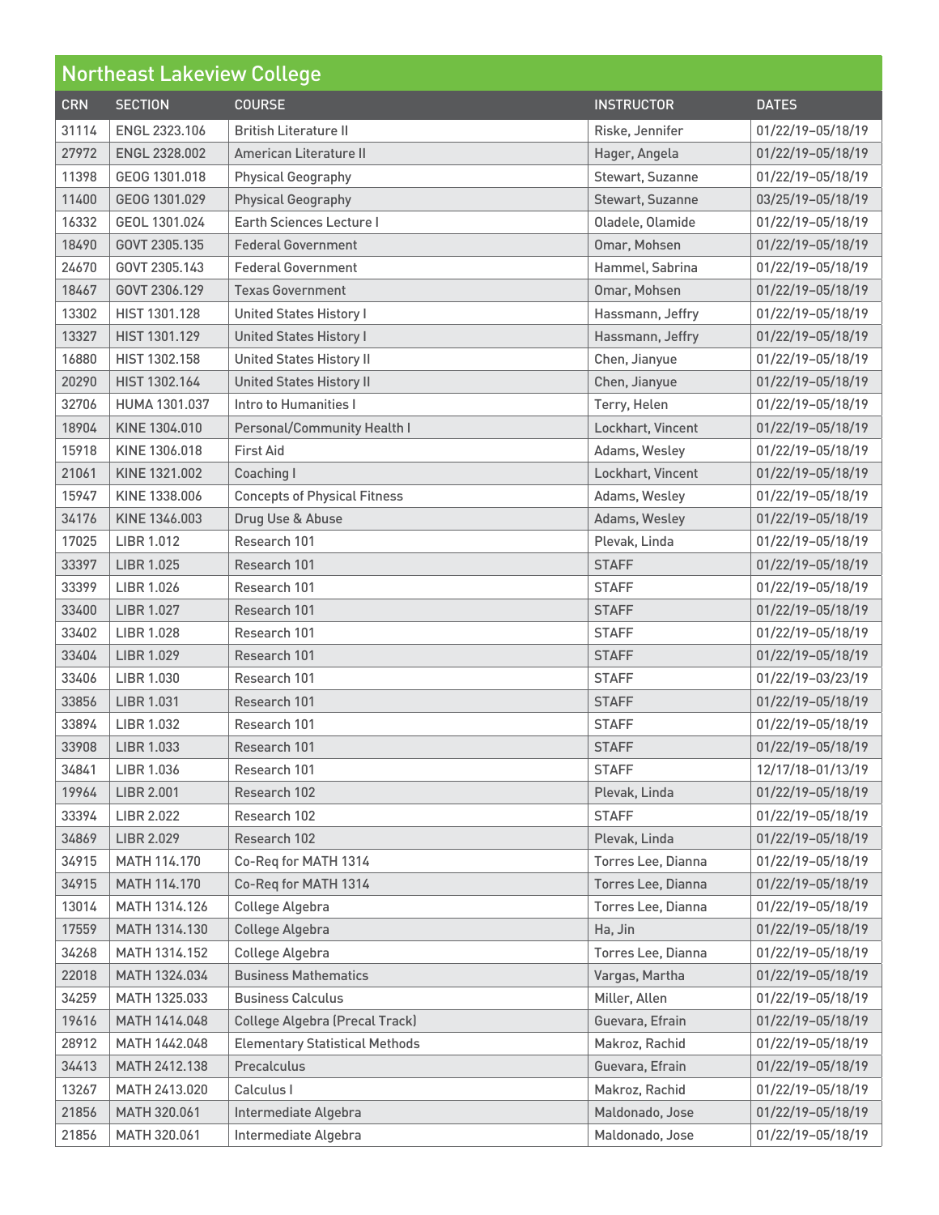## Northeast Lakeview College

| CRN | SECTION | COURSE | INSTRUCTOR | DATES |
|---|---|---|---|---|
| 31114 | ENGL 2323.106 | British Literature II | Riske, Jennifer | 01/22/19–05/18/19 |
| 27972 | ENGL 2328.002 | American Literature II | Hager, Angela | 01/22/19–05/18/19 |
| 11398 | GEOG 1301.018 | Physical Geography | Stewart, Suzanne | 01/22/19–05/18/19 |
| 11400 | GEOG 1301.029 | Physical Geography | Stewart, Suzanne | 03/25/19–05/18/19 |
| 16332 | GEOL 1301.024 | Earth Sciences Lecture I | Oladele, Olamide | 01/22/19–05/18/19 |
| 18490 | GOVT 2305.135 | Federal Government | Omar, Mohsen | 01/22/19–05/18/19 |
| 24670 | GOVT 2305.143 | Federal Government | Hammel, Sabrina | 01/22/19–05/18/19 |
| 18467 | GOVT 2306.129 | Texas Government | Omar, Mohsen | 01/22/19–05/18/19 |
| 13302 | HIST 1301.128 | United States History I | Hassmann, Jeffry | 01/22/19–05/18/19 |
| 13327 | HIST 1301.129 | United States History I | Hassmann, Jeffry | 01/22/19–05/18/19 |
| 16880 | HIST 1302.158 | United States History II | Chen, Jianyue | 01/22/19–05/18/19 |
| 20290 | HIST 1302.164 | United States History II | Chen, Jianyue | 01/22/19–05/18/19 |
| 32706 | HUMA 1301.037 | Intro to Humanities I | Terry, Helen | 01/22/19–05/18/19 |
| 18904 | KINE 1304.010 | Personal/Community Health I | Lockhart, Vincent | 01/22/19–05/18/19 |
| 15918 | KINE 1306.018 | First Aid | Adams, Wesley | 01/22/19–05/18/19 |
| 21061 | KINE 1321.002 | Coaching I | Lockhart, Vincent | 01/22/19–05/18/19 |
| 15947 | KINE 1338.006 | Concepts of Physical Fitness | Adams, Wesley | 01/22/19–05/18/19 |
| 34176 | KINE 1346.003 | Drug Use & Abuse | Adams, Wesley | 01/22/19–05/18/19 |
| 17025 | LIBR 1.012 | Research 101 | Plevak, Linda | 01/22/19–05/18/19 |
| 33397 | LIBR 1.025 | Research 101 | STAFF | 01/22/19–05/18/19 |
| 33399 | LIBR 1.026 | Research 101 | STAFF | 01/22/19–05/18/19 |
| 33400 | LIBR 1.027 | Research 101 | STAFF | 01/22/19–05/18/19 |
| 33402 | LIBR 1.028 | Research 101 | STAFF | 01/22/19–05/18/19 |
| 33404 | LIBR 1.029 | Research 101 | STAFF | 01/22/19–05/18/19 |
| 33406 | LIBR 1.030 | Research 101 | STAFF | 01/22/19–03/23/19 |
| 33856 | LIBR 1.031 | Research 101 | STAFF | 01/22/19–05/18/19 |
| 33894 | LIBR 1.032 | Research 101 | STAFF | 01/22/19–05/18/19 |
| 33908 | LIBR 1.033 | Research 101 | STAFF | 01/22/19–05/18/19 |
| 34841 | LIBR 1.036 | Research 101 | STAFF | 12/17/18–01/13/19 |
| 19964 | LIBR 2.001 | Research 102 | Plevak, Linda | 01/22/19–05/18/19 |
| 33394 | LIBR 2.022 | Research 102 | STAFF | 01/22/19–05/18/19 |
| 34869 | LIBR 2.029 | Research 102 | Plevak, Linda | 01/22/19–05/18/19 |
| 34915 | MATH 114.170 | Co-Req for MATH 1314 | Torres Lee, Dianna | 01/22/19–05/18/19 |
| 34915 | MATH 114.170 | Co-Req for MATH 1314 | Torres Lee, Dianna | 01/22/19–05/18/19 |
| 13014 | MATH 1314.126 | College Algebra | Torres Lee, Dianna | 01/22/19–05/18/19 |
| 17559 | MATH 1314.130 | College Algebra | Ha, Jin | 01/22/19–05/18/19 |
| 34268 | MATH 1314.152 | College Algebra | Torres Lee, Dianna | 01/22/19–05/18/19 |
| 22018 | MATH 1324.034 | Business Mathematics | Vargas, Martha | 01/22/19–05/18/19 |
| 34259 | MATH 1325.033 | Business Calculus | Miller, Allen | 01/22/19–05/18/19 |
| 19616 | MATH 1414.048 | College Algebra (Precal Track) | Guevara, Efrain | 01/22/19–05/18/19 |
| 28912 | MATH 1442.048 | Elementary Statistical Methods | Makroz, Rachid | 01/22/19–05/18/19 |
| 34413 | MATH 2412.138 | Precalculus | Guevara, Efrain | 01/22/19–05/18/19 |
| 13267 | MATH 2413.020 | Calculus I | Makroz, Rachid | 01/22/19–05/18/19 |
| 21856 | MATH 320.061 | Intermediate Algebra | Maldonado, Jose | 01/22/19–05/18/19 |
| 21856 | MATH 320.061 | Intermediate Algebra | Maldonado, Jose | 01/22/19–05/18/19 |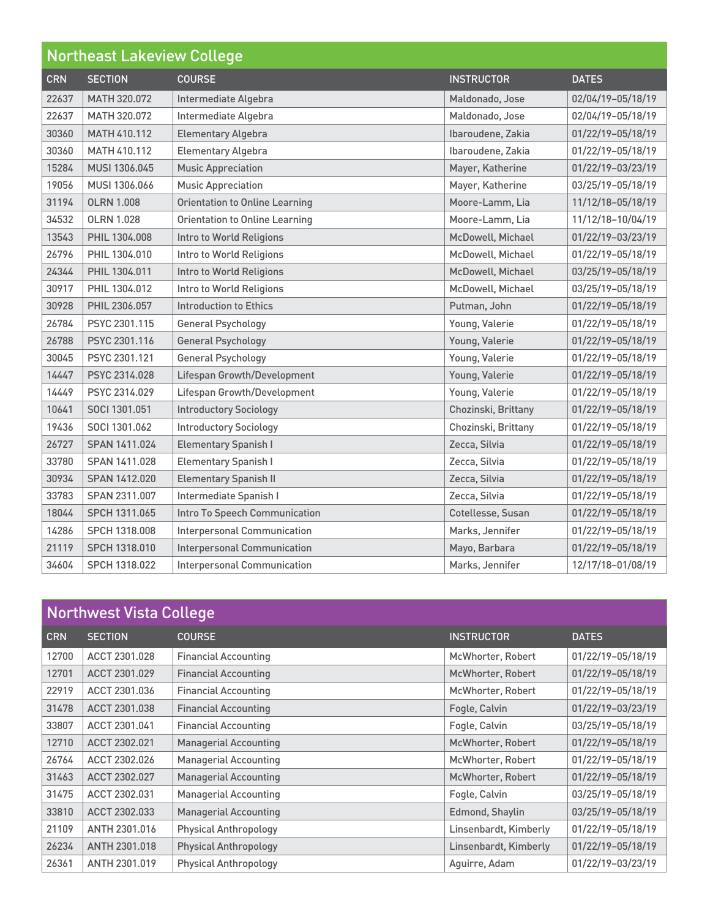## Northeast Lakeview College

| CRN | SECTION | COURSE | INSTRUCTOR | DATES |
|---|---|---|---|---|
| 22637 | MATH 320.072 | Intermediate Algebra | Maldonado, Jose | 02/04/19–05/18/19 |
| 22637 | MATH 320.072 | Intermediate Algebra | Maldonado, Jose | 02/04/19–05/18/19 |
| 30360 | MATH 410.112 | Elementary Algebra | Ibaroudene, Zakia | 01/22/19–05/18/19 |
| 30360 | MATH 410.112 | Elementary Algebra | Ibaroudene, Zakia | 01/22/19–05/18/19 |
| 15284 | MUSI 1306.045 | Music Appreciation | Mayer, Katherine | 01/22/19–03/23/19 |
| 19056 | MUSI 1306.066 | Music Appreciation | Mayer, Katherine | 03/25/19–05/18/19 |
| 31194 | OLRN 1.008 | Orientation to Online Learning | Moore-Lamm, Lia | 11/12/18–05/18/19 |
| 34532 | OLRN 1.028 | Orientation to Online Learning | Moore-Lamm, Lia | 11/12/18–10/04/19 |
| 13543 | PHIL 1304.008 | Intro to World Religions | McDowell, Michael | 01/22/19–03/23/19 |
| 26796 | PHIL 1304.010 | Intro to World Religions | McDowell, Michael | 01/22/19–05/18/19 |
| 24344 | PHIL 1304.011 | Intro to World Religions | McDowell, Michael | 03/25/19–05/18/19 |
| 30917 | PHIL 1304.012 | Intro to World Religions | McDowell, Michael | 03/25/19–05/18/19 |
| 30928 | PHIL 2306.057 | Introduction to Ethics | Putman, John | 01/22/19–05/18/19 |
| 26784 | PSYC 2301.115 | General Psychology | Young, Valerie | 01/22/19–05/18/19 |
| 26788 | PSYC 2301.116 | General Psychology | Young, Valerie | 01/22/19–05/18/19 |
| 30045 | PSYC 2301.121 | General Psychology | Young, Valerie | 01/22/19–05/18/19 |
| 14447 | PSYC 2314.028 | Lifespan Growth/Development | Young, Valerie | 01/22/19–05/18/19 |
| 14449 | PSYC 2314.029 | Lifespan Growth/Development | Young, Valerie | 01/22/19–05/18/19 |
| 10641 | SOCI 1301.051 | Introductory Sociology | Chozinski, Brittany | 01/22/19–05/18/19 |
| 19436 | SOCI 1301.062 | Introductory Sociology | Chozinski, Brittany | 01/22/19–05/18/19 |
| 26727 | SPAN 1411.024 | Elementary Spanish I | Zecca, Silvia | 01/22/19–05/18/19 |
| 33780 | SPAN 1411.028 | Elementary Spanish I | Zecca, Silvia | 01/22/19–05/18/19 |
| 30934 | SPAN 1412.020 | Elementary Spanish II | Zecca, Silvia | 01/22/19–05/18/19 |
| 33783 | SPAN 2311.007 | Intermediate Spanish I | Zecca, Silvia | 01/22/19–05/18/19 |
| 18044 | SPCH 1311.065 | Intro To Speech Communication | Cotellesse, Susan | 01/22/19–05/18/19 |
| 14286 | SPCH 1318.008 | Interpersonal Communication | Marks, Jennifer | 01/22/19–05/18/19 |
| 21119 | SPCH 1318.010 | Interpersonal Communication | Mayo, Barbara | 01/22/19–05/18/19 |
| 34604 | SPCH 1318.022 | Interpersonal Communication | Marks, Jennifer | 12/17/18–01/08/19 |

## Northwest Vista College

| CRN | SECTION | COURSE | INSTRUCTOR | DATES |
|---|---|---|---|---|
| 12700 | ACCT 2301.028 | Financial Accounting | McWhorter, Robert | 01/22/19–05/18/19 |
| 12701 | ACCT 2301.029 | Financial Accounting | McWhorter, Robert | 01/22/19–05/18/19 |
| 22919 | ACCT 2301.036 | Financial Accounting | McWhorter, Robert | 01/22/19–05/18/19 |
| 31478 | ACCT 2301.038 | Financial Accounting | Fogle, Calvin | 01/22/19–03/23/19 |
| 33807 | ACCT 2301.041 | Financial Accounting | Fogle, Calvin | 03/25/19–05/18/19 |
| 12710 | ACCT 2302.021 | Managerial Accounting | McWhorter, Robert | 01/22/19–05/18/19 |
| 26764 | ACCT 2302.026 | Managerial Accounting | McWhorter, Robert | 01/22/19–05/18/19 |
| 31463 | ACCT 2302.027 | Managerial Accounting | McWhorter, Robert | 01/22/19–05/18/19 |
| 31475 | ACCT 2302.031 | Managerial Accounting | Fogle, Calvin | 03/25/19–05/18/19 |
| 33810 | ACCT 2302.033 | Managerial Accounting | Edmond, Shaylin | 03/25/19–05/18/19 |
| 21109 | ANTH 2301.016 | Physical Anthropology | Linsenbardt, Kimberly | 01/22/19–05/18/19 |
| 26234 | ANTH 2301.018 | Physical Anthropology | Linsenbardt, Kimberly | 01/22/19–05/18/19 |
| 26361 | ANTH 2301.019 | Physical Anthropology | Aguirre, Adam | 01/22/19–03/23/19 |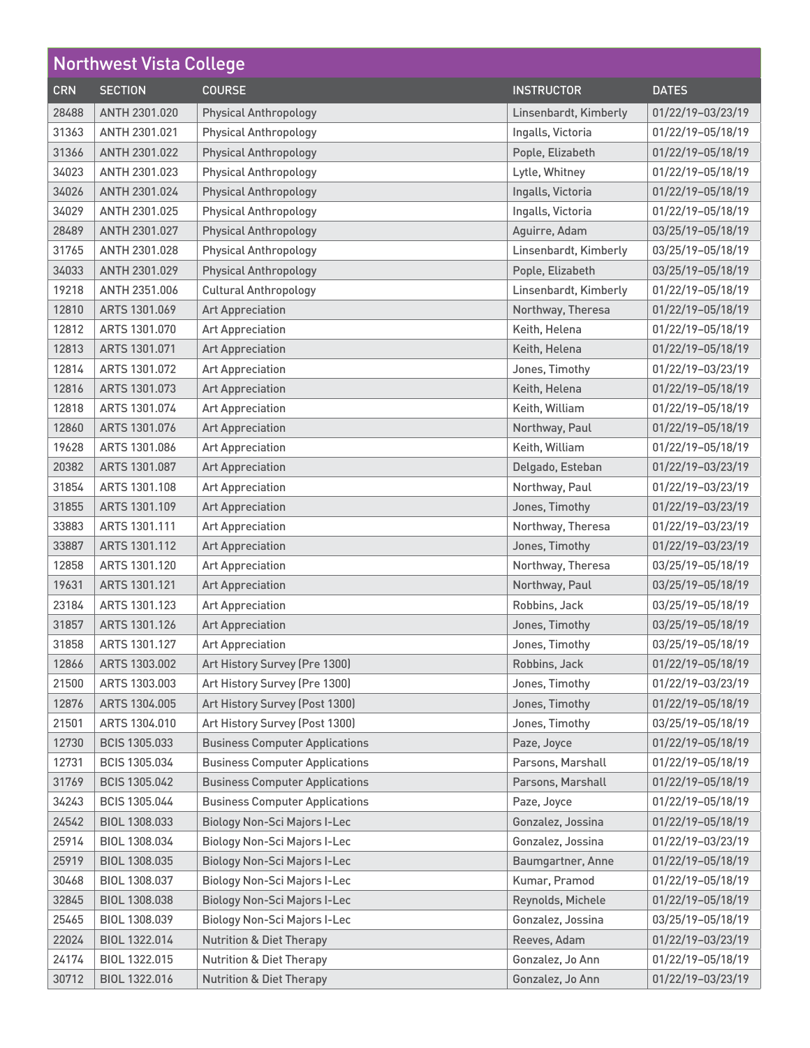## Northwest Vista College

| CRN | SECTION | COURSE | INSTRUCTOR | DATES |
|---|---|---|---|---|
| 28488 | ANTH 2301.020 | Physical Anthropology | Linsenbardt, Kimberly | 01/22/19–03/23/19 |
| 31363 | ANTH 2301.021 | Physical Anthropology | Ingalls, Victoria | 01/22/19–05/18/19 |
| 31366 | ANTH 2301.022 | Physical Anthropology | Pople, Elizabeth | 01/22/19–05/18/19 |
| 34023 | ANTH 2301.023 | Physical Anthropology | Lytle, Whitney | 01/22/19–05/18/19 |
| 34026 | ANTH 2301.024 | Physical Anthropology | Ingalls, Victoria | 01/22/19–05/18/19 |
| 34029 | ANTH 2301.025 | Physical Anthropology | Ingalls, Victoria | 01/22/19–05/18/19 |
| 28489 | ANTH 2301.027 | Physical Anthropology | Aguirre, Adam | 03/25/19–05/18/19 |
| 31765 | ANTH 2301.028 | Physical Anthropology | Linsenbardt, Kimberly | 03/25/19–05/18/19 |
| 34033 | ANTH 2301.029 | Physical Anthropology | Pople, Elizabeth | 03/25/19–05/18/19 |
| 19218 | ANTH 2351.006 | Cultural Anthropology | Linsenbardt, Kimberly | 01/22/19–05/18/19 |
| 12810 | ARTS 1301.069 | Art Appreciation | Northway, Theresa | 01/22/19–05/18/19 |
| 12812 | ARTS 1301.070 | Art Appreciation | Keith, Helena | 01/22/19–05/18/19 |
| 12813 | ARTS 1301.071 | Art Appreciation | Keith, Helena | 01/22/19–05/18/19 |
| 12814 | ARTS 1301.072 | Art Appreciation | Jones, Timothy | 01/22/19–03/23/19 |
| 12816 | ARTS 1301.073 | Art Appreciation | Keith, Helena | 01/22/19–05/18/19 |
| 12818 | ARTS 1301.074 | Art Appreciation | Keith, William | 01/22/19–05/18/19 |
| 12860 | ARTS 1301.076 | Art Appreciation | Northway, Paul | 01/22/19–05/18/19 |
| 19628 | ARTS 1301.086 | Art Appreciation | Keith, William | 01/22/19–05/18/19 |
| 20382 | ARTS 1301.087 | Art Appreciation | Delgado, Esteban | 01/22/19–03/23/19 |
| 31854 | ARTS 1301.108 | Art Appreciation | Northway, Paul | 01/22/19–03/23/19 |
| 31855 | ARTS 1301.109 | Art Appreciation | Jones, Timothy | 01/22/19–03/23/19 |
| 33883 | ARTS 1301.111 | Art Appreciation | Northway, Theresa | 01/22/19–03/23/19 |
| 33887 | ARTS 1301.112 | Art Appreciation | Jones, Timothy | 01/22/19–03/23/19 |
| 12858 | ARTS 1301.120 | Art Appreciation | Northway, Theresa | 03/25/19–05/18/19 |
| 19631 | ARTS 1301.121 | Art Appreciation | Northway, Paul | 03/25/19–05/18/19 |
| 23184 | ARTS 1301.123 | Art Appreciation | Robbins, Jack | 03/25/19–05/18/19 |
| 31857 | ARTS 1301.126 | Art Appreciation | Jones, Timothy | 03/25/19–05/18/19 |
| 31858 | ARTS 1301.127 | Art Appreciation | Jones, Timothy | 03/25/19–05/18/19 |
| 12866 | ARTS 1303.002 | Art History Survey (Pre 1300) | Robbins, Jack | 01/22/19–05/18/19 |
| 21500 | ARTS 1303.003 | Art History Survey (Pre 1300) | Jones, Timothy | 01/22/19–03/23/19 |
| 12876 | ARTS 1304.005 | Art History Survey (Post 1300) | Jones, Timothy | 01/22/19–05/18/19 |
| 21501 | ARTS 1304.010 | Art History Survey (Post 1300) | Jones, Timothy | 03/25/19–05/18/19 |
| 12730 | BCIS 1305.033 | Business Computer Applications | Paze, Joyce | 01/22/19–05/18/19 |
| 12731 | BCIS 1305.034 | Business Computer Applications | Parsons, Marshall | 01/22/19–05/18/19 |
| 31769 | BCIS 1305.042 | Business Computer Applications | Parsons, Marshall | 01/22/19–05/18/19 |
| 34243 | BCIS 1305.044 | Business Computer Applications | Paze, Joyce | 01/22/19–05/18/19 |
| 24542 | BIOL 1308.033 | Biology Non-Sci Majors I-Lec | Gonzalez, Jossina | 01/22/19–05/18/19 |
| 25914 | BIOL 1308.034 | Biology Non-Sci Majors I-Lec | Gonzalez, Jossina | 01/22/19–03/23/19 |
| 25919 | BIOL 1308.035 | Biology Non-Sci Majors I-Lec | Baumgartner, Anne | 01/22/19–05/18/19 |
| 30468 | BIOL 1308.037 | Biology Non-Sci Majors I-Lec | Kumar, Pramod | 01/22/19–05/18/19 |
| 32845 | BIOL 1308.038 | Biology Non-Sci Majors I-Lec | Reynolds, Michele | 01/22/19–05/18/19 |
| 25465 | BIOL 1308.039 | Biology Non-Sci Majors I-Lec | Gonzalez, Jossina | 03/25/19–05/18/19 |
| 22024 | BIOL 1322.014 | Nutrition & Diet Therapy | Reeves, Adam | 01/22/19–03/23/19 |
| 24174 | BIOL 1322.015 | Nutrition & Diet Therapy | Gonzalez, Jo Ann | 01/22/19–05/18/19 |
| 30712 | BIOL 1322.016 | Nutrition & Diet Therapy | Gonzalez, Jo Ann | 01/22/19–03/23/19 |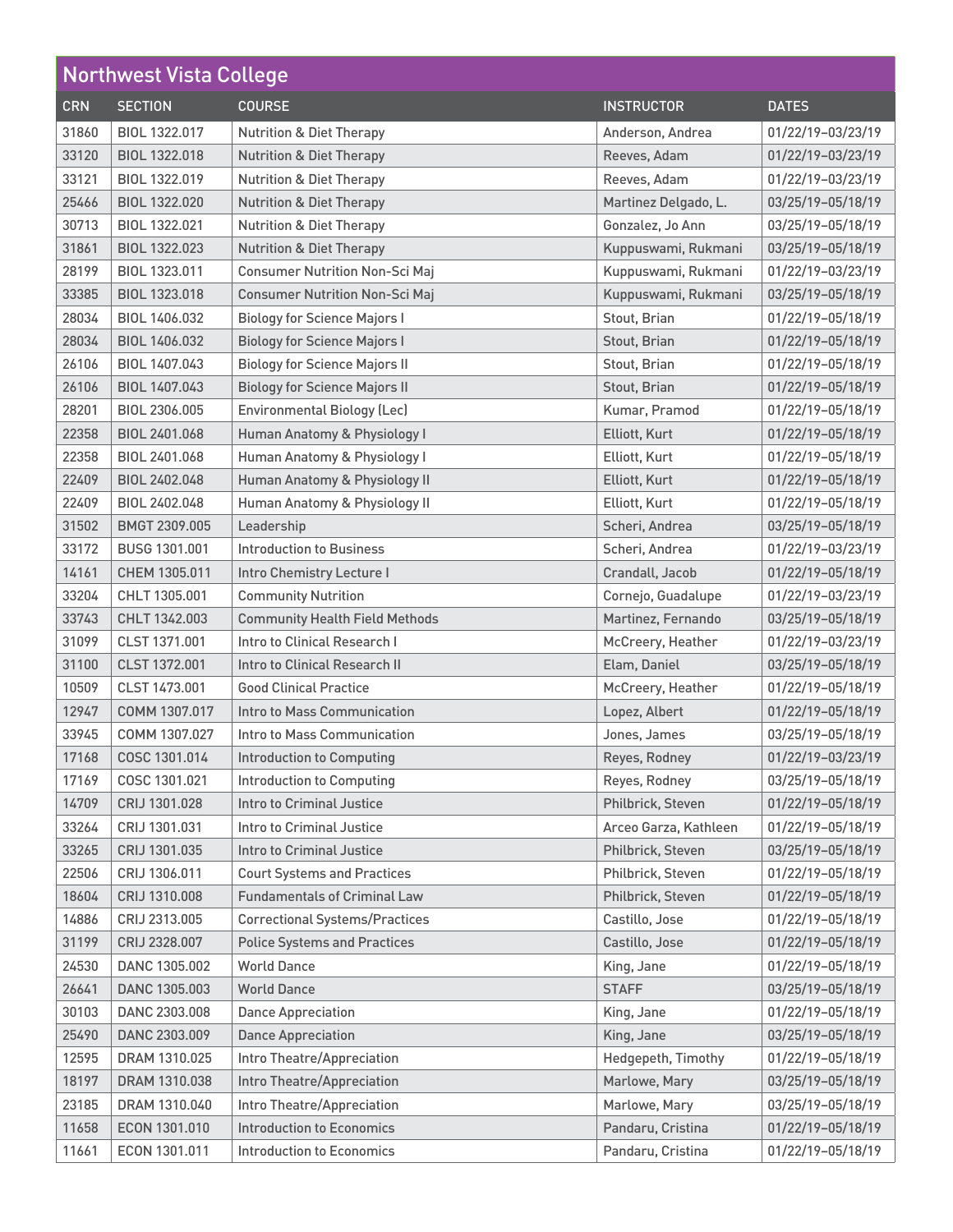## Northwest Vista College

| CRN | SECTION | COURSE | INSTRUCTOR | DATES |
|---|---|---|---|---|
| 31860 | BIOL 1322.017 | Nutrition & Diet Therapy | Anderson, Andrea | 01/22/19–03/23/19 |
| 33120 | BIOL 1322.018 | Nutrition & Diet Therapy | Reeves, Adam | 01/22/19–03/23/19 |
| 33121 | BIOL 1322.019 | Nutrition & Diet Therapy | Reeves, Adam | 01/22/19–03/23/19 |
| 25466 | BIOL 1322.020 | Nutrition & Diet Therapy | Martinez Delgado, L. | 03/25/19–05/18/19 |
| 30713 | BIOL 1322.021 | Nutrition & Diet Therapy | Gonzalez, Jo Ann | 03/25/19–05/18/19 |
| 31861 | BIOL 1322.023 | Nutrition & Diet Therapy | Kuppuswami, Rukmani | 03/25/19–05/18/19 |
| 28199 | BIOL 1323.011 | Consumer Nutrition Non-Sci Maj | Kuppuswami, Rukmani | 01/22/19–03/23/19 |
| 33385 | BIOL 1323.018 | Consumer Nutrition Non-Sci Maj | Kuppuswami, Rukmani | 03/25/19–05/18/19 |
| 28034 | BIOL 1406.032 | Biology for Science Majors I | Stout, Brian | 01/22/19–05/18/19 |
| 28034 | BIOL 1406.032 | Biology for Science Majors I | Stout, Brian | 01/22/19–05/18/19 |
| 26106 | BIOL 1407.043 | Biology for Science Majors II | Stout, Brian | 01/22/19–05/18/19 |
| 26106 | BIOL 1407.043 | Biology for Science Majors II | Stout, Brian | 01/22/19–05/18/19 |
| 28201 | BIOL 2306.005 | Environmental Biology (Lec) | Kumar, Pramod | 01/22/19–05/18/19 |
| 22358 | BIOL 2401.068 | Human Anatomy & Physiology I | Elliott, Kurt | 01/22/19–05/18/19 |
| 22358 | BIOL 2401.068 | Human Anatomy & Physiology I | Elliott, Kurt | 01/22/19–05/18/19 |
| 22409 | BIOL 2402.048 | Human Anatomy & Physiology II | Elliott, Kurt | 01/22/19–05/18/19 |
| 22409 | BIOL 2402.048 | Human Anatomy & Physiology II | Elliott, Kurt | 01/22/19–05/18/19 |
| 31502 | BMGT 2309.005 | Leadership | Scheri, Andrea | 03/25/19–05/18/19 |
| 33172 | BUSG 1301.001 | Introduction to Business | Scheri, Andrea | 01/22/19–03/23/19 |
| 14161 | CHEM 1305.011 | Intro Chemistry Lecture I | Crandall, Jacob | 01/22/19–05/18/19 |
| 33204 | CHLT 1305.001 | Community Nutrition | Cornejo, Guadalupe | 01/22/19–03/23/19 |
| 33743 | CHLT 1342.003 | Community Health Field Methods | Martinez, Fernando | 03/25/19–05/18/19 |
| 31099 | CLST 1371.001 | Intro to Clinical Research I | McCreery, Heather | 01/22/19–03/23/19 |
| 31100 | CLST 1372.001 | Intro to Clinical Research II | Elam, Daniel | 03/25/19–05/18/19 |
| 10509 | CLST 1473.001 | Good Clinical Practice | McCreery, Heather | 01/22/19–05/18/19 |
| 12947 | COMM 1307.017 | Intro to Mass Communication | Lopez, Albert | 01/22/19–05/18/19 |
| 33945 | COMM 1307.027 | Intro to Mass Communication | Jones, James | 03/25/19–05/18/19 |
| 17168 | COSC 1301.014 | Introduction to Computing | Reyes, Rodney | 01/22/19–03/23/19 |
| 17169 | COSC 1301.021 | Introduction to Computing | Reyes, Rodney | 03/25/19–05/18/19 |
| 14709 | CRIJ 1301.028 | Intro to Criminal Justice | Philbrick, Steven | 01/22/19–05/18/19 |
| 33264 | CRIJ 1301.031 | Intro to Criminal Justice | Arceo Garza, Kathleen | 01/22/19–05/18/19 |
| 33265 | CRIJ 1301.035 | Intro to Criminal Justice | Philbrick, Steven | 03/25/19–05/18/19 |
| 22506 | CRIJ 1306.011 | Court Systems and Practices | Philbrick, Steven | 01/22/19–05/18/19 |
| 18604 | CRIJ 1310.008 | Fundamentals of Criminal Law | Philbrick, Steven | 01/22/19–05/18/19 |
| 14886 | CRIJ 2313.005 | Correctional Systems/Practices | Castillo, Jose | 01/22/19–05/18/19 |
| 31199 | CRIJ 2328.007 | Police Systems and Practices | Castillo, Jose | 01/22/19–05/18/19 |
| 24530 | DANC 1305.002 | World Dance | King, Jane | 01/22/19–05/18/19 |
| 26641 | DANC 1305.003 | World Dance | STAFF | 03/25/19–05/18/19 |
| 30103 | DANC 2303.008 | Dance Appreciation | King, Jane | 01/22/19–05/18/19 |
| 25490 | DANC 2303.009 | Dance Appreciation | King, Jane | 03/25/19–05/18/19 |
| 12595 | DRAM 1310.025 | Intro Theatre/Appreciation | Hedgepeth, Timothy | 01/22/19–05/18/19 |
| 18197 | DRAM 1310.038 | Intro Theatre/Appreciation | Marlowe, Mary | 03/25/19–05/18/19 |
| 23185 | DRAM 1310.040 | Intro Theatre/Appreciation | Marlowe, Mary | 03/25/19–05/18/19 |
| 11658 | ECON 1301.010 | Introduction to Economics | Pandaru, Cristina | 01/22/19–05/18/19 |
| 11661 | ECON 1301.011 | Introduction to Economics | Pandaru, Cristina | 01/22/19–05/18/19 |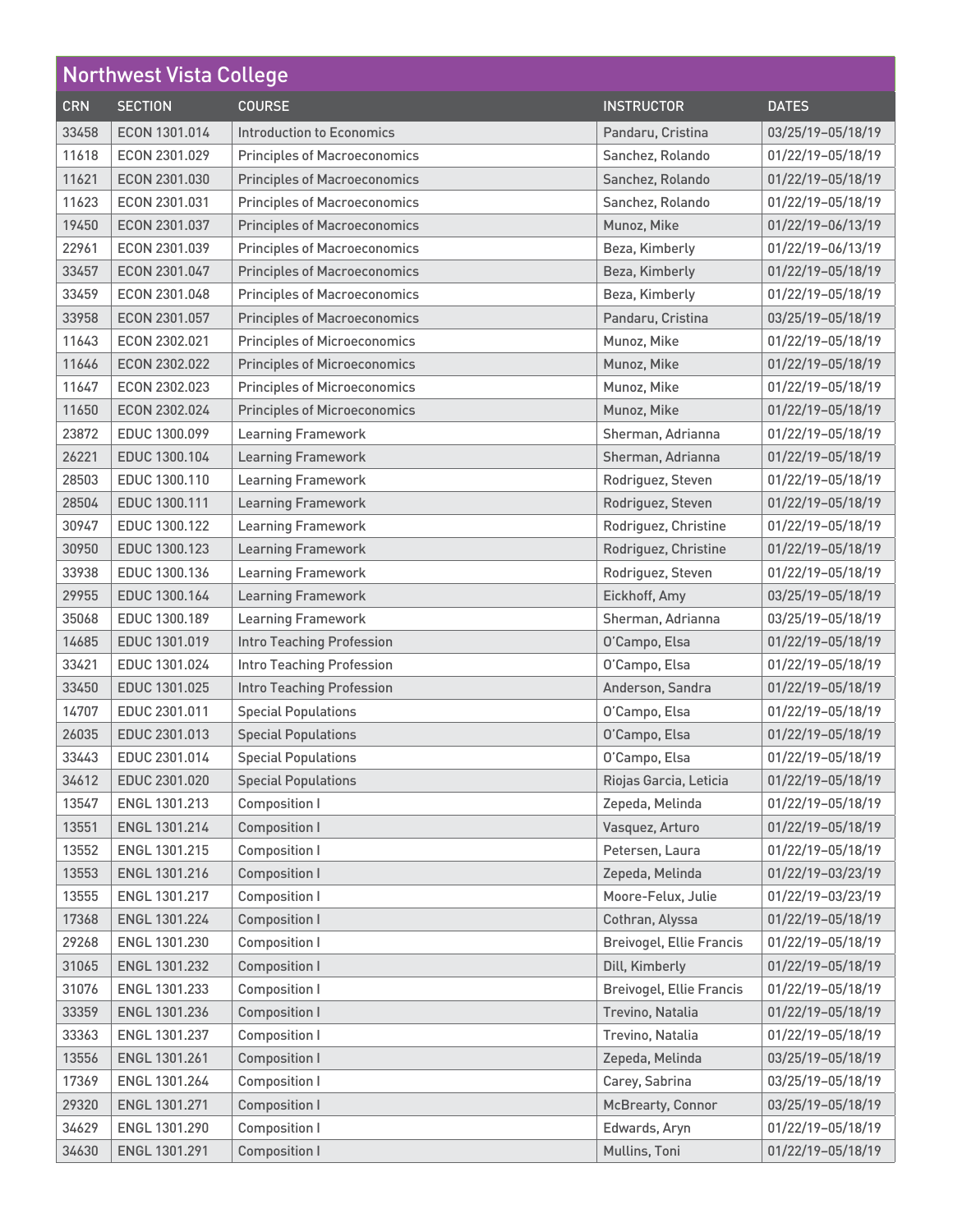## Northwest Vista College

| CRN | SECTION | COURSE | INSTRUCTOR | DATES |
|---|---|---|---|---|
| 33458 | ECON 1301.014 | Introduction to Economics | Pandaru, Cristina | 03/25/19–05/18/19 |
| 11618 | ECON 2301.029 | Principles of Macroeconomics | Sanchez, Rolando | 01/22/19–05/18/19 |
| 11621 | ECON 2301.030 | Principles of Macroeconomics | Sanchez, Rolando | 01/22/19–05/18/19 |
| 11623 | ECON 2301.031 | Principles of Macroeconomics | Sanchez, Rolando | 01/22/19–05/18/19 |
| 19450 | ECON 2301.037 | Principles of Macroeconomics | Munoz, Mike | 01/22/19–06/13/19 |
| 22961 | ECON 2301.039 | Principles of Macroeconomics | Beza, Kimberly | 01/22/19–06/13/19 |
| 33457 | ECON 2301.047 | Principles of Macroeconomics | Beza, Kimberly | 01/22/19–05/18/19 |
| 33459 | ECON 2301.048 | Principles of Macroeconomics | Beza, Kimberly | 01/22/19–05/18/19 |
| 33958 | ECON 2301.057 | Principles of Macroeconomics | Pandaru, Cristina | 03/25/19–05/18/19 |
| 11643 | ECON 2302.021 | Principles of Microeconomics | Munoz, Mike | 01/22/19–05/18/19 |
| 11646 | ECON 2302.022 | Principles of Microeconomics | Munoz, Mike | 01/22/19–05/18/19 |
| 11647 | ECON 2302.023 | Principles of Microeconomics | Munoz, Mike | 01/22/19–05/18/19 |
| 11650 | ECON 2302.024 | Principles of Microeconomics | Munoz, Mike | 01/22/19–05/18/19 |
| 23872 | EDUC 1300.099 | Learning Framework | Sherman, Adrianna | 01/22/19–05/18/19 |
| 26221 | EDUC 1300.104 | Learning Framework | Sherman, Adrianna | 01/22/19–05/18/19 |
| 28503 | EDUC 1300.110 | Learning Framework | Rodriguez, Steven | 01/22/19–05/18/19 |
| 28504 | EDUC 1300.111 | Learning Framework | Rodriguez, Steven | 01/22/19–05/18/19 |
| 30947 | EDUC 1300.122 | Learning Framework | Rodriguez, Christine | 01/22/19–05/18/19 |
| 30950 | EDUC 1300.123 | Learning Framework | Rodriguez, Christine | 01/22/19–05/18/19 |
| 33938 | EDUC 1300.136 | Learning Framework | Rodriguez, Steven | 01/22/19–05/18/19 |
| 29955 | EDUC 1300.164 | Learning Framework | Eickhoff, Amy | 03/25/19–05/18/19 |
| 35068 | EDUC 1300.189 | Learning Framework | Sherman, Adrianna | 03/25/19–05/18/19 |
| 14685 | EDUC 1301.019 | Intro Teaching Profession | O'Campo, Elsa | 01/22/19–05/18/19 |
| 33421 | EDUC 1301.024 | Intro Teaching Profession | O'Campo, Elsa | 01/22/19–05/18/19 |
| 33450 | EDUC 1301.025 | Intro Teaching Profession | Anderson, Sandra | 01/22/19–05/18/19 |
| 14707 | EDUC 2301.011 | Special Populations | O'Campo, Elsa | 01/22/19–05/18/19 |
| 26035 | EDUC 2301.013 | Special Populations | O'Campo, Elsa | 01/22/19–05/18/19 |
| 33443 | EDUC 2301.014 | Special Populations | O'Campo, Elsa | 01/22/19–05/18/19 |
| 34612 | EDUC 2301.020 | Special Populations | Riojas Garcia, Leticia | 01/22/19–05/18/19 |
| 13547 | ENGL 1301.213 | Composition I | Zepeda, Melinda | 01/22/19–05/18/19 |
| 13551 | ENGL 1301.214 | Composition I | Vasquez, Arturo | 01/22/19–05/18/19 |
| 13552 | ENGL 1301.215 | Composition I | Petersen, Laura | 01/22/19–05/18/19 |
| 13553 | ENGL 1301.216 | Composition I | Zepeda, Melinda | 01/22/19–03/23/19 |
| 13555 | ENGL 1301.217 | Composition I | Moore-Felux, Julie | 01/22/19–03/23/19 |
| 17368 | ENGL 1301.224 | Composition I | Cothran, Alyssa | 01/22/19–05/18/19 |
| 29268 | ENGL 1301.230 | Composition I | Breivogel, Ellie Francis | 01/22/19–05/18/19 |
| 31065 | ENGL 1301.232 | Composition I | Dill, Kimberly | 01/22/19–05/18/19 |
| 31076 | ENGL 1301.233 | Composition I | Breivogel, Ellie Francis | 01/22/19–05/18/19 |
| 33359 | ENGL 1301.236 | Composition I | Trevino, Natalia | 01/22/19–05/18/19 |
| 33363 | ENGL 1301.237 | Composition I | Trevino, Natalia | 01/22/19–05/18/19 |
| 13556 | ENGL 1301.261 | Composition I | Zepeda, Melinda | 03/25/19–05/18/19 |
| 17369 | ENGL 1301.264 | Composition I | Carey, Sabrina | 03/25/19–05/18/19 |
| 29320 | ENGL 1301.271 | Composition I | McBrearty, Connor | 03/25/19–05/18/19 |
| 34629 | ENGL 1301.290 | Composition I | Edwards, Aryn | 01/22/19–05/18/19 |
| 34630 | ENGL 1301.291 | Composition I | Mullins, Toni | 01/22/19–05/18/19 |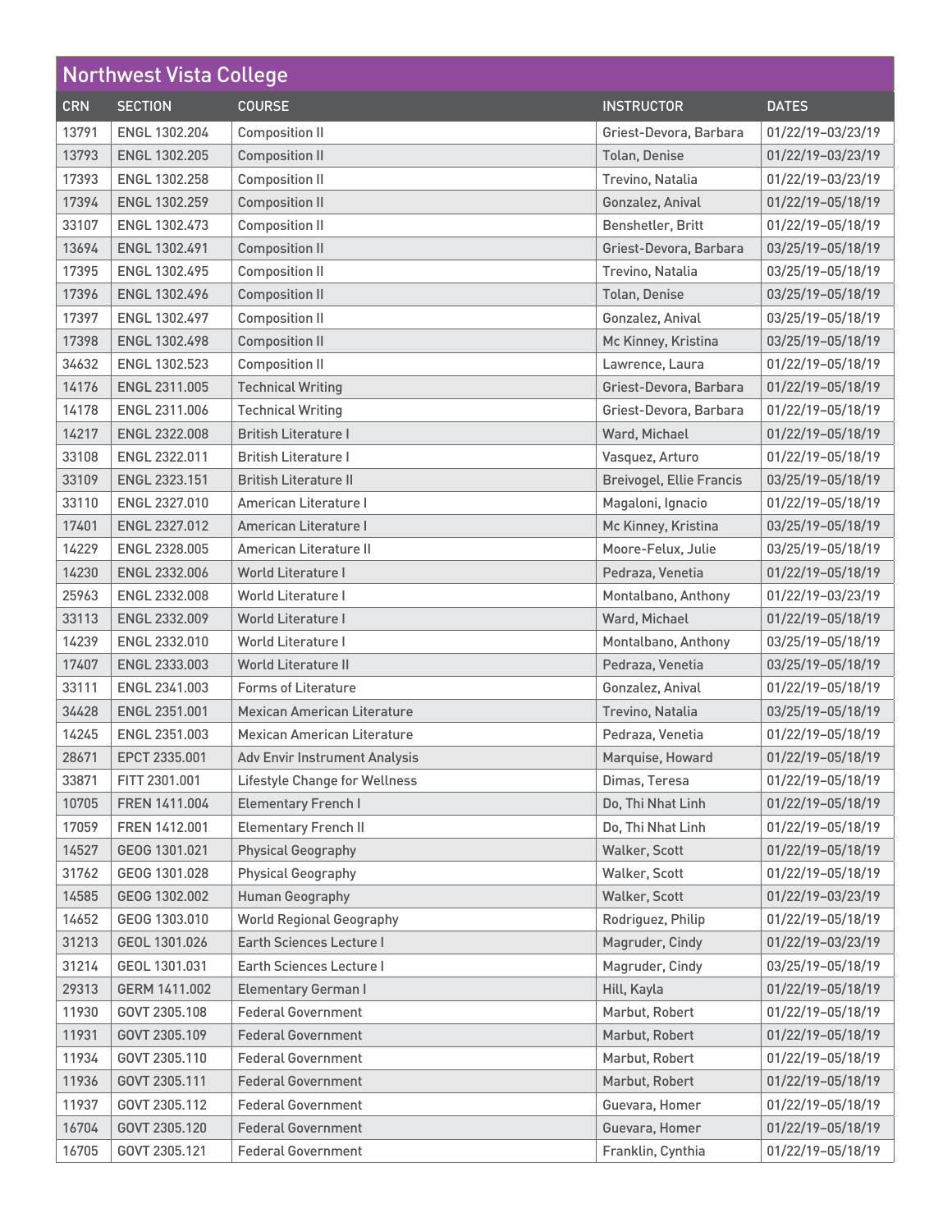| Northwest Vista College | | | | |
|---|---|---|---|---|
| CRN | SECTION | COURSE | INSTRUCTOR | DATES |
| 13791 | ENGL 1302.204 | Composition II | Griest-Devora, Barbara | 01/22/19–03/23/19 |
| 13793 | ENGL 1302.205 | Composition II | Tolan, Denise | 01/22/19–03/23/19 |
| 17393 | ENGL 1302.258 | Composition II | Trevino, Natalia | 01/22/19–03/23/19 |
| 17394 | ENGL 1302.259 | Composition II | Gonzalez, Anival | 01/22/19–05/18/19 |
| 33107 | ENGL 1302.473 | Composition II | Benshetler, Britt | 01/22/19–05/18/19 |
| 13694 | ENGL 1302.491 | Composition II | Griest-Devora, Barbara | 03/25/19–05/18/19 |
| 17395 | ENGL 1302.495 | Composition II | Trevino, Natalia | 03/25/19–05/18/19 |
| 17396 | ENGL 1302.496 | Composition II | Tolan, Denise | 03/25/19–05/18/19 |
| 17397 | ENGL 1302.497 | Composition II | Gonzalez, Anival | 03/25/19–05/18/19 |
| 17398 | ENGL 1302.498 | Composition II | Mc Kinney, Kristina | 03/25/19–05/18/19 |
| 34632 | ENGL 1302.523 | Composition II | Lawrence, Laura | 01/22/19–05/18/19 |
| 14176 | ENGL 2311.005 | Technical Writing | Griest-Devora, Barbara | 01/22/19–05/18/19 |
| 14178 | ENGL 2311.006 | Technical Writing | Griest-Devora, Barbara | 01/22/19–05/18/19 |
| 14217 | ENGL 2322.008 | British Literature I | Ward, Michael | 01/22/19–05/18/19 |
| 33108 | ENGL 2322.011 | British Literature I | Vasquez, Arturo | 01/22/19–05/18/19 |
| 33109 | ENGL 2323.151 | British Literature II | Breivogel, Ellie Francis | 03/25/19–05/18/19 |
| 33110 | ENGL 2327.010 | American Literature I | Magaloni, Ignacio | 01/22/19–05/18/19 |
| 17401 | ENGL 2327.012 | American Literature I | Mc Kinney, Kristina | 03/25/19–05/18/19 |
| 14229 | ENGL 2328.005 | American Literature II | Moore-Felux, Julie | 03/25/19–05/18/19 |
| 14230 | ENGL 2332.006 | World Literature I | Pedraza, Venetia | 01/22/19–05/18/19 |
| 25963 | ENGL 2332.008 | World Literature I | Montalbano, Anthony | 01/22/19–03/23/19 |
| 33113 | ENGL 2332.009 | World Literature I | Ward, Michael | 01/22/19–05/18/19 |
| 14239 | ENGL 2332.010 | World Literature I | Montalbano, Anthony | 03/25/19–05/18/19 |
| 17407 | ENGL 2333.003 | World Literature II | Pedraza, Venetia | 03/25/19–05/18/19 |
| 33111 | ENGL 2341.003 | Forms of Literature | Gonzalez, Anival | 01/22/19–05/18/19 |
| 34428 | ENGL 2351.001 | Mexican American Literature | Trevino, Natalia | 03/25/19–05/18/19 |
| 14245 | ENGL 2351.003 | Mexican American Literature | Pedraza, Venetia | 01/22/19–05/18/19 |
| 28671 | EPCT 2335.001 | Adv Envir Instrument Analysis | Marquise, Howard | 01/22/19–05/18/19 |
| 33871 | FITT 2301.001 | Lifestyle Change for Wellness | Dimas, Teresa | 01/22/19–05/18/19 |
| 10705 | FREN 1411.004 | Elementary French I | Do, Thi Nhat Linh | 01/22/19–05/18/19 |
| 17059 | FREN 1412.001 | Elementary French II | Do, Thi Nhat Linh | 01/22/19–05/18/19 |
| 14527 | GEOG 1301.021 | Physical Geography | Walker, Scott | 01/22/19–05/18/19 |
| 31762 | GEOG 1301.028 | Physical Geography | Walker, Scott | 01/22/19–05/18/19 |
| 14585 | GEOG 1302.002 | Human Geography | Walker, Scott | 01/22/19–03/23/19 |
| 14652 | GEOG 1303.010 | World Regional Geography | Rodriguez, Philip | 01/22/19–05/18/19 |
| 31213 | GEOL 1301.026 | Earth Sciences Lecture I | Magruder, Cindy | 01/22/19–03/23/19 |
| 31214 | GEOL 1301.031 | Earth Sciences Lecture I | Magruder, Cindy | 03/25/19–05/18/19 |
| 29313 | GERM 1411.002 | Elementary German I | Hill, Kayla | 01/22/19–05/18/19 |
| 11930 | GOVT 2305.108 | Federal Government | Marbut, Robert | 01/22/19–05/18/19 |
| 11931 | GOVT 2305.109 | Federal Government | Marbut, Robert | 01/22/19–05/18/19 |
| 11934 | GOVT 2305.110 | Federal Government | Marbut, Robert | 01/22/19–05/18/19 |
| 11936 | GOVT 2305.111 | Federal Government | Marbut, Robert | 01/22/19–05/18/19 |
| 11937 | GOVT 2305.112 | Federal Government | Guevara, Homer | 01/22/19–05/18/19 |
| 16704 | GOVT 2305.120 | Federal Government | Guevara, Homer | 01/22/19–05/18/19 |
| 16705 | GOVT 2305.121 | Federal Government | Franklin, Cynthia | 01/22/19–05/18/19 |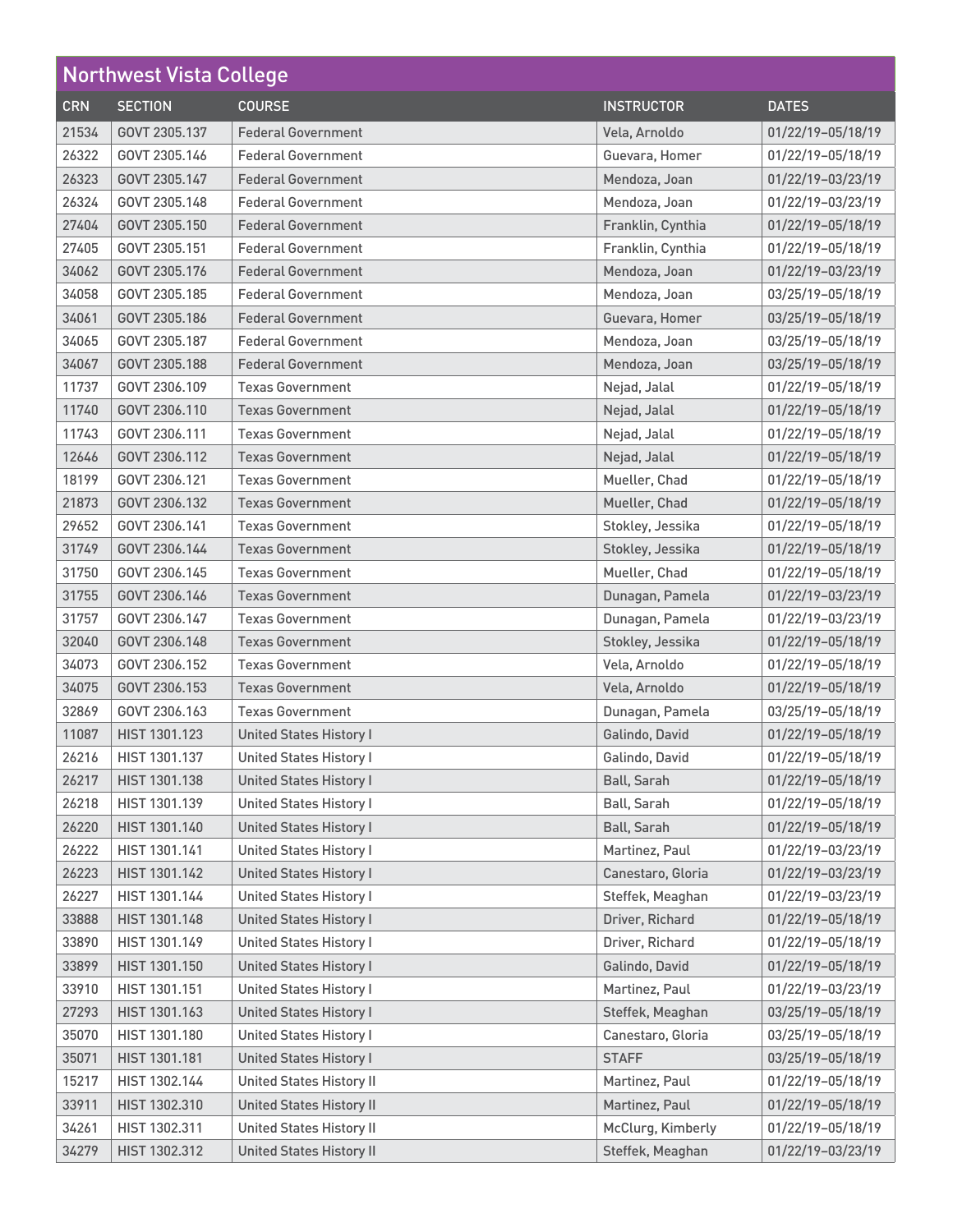## Northwest Vista College

| CRN | SECTION | COURSE | INSTRUCTOR | DATES |
|---|---|---|---|---|
| 21534 | GOVT 2305.137 | Federal Government | Vela, Arnoldo | 01/22/19–05/18/19 |
| 26322 | GOVT 2305.146 | Federal Government | Guevara, Homer | 01/22/19–05/18/19 |
| 26323 | GOVT 2305.147 | Federal Government | Mendoza, Joan | 01/22/19–03/23/19 |
| 26324 | GOVT 2305.148 | Federal Government | Mendoza, Joan | 01/22/19–03/23/19 |
| 27404 | GOVT 2305.150 | Federal Government | Franklin, Cynthia | 01/22/19–05/18/19 |
| 27405 | GOVT 2305.151 | Federal Government | Franklin, Cynthia | 01/22/19–05/18/19 |
| 34062 | GOVT 2305.176 | Federal Government | Mendoza, Joan | 01/22/19–03/23/19 |
| 34058 | GOVT 2305.185 | Federal Government | Mendoza, Joan | 03/25/19–05/18/19 |
| 34061 | GOVT 2305.186 | Federal Government | Guevara, Homer | 03/25/19–05/18/19 |
| 34065 | GOVT 2305.187 | Federal Government | Mendoza, Joan | 03/25/19–05/18/19 |
| 34067 | GOVT 2305.188 | Federal Government | Mendoza, Joan | 03/25/19–05/18/19 |
| 11737 | GOVT 2306.109 | Texas Government | Nejad, Jalal | 01/22/19–05/18/19 |
| 11740 | GOVT 2306.110 | Texas Government | Nejad, Jalal | 01/22/19–05/18/19 |
| 11743 | GOVT 2306.111 | Texas Government | Nejad, Jalal | 01/22/19–05/18/19 |
| 12646 | GOVT 2306.112 | Texas Government | Nejad, Jalal | 01/22/19–05/18/19 |
| 18199 | GOVT 2306.121 | Texas Government | Mueller, Chad | 01/22/19–05/18/19 |
| 21873 | GOVT 2306.132 | Texas Government | Mueller, Chad | 01/22/19–05/18/19 |
| 29652 | GOVT 2306.141 | Texas Government | Stokley, Jessika | 01/22/19–05/18/19 |
| 31749 | GOVT 2306.144 | Texas Government | Stokley, Jessika | 01/22/19–05/18/19 |
| 31750 | GOVT 2306.145 | Texas Government | Mueller, Chad | 01/22/19–05/18/19 |
| 31755 | GOVT 2306.146 | Texas Government | Dunagan, Pamela | 01/22/19–03/23/19 |
| 31757 | GOVT 2306.147 | Texas Government | Dunagan, Pamela | 01/22/19–03/23/19 |
| 32040 | GOVT 2306.148 | Texas Government | Stokley, Jessika | 01/22/19–05/18/19 |
| 34073 | GOVT 2306.152 | Texas Government | Vela, Arnoldo | 01/22/19–05/18/19 |
| 34075 | GOVT 2306.153 | Texas Government | Vela, Arnoldo | 01/22/19–05/18/19 |
| 32869 | GOVT 2306.163 | Texas Government | Dunagan, Pamela | 03/25/19–05/18/19 |
| 11087 | HIST 1301.123 | United States History I | Galindo, David | 01/22/19–05/18/19 |
| 26216 | HIST 1301.137 | United States History I | Galindo, David | 01/22/19–05/18/19 |
| 26217 | HIST 1301.138 | United States History I | Ball, Sarah | 01/22/19–05/18/19 |
| 26218 | HIST 1301.139 | United States History I | Ball, Sarah | 01/22/19–05/18/19 |
| 26220 | HIST 1301.140 | United States History I | Ball, Sarah | 01/22/19–05/18/19 |
| 26222 | HIST 1301.141 | United States History I | Martinez, Paul | 01/22/19–03/23/19 |
| 26223 | HIST 1301.142 | United States History I | Canestaro, Gloria | 01/22/19–03/23/19 |
| 26227 | HIST 1301.144 | United States History I | Steffek, Meaghan | 01/22/19–03/23/19 |
| 33888 | HIST 1301.148 | United States History I | Driver, Richard | 01/22/19–05/18/19 |
| 33890 | HIST 1301.149 | United States History I | Driver, Richard | 01/22/19–05/18/19 |
| 33899 | HIST 1301.150 | United States History I | Galindo, David | 01/22/19–05/18/19 |
| 33910 | HIST 1301.151 | United States History I | Martinez, Paul | 01/22/19–03/23/19 |
| 27293 | HIST 1301.163 | United States History I | Steffek, Meaghan | 03/25/19–05/18/19 |
| 35070 | HIST 1301.180 | United States History I | Canestaro, Gloria | 03/25/19–05/18/19 |
| 35071 | HIST 1301.181 | United States History I | STAFF | 03/25/19–05/18/19 |
| 15217 | HIST 1302.144 | United States History II | Martinez, Paul | 01/22/19–05/18/19 |
| 33911 | HIST 1302.310 | United States History II | Martinez, Paul | 01/22/19–05/18/19 |
| 34261 | HIST 1302.311 | United States History II | McClurg, Kimberly | 01/22/19–05/18/19 |
| 34279 | HIST 1302.312 | United States History II | Steffek, Meaghan | 01/22/19–03/23/19 |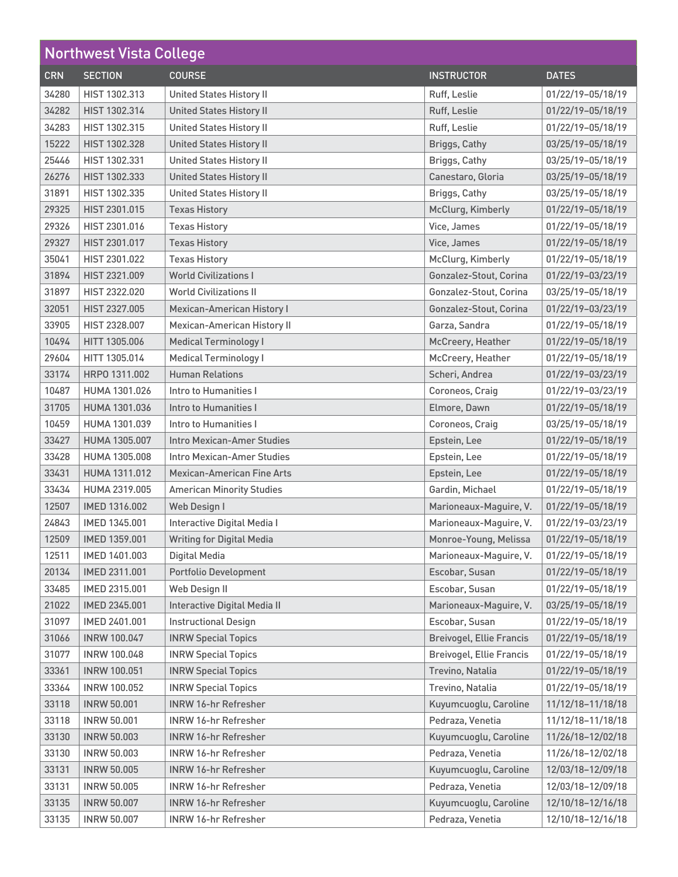## Northwest Vista College

| CRN | SECTION | COURSE | INSTRUCTOR | DATES |
|---|---|---|---|---|
| 34280 | HIST 1302.313 | United States History II | Ruff, Leslie | 01/22/19–05/18/19 |
| 34282 | HIST 1302.314 | United States History II | Ruff, Leslie | 01/22/19–05/18/19 |
| 34283 | HIST 1302.315 | United States History II | Ruff, Leslie | 01/22/19–05/18/19 |
| 15222 | HIST 1302.328 | United States History II | Briggs, Cathy | 03/25/19–05/18/19 |
| 25446 | HIST 1302.331 | United States History II | Briggs, Cathy | 03/25/19–05/18/19 |
| 26276 | HIST 1302.333 | United States History II | Canestaro, Gloria | 03/25/19–05/18/19 |
| 31891 | HIST 1302.335 | United States History II | Briggs, Cathy | 03/25/19–05/18/19 |
| 29325 | HIST 2301.015 | Texas History | McClurg, Kimberly | 01/22/19–05/18/19 |
| 29326 | HIST 2301.016 | Texas History | Vice, James | 01/22/19–05/18/19 |
| 29327 | HIST 2301.017 | Texas History | Vice, James | 01/22/19–05/18/19 |
| 35041 | HIST 2301.022 | Texas History | McClurg, Kimberly | 01/22/19–05/18/19 |
| 31894 | HIST 2321.009 | World Civilizations I | Gonzalez-Stout, Corina | 01/22/19–03/23/19 |
| 31897 | HIST 2322.020 | World Civilizations II | Gonzalez-Stout, Corina | 03/25/19–05/18/19 |
| 32051 | HIST 2327.005 | Mexican-American History I | Gonzalez-Stout, Corina | 01/22/19–03/23/19 |
| 33905 | HIST 2328.007 | Mexican-American History II | Garza, Sandra | 01/22/19–05/18/19 |
| 10494 | HITT 1305.006 | Medical Terminology I | McCreery, Heather | 01/22/19–05/18/19 |
| 29604 | HITT 1305.014 | Medical Terminology I | McCreery, Heather | 01/22/19–05/18/19 |
| 33174 | HRPO 1311.002 | Human Relations | Scheri, Andrea | 01/22/19–03/23/19 |
| 10487 | HUMA 1301.026 | Intro to Humanities I | Coroneos, Craig | 01/22/19–03/23/19 |
| 31705 | HUMA 1301.036 | Intro to Humanities I | Elmore, Dawn | 01/22/19–05/18/19 |
| 10459 | HUMA 1301.039 | Intro to Humanities I | Coroneos, Craig | 03/25/19–05/18/19 |
| 33427 | HUMA 1305.007 | Intro Mexican-Amer Studies | Epstein, Lee | 01/22/19–05/18/19 |
| 33428 | HUMA 1305.008 | Intro Mexican-Amer Studies | Epstein, Lee | 01/22/19–05/18/19 |
| 33431 | HUMA 1311.012 | Mexican-American Fine Arts | Epstein, Lee | 01/22/19–05/18/19 |
| 33434 | HUMA 2319.005 | American Minority Studies | Gardin, Michael | 01/22/19–05/18/19 |
| 12507 | IMED 1316.002 | Web Design I | Marioneaux-Maguire, V. | 01/22/19–05/18/19 |
| 24843 | IMED 1345.001 | Interactive Digital Media I | Marioneaux-Maguire, V. | 01/22/19–03/23/19 |
| 12509 | IMED 1359.001 | Writing for Digital Media | Monroe-Young, Melissa | 01/22/19–05/18/19 |
| 12511 | IMED 1401.003 | Digital Media | Marioneaux-Maguire, V. | 01/22/19–05/18/19 |
| 20134 | IMED 2311.001 | Portfolio Development | Escobar, Susan | 01/22/19–05/18/19 |
| 33485 | IMED 2315.001 | Web Design II | Escobar, Susan | 01/22/19–05/18/19 |
| 21022 | IMED 2345.001 | Interactive Digital Media II | Marioneaux-Maguire, V. | 03/25/19–05/18/19 |
| 31097 | IMED 2401.001 | Instructional Design | Escobar, Susan | 01/22/19–05/18/19 |
| 31066 | INRW 100.047 | INRW Special Topics | Breivogel, Ellie Francis | 01/22/19–05/18/19 |
| 31077 | INRW 100.048 | INRW Special Topics | Breivogel, Ellie Francis | 01/22/19–05/18/19 |
| 33361 | INRW 100.051 | INRW Special Topics | Trevino, Natalia | 01/22/19–05/18/19 |
| 33364 | INRW 100.052 | INRW Special Topics | Trevino, Natalia | 01/22/19–05/18/19 |
| 33118 | INRW 50.001 | INRW 16-hr Refresher | Kuyumcuoglu, Caroline | 11/12/18–11/18/18 |
| 33118 | INRW 50.001 | INRW 16-hr Refresher | Pedraza, Venetia | 11/12/18–11/18/18 |
| 33130 | INRW 50.003 | INRW 16-hr Refresher | Kuyumcuoglu, Caroline | 11/26/18–12/02/18 |
| 33130 | INRW 50.003 | INRW 16-hr Refresher | Pedraza, Venetia | 11/26/18–12/02/18 |
| 33131 | INRW 50.005 | INRW 16-hr Refresher | Kuyumcuoglu, Caroline | 12/03/18–12/09/18 |
| 33131 | INRW 50.005 | INRW 16-hr Refresher | Pedraza, Venetia | 12/03/18–12/09/18 |
| 33135 | INRW 50.007 | INRW 16-hr Refresher | Kuyumcuoglu, Caroline | 12/10/18–12/16/18 |
| 33135 | INRW 50.007 | INRW 16-hr Refresher | Pedraza, Venetia | 12/10/18–12/16/18 |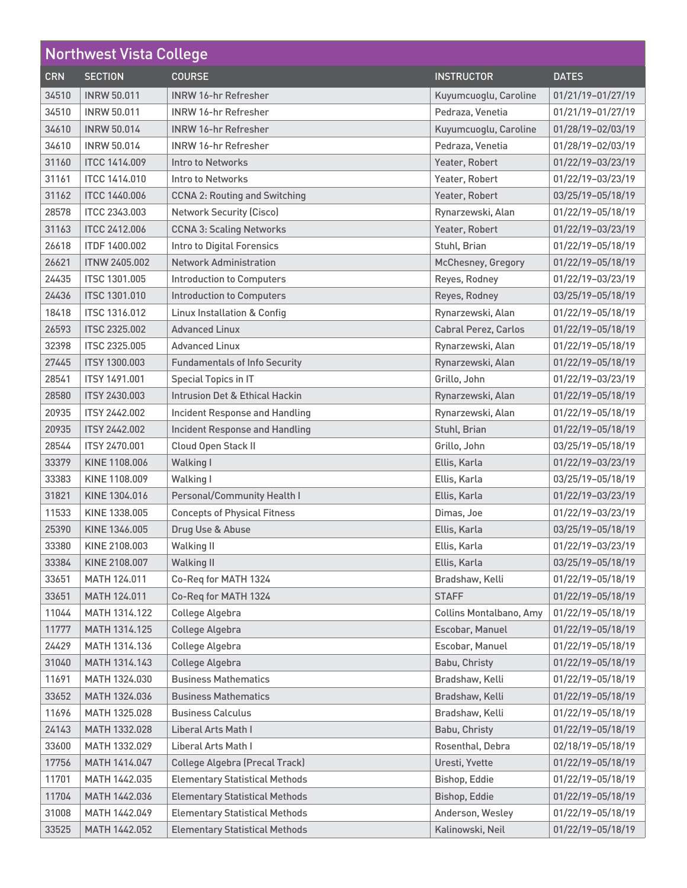## Northwest Vista College

| CRN | SECTION | COURSE | INSTRUCTOR | DATES |
|---|---|---|---|---|
| 34510 | INRW 50.011 | INRW 16-hr Refresher | Kuyumcuoglu, Caroline | 01/21/19–01/27/19 |
| 34510 | INRW 50.011 | INRW 16-hr Refresher | Pedraza, Venetia | 01/21/19–01/27/19 |
| 34610 | INRW 50.014 | INRW 16-hr Refresher | Kuyumcuoglu, Caroline | 01/28/19–02/03/19 |
| 34610 | INRW 50.014 | INRW 16-hr Refresher | Pedraza, Venetia | 01/28/19–02/03/19 |
| 31160 | ITCC 1414.009 | Intro to Networks | Yeater, Robert | 01/22/19–03/23/19 |
| 31161 | ITCC 1414.010 | Intro to Networks | Yeater, Robert | 01/22/19–03/23/19 |
| 31162 | ITCC 1440.006 | CCNA 2: Routing and Switching | Yeater, Robert | 03/25/19–05/18/19 |
| 28578 | ITCC 2343.003 | Network Security (Cisco) | Rynarzewski, Alan | 01/22/19–05/18/19 |
| 31163 | ITCC 2412.006 | CCNA 3: Scaling Networks | Yeater, Robert | 01/22/19–03/23/19 |
| 26618 | ITDF 1400.002 | Intro to Digital Forensics | Stuhl, Brian | 01/22/19–05/18/19 |
| 26621 | ITNW 2405.002 | Network Administration | McChesney, Gregory | 01/22/19–05/18/19 |
| 24435 | ITSC 1301.005 | Introduction to Computers | Reyes, Rodney | 01/22/19–03/23/19 |
| 24436 | ITSC 1301.010 | Introduction to Computers | Reyes, Rodney | 03/25/19–05/18/19 |
| 18418 | ITSC 1316.012 | Linux Installation & Config | Rynarzewski, Alan | 01/22/19–05/18/19 |
| 26593 | ITSC 2325.002 | Advanced Linux | Cabral Perez, Carlos | 01/22/19–05/18/19 |
| 32398 | ITSC 2325.005 | Advanced Linux | Rynarzewski, Alan | 01/22/19–05/18/19 |
| 27445 | ITSY 1300.003 | Fundamentals of Info Security | Rynarzewski, Alan | 01/22/19–05/18/19 |
| 28541 | ITSY 1491.001 | Special Topics in IT | Grillo, John | 01/22/19–03/23/19 |
| 28580 | ITSY 2430.003 | Intrusion Det & Ethical Hackin | Rynarzewski, Alan | 01/22/19–05/18/19 |
| 20935 | ITSY 2442.002 | Incident Response and Handling | Rynarzewski, Alan | 01/22/19–05/18/19 |
| 20935 | ITSY 2442.002 | Incident Response and Handling | Stuhl, Brian | 01/22/19–05/18/19 |
| 28544 | ITSY 2470.001 | Cloud Open Stack II | Grillo, John | 03/25/19–05/18/19 |
| 33379 | KINE 1108.006 | Walking I | Ellis, Karla | 01/22/19–03/23/19 |
| 33383 | KINE 1108.009 | Walking I | Ellis, Karla | 03/25/19–05/18/19 |
| 31821 | KINE 1304.016 | Personal/Community Health I | Ellis, Karla | 01/22/19–03/23/19 |
| 11533 | KINE 1338.005 | Concepts of Physical Fitness | Dimas, Joe | 01/22/19–03/23/19 |
| 25390 | KINE 1346.005 | Drug Use & Abuse | Ellis, Karla | 03/25/19–05/18/19 |
| 33380 | KINE 2108.003 | Walking II | Ellis, Karla | 01/22/19–03/23/19 |
| 33384 | KINE 2108.007 | Walking II | Ellis, Karla | 03/25/19–05/18/19 |
| 33651 | MATH 124.011 | Co-Req for MATH 1324 | Bradshaw, Kelli | 01/22/19–05/18/19 |
| 33651 | MATH 124.011 | Co-Req for MATH 1324 | STAFF | 01/22/19–05/18/19 |
| 11044 | MATH 1314.122 | College Algebra | Collins Montalbano, Amy | 01/22/19–05/18/19 |
| 11777 | MATH 1314.125 | College Algebra | Escobar, Manuel | 01/22/19–05/18/19 |
| 24429 | MATH 1314.136 | College Algebra | Escobar, Manuel | 01/22/19–05/18/19 |
| 31040 | MATH 1314.143 | College Algebra | Babu, Christy | 01/22/19–05/18/19 |
| 11691 | MATH 1324.030 | Business Mathematics | Bradshaw, Kelli | 01/22/19–05/18/19 |
| 33652 | MATH 1324.036 | Business Mathematics | Bradshaw, Kelli | 01/22/19–05/18/19 |
| 11696 | MATH 1325.028 | Business Calculus | Bradshaw, Kelli | 01/22/19–05/18/19 |
| 24143 | MATH 1332.028 | Liberal Arts Math I | Babu, Christy | 01/22/19–05/18/19 |
| 33600 | MATH 1332.029 | Liberal Arts Math I | Rosenthal, Debra | 02/18/19–05/18/19 |
| 17756 | MATH 1414.047 | College Algebra (Precal Track) | Uresti, Yvette | 01/22/19–05/18/19 |
| 11701 | MATH 1442.035 | Elementary Statistical Methods | Bishop, Eddie | 01/22/19–05/18/19 |
| 11704 | MATH 1442.036 | Elementary Statistical Methods | Bishop, Eddie | 01/22/19–05/18/19 |
| 31008 | MATH 1442.049 | Elementary Statistical Methods | Anderson, Wesley | 01/22/19–05/18/19 |
| 33525 | MATH 1442.052 | Elementary Statistical Methods | Kalinowski, Neil | 01/22/19–05/18/19 |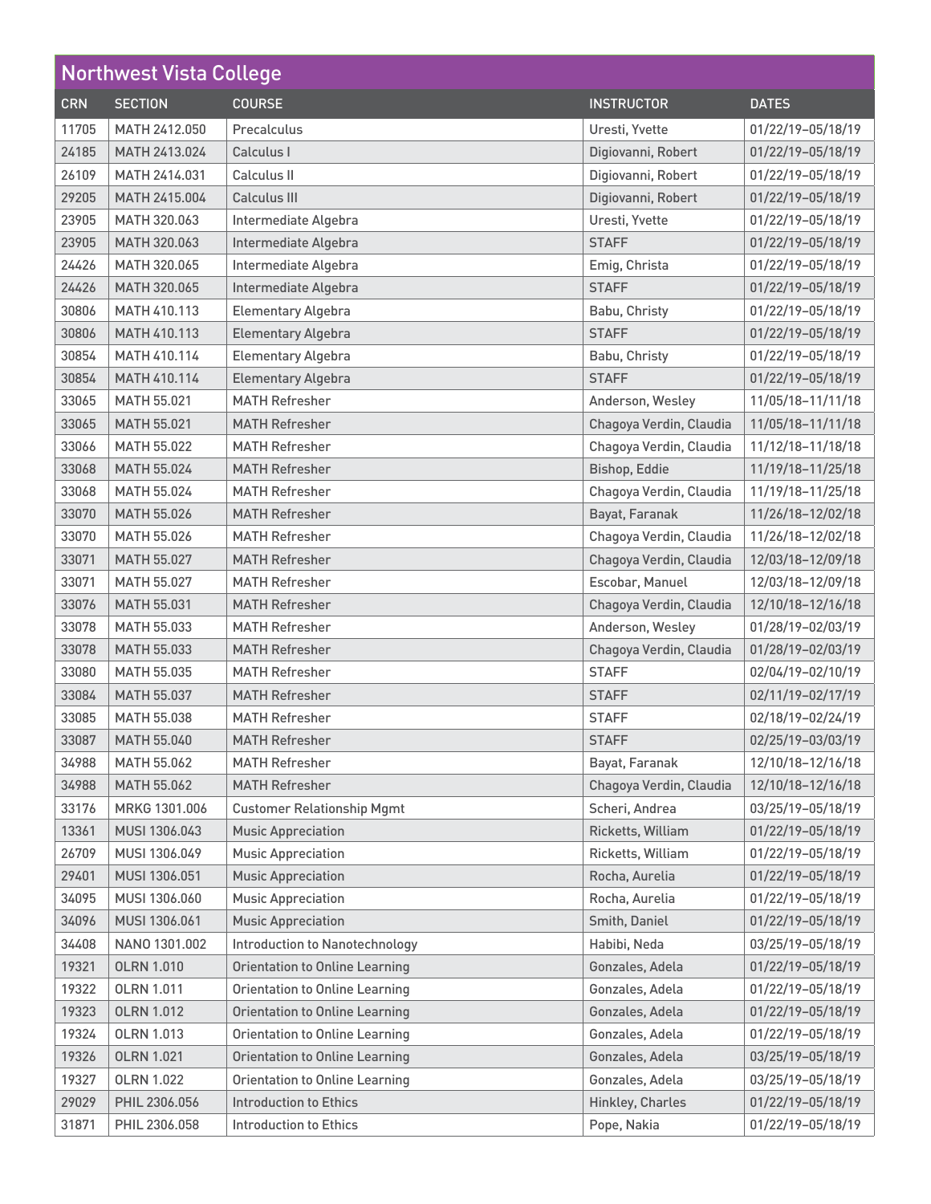# Northwest Vista College

| CRN | SECTION | COURSE | INSTRUCTOR | DATES |
|---|---|---|---|---|
| 11705 | MATH 2412.050 | Precalculus | Uresti, Yvette | 01/22/19–05/18/19 |
| 24185 | MATH 2413.024 | Calculus I | Digiovanni, Robert | 01/22/19–05/18/19 |
| 26109 | MATH 2414.031 | Calculus II | Digiovanni, Robert | 01/22/19–05/18/19 |
| 29205 | MATH 2415.004 | Calculus III | Digiovanni, Robert | 01/22/19–05/18/19 |
| 23905 | MATH 320.063 | Intermediate Algebra | Uresti, Yvette | 01/22/19–05/18/19 |
| 23905 | MATH 320.063 | Intermediate Algebra | STAFF | 01/22/19–05/18/19 |
| 24426 | MATH 320.065 | Intermediate Algebra | Emig, Christa | 01/22/19–05/18/19 |
| 24426 | MATH 320.065 | Intermediate Algebra | STAFF | 01/22/19–05/18/19 |
| 30806 | MATH 410.113 | Elementary Algebra | Babu, Christy | 01/22/19–05/18/19 |
| 30806 | MATH 410.113 | Elementary Algebra | STAFF | 01/22/19–05/18/19 |
| 30854 | MATH 410.114 | Elementary Algebra | Babu, Christy | 01/22/19–05/18/19 |
| 30854 | MATH 410.114 | Elementary Algebra | STAFF | 01/22/19–05/18/19 |
| 33065 | MATH 55.021 | MATH Refresher | Anderson, Wesley | 11/05/18–11/11/18 |
| 33065 | MATH 55.021 | MATH Refresher | Chagoya Verdin, Claudia | 11/05/18–11/11/18 |
| 33066 | MATH 55.022 | MATH Refresher | Chagoya Verdin, Claudia | 11/12/18–11/18/18 |
| 33068 | MATH 55.024 | MATH Refresher | Bishop, Eddie | 11/19/18–11/25/18 |
| 33068 | MATH 55.024 | MATH Refresher | Chagoya Verdin, Claudia | 11/19/18–11/25/18 |
| 33070 | MATH 55.026 | MATH Refresher | Bayat, Faranak | 11/26/18–12/02/18 |
| 33070 | MATH 55.026 | MATH Refresher | Chagoya Verdin, Claudia | 11/26/18–12/02/18 |
| 33071 | MATH 55.027 | MATH Refresher | Chagoya Verdin, Claudia | 12/03/18–12/09/18 |
| 33071 | MATH 55.027 | MATH Refresher | Escobar, Manuel | 12/03/18–12/09/18 |
| 33076 | MATH 55.031 | MATH Refresher | Chagoya Verdin, Claudia | 12/10/18–12/16/18 |
| 33078 | MATH 55.033 | MATH Refresher | Anderson, Wesley | 01/28/19–02/03/19 |
| 33078 | MATH 55.033 | MATH Refresher | Chagoya Verdin, Claudia | 01/28/19–02/03/19 |
| 33080 | MATH 55.035 | MATH Refresher | STAFF | 02/04/19–02/10/19 |
| 33084 | MATH 55.037 | MATH Refresher | STAFF | 02/11/19–02/17/19 |
| 33085 | MATH 55.038 | MATH Refresher | STAFF | 02/18/19–02/24/19 |
| 33087 | MATH 55.040 | MATH Refresher | STAFF | 02/25/19–03/03/19 |
| 34988 | MATH 55.062 | MATH Refresher | Bayat, Faranak | 12/10/18–12/16/18 |
| 34988 | MATH 55.062 | MATH Refresher | Chagoya Verdin, Claudia | 12/10/18–12/16/18 |
| 33176 | MRKG 1301.006 | Customer Relationship Mgmt | Scheri, Andrea | 03/25/19–05/18/19 |
| 13361 | MUSI 1306.043 | Music Appreciation | Ricketts, William | 01/22/19–05/18/19 |
| 26709 | MUSI 1306.049 | Music Appreciation | Ricketts, William | 01/22/19–05/18/19 |
| 29401 | MUSI 1306.051 | Music Appreciation | Rocha, Aurelia | 01/22/19–05/18/19 |
| 34095 | MUSI 1306.060 | Music Appreciation | Rocha, Aurelia | 01/22/19–05/18/19 |
| 34096 | MUSI 1306.061 | Music Appreciation | Smith, Daniel | 01/22/19–05/18/19 |
| 34408 | NANO 1301.002 | Introduction to Nanotechnology | Habibi, Neda | 03/25/19–05/18/19 |
| 19321 | OLRN 1.010 | Orientation to Online Learning | Gonzales, Adela | 01/22/19–05/18/19 |
| 19322 | OLRN 1.011 | Orientation to Online Learning | Gonzales, Adela | 01/22/19–05/18/19 |
| 19323 | OLRN 1.012 | Orientation to Online Learning | Gonzales, Adela | 01/22/19–05/18/19 |
| 19324 | OLRN 1.013 | Orientation to Online Learning | Gonzales, Adela | 01/22/19–05/18/19 |
| 19326 | OLRN 1.021 | Orientation to Online Learning | Gonzales, Adela | 03/25/19–05/18/19 |
| 19327 | OLRN 1.022 | Orientation to Online Learning | Gonzales, Adela | 03/25/19–05/18/19 |
| 29029 | PHIL 2306.056 | Introduction to Ethics | Hinkley, Charles | 01/22/19–05/18/19 |
| 31871 | PHIL 2306.058 | Introduction to Ethics | Pope, Nakia | 01/22/19–05/18/19 |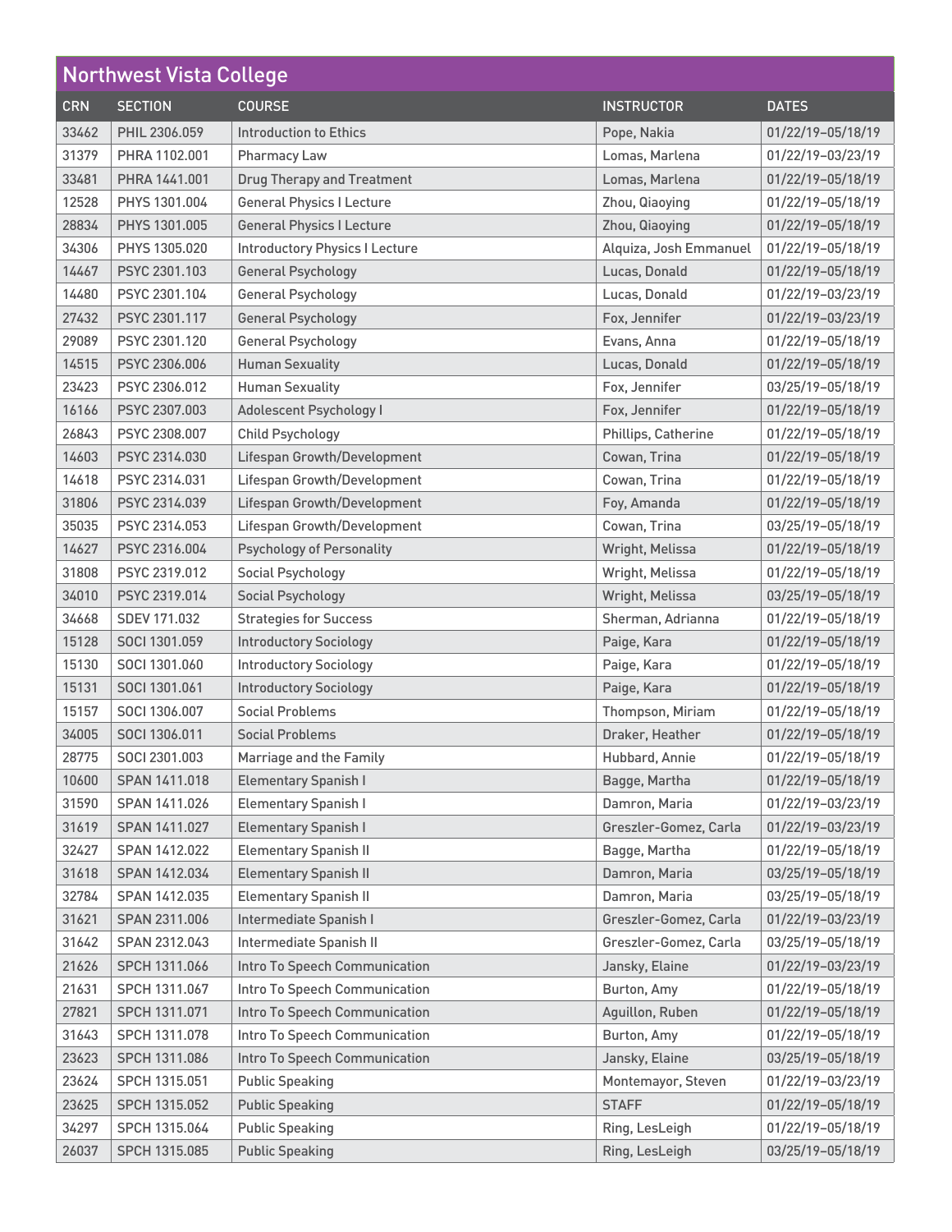## Northwest Vista College

| CRN | SECTION | COURSE | INSTRUCTOR | DATES |
|---|---|---|---|---|
| 33462 | PHIL 2306.059 | Introduction to Ethics | Pope, Nakia | 01/22/19–05/18/19 |
| 31379 | PHRA 1102.001 | Pharmacy Law | Lomas, Marlena | 01/22/19–03/23/19 |
| 33481 | PHRA 1441.001 | Drug Therapy and Treatment | Lomas, Marlena | 01/22/19–05/18/19 |
| 12528 | PHYS 1301.004 | General Physics I Lecture | Zhou, Qiaoying | 01/22/19–05/18/19 |
| 28834 | PHYS 1301.005 | General Physics I Lecture | Zhou, Qiaoying | 01/22/19–05/18/19 |
| 34306 | PHYS 1305.020 | Introductory Physics I Lecture | Alquiza, Josh Emmanuel | 01/22/19–05/18/19 |
| 14467 | PSYC 2301.103 | General Psychology | Lucas, Donald | 01/22/19–05/18/19 |
| 14480 | PSYC 2301.104 | General Psychology | Lucas, Donald | 01/22/19–03/23/19 |
| 27432 | PSYC 2301.117 | General Psychology | Fox, Jennifer | 01/22/19–03/23/19 |
| 29089 | PSYC 2301.120 | General Psychology | Evans, Anna | 01/22/19–05/18/19 |
| 14515 | PSYC 2306.006 | Human Sexuality | Lucas, Donald | 01/22/19–05/18/19 |
| 23423 | PSYC 2306.012 | Human Sexuality | Fox, Jennifer | 03/25/19–05/18/19 |
| 16166 | PSYC 2307.003 | Adolescent Psychology I | Fox, Jennifer | 01/22/19–05/18/19 |
| 26843 | PSYC 2308.007 | Child Psychology | Phillips, Catherine | 01/22/19–05/18/19 |
| 14603 | PSYC 2314.030 | Lifespan Growth/Development | Cowan, Trina | 01/22/19–05/18/19 |
| 14618 | PSYC 2314.031 | Lifespan Growth/Development | Cowan, Trina | 01/22/19–05/18/19 |
| 31806 | PSYC 2314.039 | Lifespan Growth/Development | Foy, Amanda | 01/22/19–05/18/19 |
| 35035 | PSYC 2314.053 | Lifespan Growth/Development | Cowan, Trina | 03/25/19–05/18/19 |
| 14627 | PSYC 2316.004 | Psychology of Personality | Wright, Melissa | 01/22/19–05/18/19 |
| 31808 | PSYC 2319.012 | Social Psychology | Wright, Melissa | 01/22/19–05/18/19 |
| 34010 | PSYC 2319.014 | Social Psychology | Wright, Melissa | 03/25/19–05/18/19 |
| 34668 | SDEV 171.032 | Strategies for Success | Sherman, Adrianna | 01/22/19–05/18/19 |
| 15128 | SOCI 1301.059 | Introductory Sociology | Paige, Kara | 01/22/19–05/18/19 |
| 15130 | SOCI 1301.060 | Introductory Sociology | Paige, Kara | 01/22/19–05/18/19 |
| 15131 | SOCI 1301.061 | Introductory Sociology | Paige, Kara | 01/22/19–05/18/19 |
| 15157 | SOCI 1306.007 | Social Problems | Thompson, Miriam | 01/22/19–05/18/19 |
| 34005 | SOCI 1306.011 | Social Problems | Draker, Heather | 01/22/19–05/18/19 |
| 28775 | SOCI 2301.003 | Marriage and the Family | Hubbard, Annie | 01/22/19–05/18/19 |
| 10600 | SPAN 1411.018 | Elementary Spanish I | Bagge, Martha | 01/22/19–05/18/19 |
| 31590 | SPAN 1411.026 | Elementary Spanish I | Damron, Maria | 01/22/19–03/23/19 |
| 31619 | SPAN 1411.027 | Elementary Spanish I | Greszler-Gomez, Carla | 01/22/19–03/23/19 |
| 32427 | SPAN 1412.022 | Elementary Spanish II | Bagge, Martha | 01/22/19–05/18/19 |
| 31618 | SPAN 1412.034 | Elementary Spanish II | Damron, Maria | 03/25/19–05/18/19 |
| 32784 | SPAN 1412.035 | Elementary Spanish II | Damron, Maria | 03/25/19–05/18/19 |
| 31621 | SPAN 2311.006 | Intermediate Spanish I | Greszler-Gomez, Carla | 01/22/19–03/23/19 |
| 31642 | SPAN 2312.043 | Intermediate Spanish II | Greszler-Gomez, Carla | 03/25/19–05/18/19 |
| 21626 | SPCH 1311.066 | Intro To Speech Communication | Jansky, Elaine | 01/22/19–03/23/19 |
| 21631 | SPCH 1311.067 | Intro To Speech Communication | Burton, Amy | 01/22/19–05/18/19 |
| 27821 | SPCH 1311.071 | Intro To Speech Communication | Aguillon, Ruben | 01/22/19–05/18/19 |
| 31643 | SPCH 1311.078 | Intro To Speech Communication | Burton, Amy | 01/22/19–05/18/19 |
| 23623 | SPCH 1311.086 | Intro To Speech Communication | Jansky, Elaine | 03/25/19–05/18/19 |
| 23624 | SPCH 1315.051 | Public Speaking | Montemayor, Steven | 01/22/19–03/23/19 |
| 23625 | SPCH 1315.052 | Public Speaking | STAFF | 01/22/19–05/18/19 |
| 34297 | SPCH 1315.064 | Public Speaking | Ring, LesLeigh | 01/22/19–05/18/19 |
| 26037 | SPCH 1315.085 | Public Speaking | Ring, LesLeigh | 03/25/19–05/18/19 |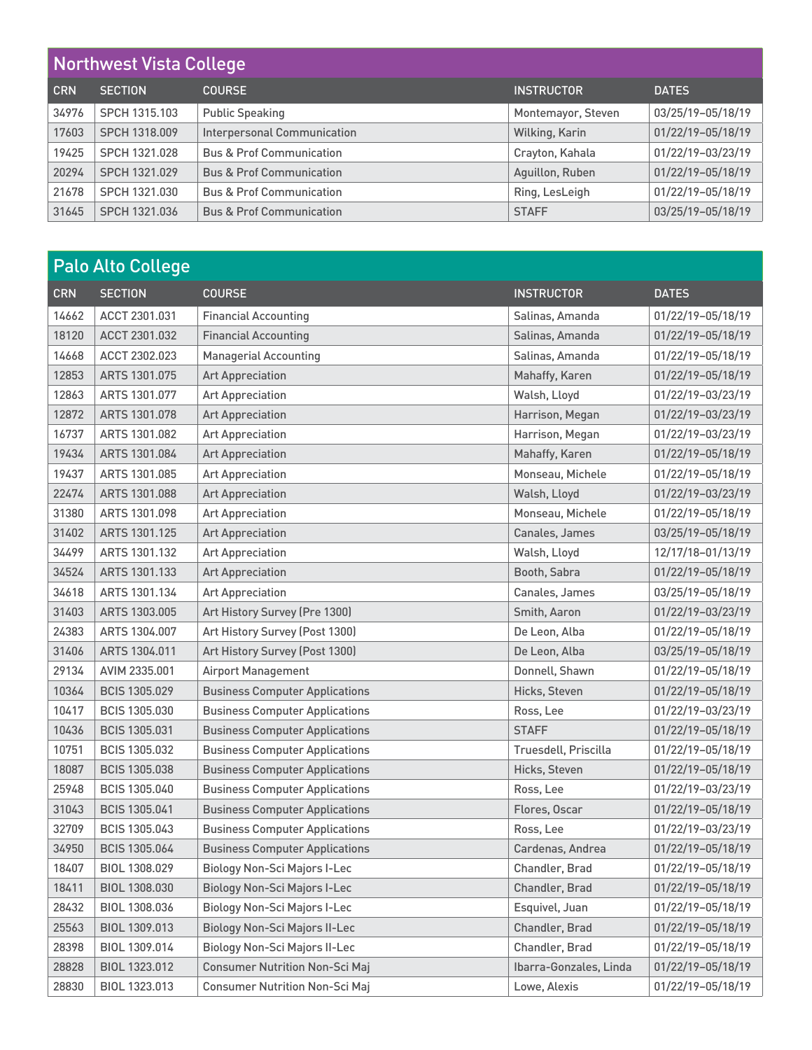## Northwest Vista College

| CRN | SECTION | COURSE | INSTRUCTOR | DATES |
|---|---|---|---|---|
| 34976 | SPCH 1315.103 | Public Speaking | Montemayor, Steven | 03/25/19–05/18/19 |
| 17603 | SPCH 1318.009 | Interpersonal Communication | Wilking, Karin | 01/22/19–05/18/19 |
| 19425 | SPCH 1321.028 | Bus & Prof Communication | Crayton, Kahala | 01/22/19–03/23/19 |
| 20294 | SPCH 1321.029 | Bus & Prof Communication | Aguillon, Ruben | 01/22/19–05/18/19 |
| 21678 | SPCH 1321.030 | Bus & Prof Communication | Ring, LesLeigh | 01/22/19–05/18/19 |
| 31645 | SPCH 1321.036 | Bus & Prof Communication | STAFF | 03/25/19–05/18/19 |

## Palo Alto College

| CRN | SECTION | COURSE | INSTRUCTOR | DATES |
|---|---|---|---|---|
| 14662 | ACCT 2301.031 | Financial Accounting | Salinas, Amanda | 01/22/19–05/18/19 |
| 18120 | ACCT 2301.032 | Financial Accounting | Salinas, Amanda | 01/22/19–05/18/19 |
| 14668 | ACCT 2302.023 | Managerial Accounting | Salinas, Amanda | 01/22/19–05/18/19 |
| 12853 | ARTS 1301.075 | Art Appreciation | Mahaffy, Karen | 01/22/19–05/18/19 |
| 12863 | ARTS 1301.077 | Art Appreciation | Walsh, Lloyd | 01/22/19–03/23/19 |
| 12872 | ARTS 1301.078 | Art Appreciation | Harrison, Megan | 01/22/19–03/23/19 |
| 16737 | ARTS 1301.082 | Art Appreciation | Harrison, Megan | 01/22/19–03/23/19 |
| 19434 | ARTS 1301.084 | Art Appreciation | Mahaffy, Karen | 01/22/19–05/18/19 |
| 19437 | ARTS 1301.085 | Art Appreciation | Monseau, Michele | 01/22/19–05/18/19 |
| 22474 | ARTS 1301.088 | Art Appreciation | Walsh, Lloyd | 01/22/19–03/23/19 |
| 31380 | ARTS 1301.098 | Art Appreciation | Monseau, Michele | 01/22/19–05/18/19 |
| 31402 | ARTS 1301.125 | Art Appreciation | Canales, James | 03/25/19–05/18/19 |
| 34499 | ARTS 1301.132 | Art Appreciation | Walsh, Lloyd | 12/17/18–01/13/19 |
| 34524 | ARTS 1301.133 | Art Appreciation | Booth, Sabra | 01/22/19–05/18/19 |
| 34618 | ARTS 1301.134 | Art Appreciation | Canales, James | 03/25/19–05/18/19 |
| 31403 | ARTS 1303.005 | Art History Survey (Pre 1300) | Smith, Aaron | 01/22/19–03/23/19 |
| 24383 | ARTS 1304.007 | Art History Survey (Post 1300) | De Leon, Alba | 01/22/19–05/18/19 |
| 31406 | ARTS 1304.011 | Art History Survey (Post 1300) | De Leon, Alba | 03/25/19–05/18/19 |
| 29134 | AVIM 2335.001 | Airport Management | Donnell, Shawn | 01/22/19–05/18/19 |
| 10364 | BCIS 1305.029 | Business Computer Applications | Hicks, Steven | 01/22/19–05/18/19 |
| 10417 | BCIS 1305.030 | Business Computer Applications | Ross, Lee | 01/22/19–03/23/19 |
| 10436 | BCIS 1305.031 | Business Computer Applications | STAFF | 01/22/19–05/18/19 |
| 10751 | BCIS 1305.032 | Business Computer Applications | Truesdell, Priscilla | 01/22/19–05/18/19 |
| 18087 | BCIS 1305.038 | Business Computer Applications | Hicks, Steven | 01/22/19–05/18/19 |
| 25948 | BCIS 1305.040 | Business Computer Applications | Ross, Lee | 01/22/19–03/23/19 |
| 31043 | BCIS 1305.041 | Business Computer Applications | Flores, Oscar | 01/22/19–05/18/19 |
| 32709 | BCIS 1305.043 | Business Computer Applications | Ross, Lee | 01/22/19–03/23/19 |
| 34950 | BCIS 1305.064 | Business Computer Applications | Cardenas, Andrea | 01/22/19–05/18/19 |
| 18407 | BIOL 1308.029 | Biology Non-Sci Majors I-Lec | Chandler, Brad | 01/22/19–05/18/19 |
| 18411 | BIOL 1308.030 | Biology Non-Sci Majors I-Lec | Chandler, Brad | 01/22/19–05/18/19 |
| 28432 | BIOL 1308.036 | Biology Non-Sci Majors I-Lec | Esquivel, Juan | 01/22/19–05/18/19 |
| 25563 | BIOL 1309.013 | Biology Non-Sci Majors II-Lec | Chandler, Brad | 01/22/19–05/18/19 |
| 28398 | BIOL 1309.014 | Biology Non-Sci Majors II-Lec | Chandler, Brad | 01/22/19–05/18/19 |
| 28828 | BIOL 1323.012 | Consumer Nutrition Non-Sci Maj | Ibarra-Gonzales, Linda | 01/22/19–05/18/19 |
| 28830 | BIOL 1323.013 | Consumer Nutrition Non-Sci Maj | Lowe, Alexis | 01/22/19–05/18/19 |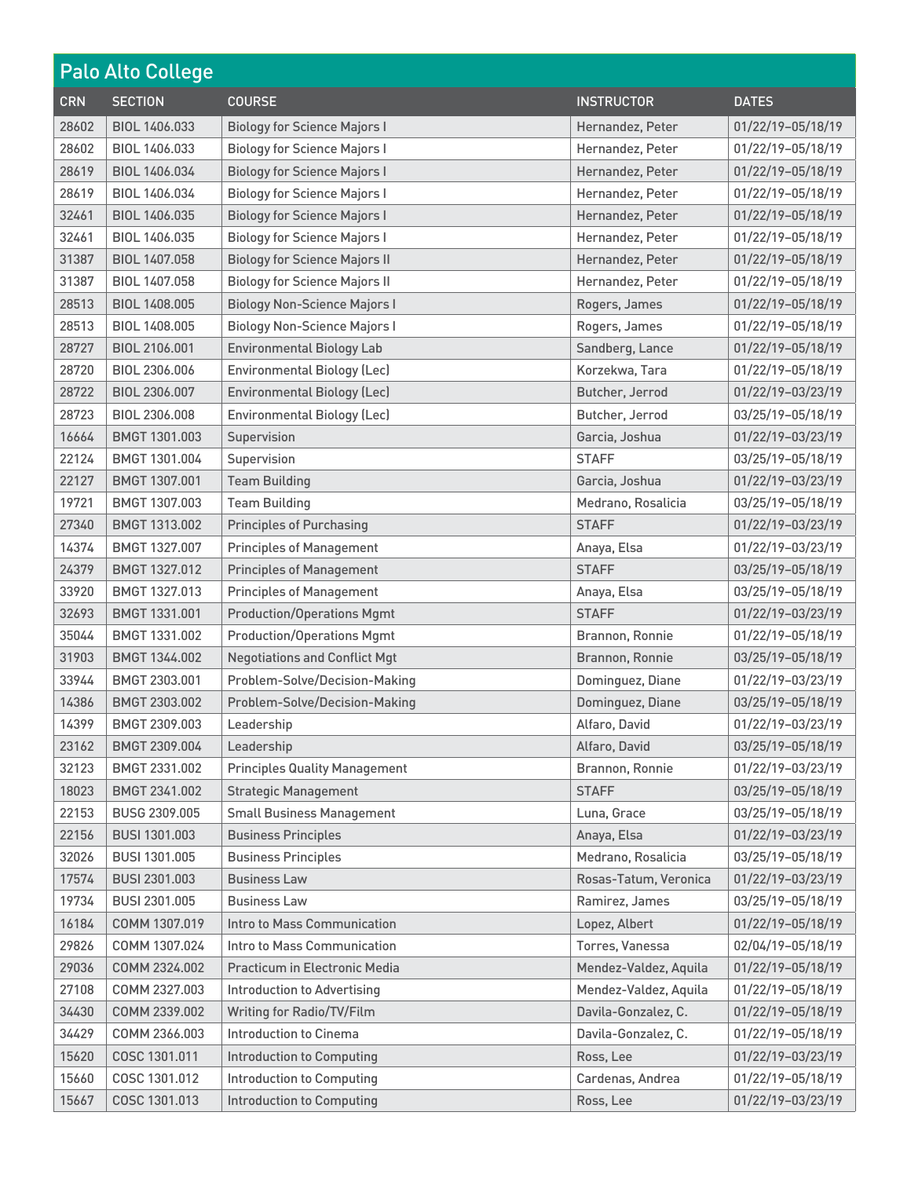## Palo Alto College

| CRN | SECTION | COURSE | INSTRUCTOR | DATES |
|---|---|---|---|---|
| 28602 | BIOL 1406.033 | Biology for Science Majors I | Hernandez, Peter | 01/22/19–05/18/19 |
| 28602 | BIOL 1406.033 | Biology for Science Majors I | Hernandez, Peter | 01/22/19–05/18/19 |
| 28619 | BIOL 1406.034 | Biology for Science Majors I | Hernandez, Peter | 01/22/19–05/18/19 |
| 28619 | BIOL 1406.034 | Biology for Science Majors I | Hernandez, Peter | 01/22/19–05/18/19 |
| 32461 | BIOL 1406.035 | Biology for Science Majors I | Hernandez, Peter | 01/22/19–05/18/19 |
| 32461 | BIOL 1406.035 | Biology for Science Majors I | Hernandez, Peter | 01/22/19–05/18/19 |
| 31387 | BIOL 1407.058 | Biology for Science Majors II | Hernandez, Peter | 01/22/19–05/18/19 |
| 31387 | BIOL 1407.058 | Biology for Science Majors II | Hernandez, Peter | 01/22/19–05/18/19 |
| 28513 | BIOL 1408.005 | Biology Non-Science Majors I | Rogers, James | 01/22/19–05/18/19 |
| 28513 | BIOL 1408.005 | Biology Non-Science Majors I | Rogers, James | 01/22/19–05/18/19 |
| 28727 | BIOL 2106.001 | Environmental Biology Lab | Sandberg, Lance | 01/22/19–05/18/19 |
| 28720 | BIOL 2306.006 | Environmental Biology (Lec) | Korzekwa, Tara | 01/22/19–05/18/19 |
| 28722 | BIOL 2306.007 | Environmental Biology (Lec) | Butcher, Jerrod | 01/22/19–03/23/19 |
| 28723 | BIOL 2306.008 | Environmental Biology (Lec) | Butcher, Jerrod | 03/25/19–05/18/19 |
| 16664 | BMGT 1301.003 | Supervision | Garcia, Joshua | 01/22/19–03/23/19 |
| 22124 | BMGT 1301.004 | Supervision | STAFF | 03/25/19–05/18/19 |
| 22127 | BMGT 1307.001 | Team Building | Garcia, Joshua | 01/22/19–03/23/19 |
| 19721 | BMGT 1307.003 | Team Building | Medrano, Rosalicia | 03/25/19–05/18/19 |
| 27340 | BMGT 1313.002 | Principles of Purchasing | STAFF | 01/22/19–03/23/19 |
| 14374 | BMGT 1327.007 | Principles of Management | Anaya, Elsa | 01/22/19–03/23/19 |
| 24379 | BMGT 1327.012 | Principles of Management | STAFF | 03/25/19–05/18/19 |
| 33920 | BMGT 1327.013 | Principles of Management | Anaya, Elsa | 03/25/19–05/18/19 |
| 32693 | BMGT 1331.001 | Production/Operations Mgmt | STAFF | 01/22/19–03/23/19 |
| 35044 | BMGT 1331.002 | Production/Operations Mgmt | Brannon, Ronnie | 01/22/19–05/18/19 |
| 31903 | BMGT 1344.002 | Negotiations and Conflict Mgt | Brannon, Ronnie | 03/25/19–05/18/19 |
| 33944 | BMGT 2303.001 | Problem-Solve/Decision-Making | Dominguez, Diane | 01/22/19–03/23/19 |
| 14386 | BMGT 2303.002 | Problem-Solve/Decision-Making | Dominguez, Diane | 03/25/19–05/18/19 |
| 14399 | BMGT 2309.003 | Leadership | Alfaro, David | 01/22/19–03/23/19 |
| 23162 | BMGT 2309.004 | Leadership | Alfaro, David | 03/25/19–05/18/19 |
| 32123 | BMGT 2331.002 | Principles Quality Management | Brannon, Ronnie | 01/22/19–03/23/19 |
| 18023 | BMGT 2341.002 | Strategic Management | STAFF | 03/25/19–05/18/19 |
| 22153 | BUSG 2309.005 | Small Business Management | Luna, Grace | 03/25/19–05/18/19 |
| 22156 | BUSI 1301.003 | Business Principles | Anaya, Elsa | 01/22/19–03/23/19 |
| 32026 | BUSI 1301.005 | Business Principles | Medrano, Rosalicia | 03/25/19–05/18/19 |
| 17574 | BUSI 2301.003 | Business Law | Rosas-Tatum, Veronica | 01/22/19–03/23/19 |
| 19734 | BUSI 2301.005 | Business Law | Ramirez, James | 03/25/19–05/18/19 |
| 16184 | COMM 1307.019 | Intro to Mass Communication | Lopez, Albert | 01/22/19–05/18/19 |
| 29826 | COMM 1307.024 | Intro to Mass Communication | Torres, Vanessa | 02/04/19–05/18/19 |
| 29036 | COMM 2324.002 | Practicum in Electronic Media | Mendez-Valdez, Aquila | 01/22/19–05/18/19 |
| 27108 | COMM 2327.003 | Introduction to Advertising | Mendez-Valdez, Aquila | 01/22/19–05/18/19 |
| 34430 | COMM 2339.002 | Writing for Radio/TV/Film | Davila-Gonzalez, C. | 01/22/19–05/18/19 |
| 34429 | COMM 2366.003 | Introduction to Cinema | Davila-Gonzalez, C. | 01/22/19–05/18/19 |
| 15620 | COSC 1301.011 | Introduction to Computing | Ross, Lee | 01/22/19–03/23/19 |
| 15660 | COSC 1301.012 | Introduction to Computing | Cardenas, Andrea | 01/22/19–05/18/19 |
| 15667 | COSC 1301.013 | Introduction to Computing | Ross, Lee | 01/22/19–03/23/19 |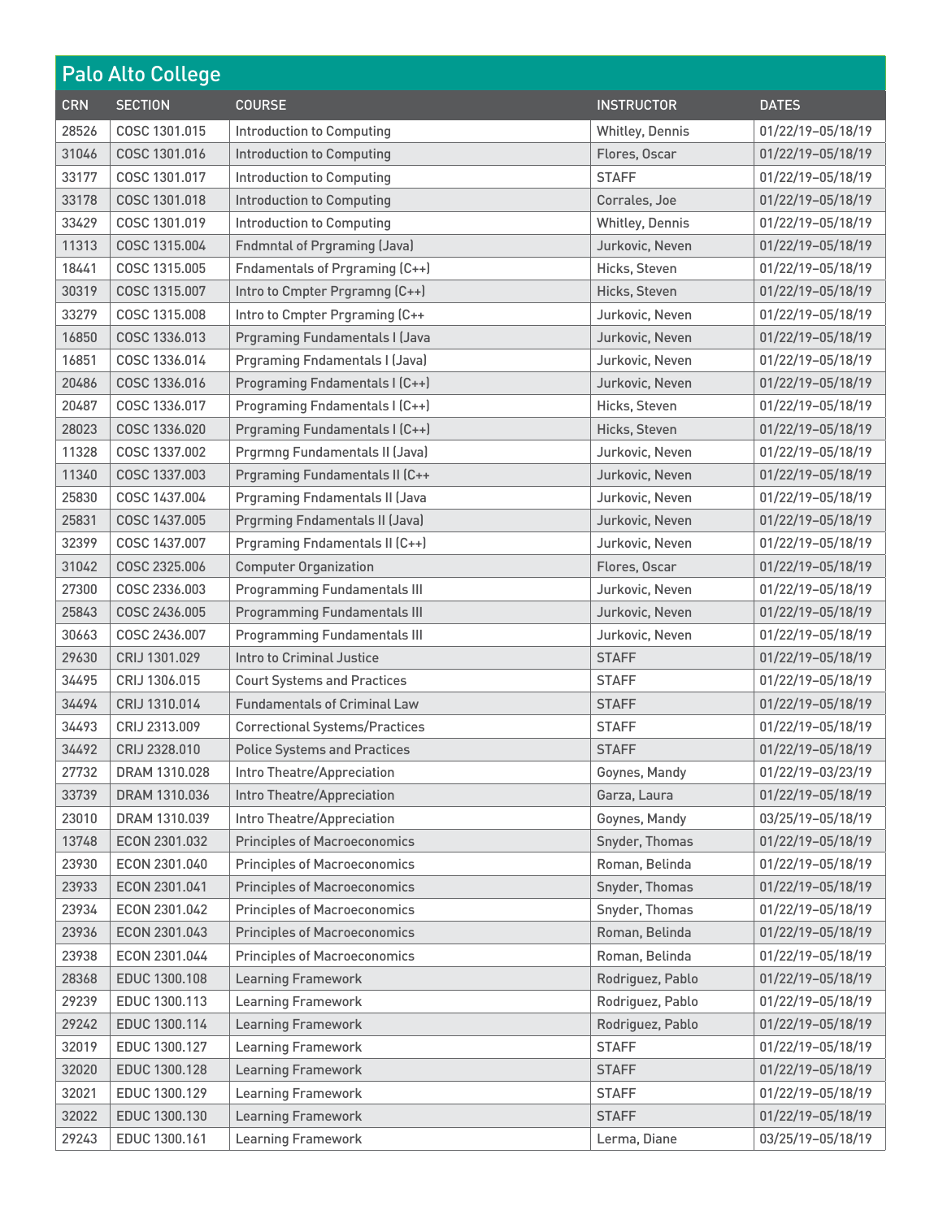## Palo Alto College

| CRN | SECTION | COURSE | INSTRUCTOR | DATES |
|---|---|---|---|---|
| 28526 | COSC 1301.015 | Introduction to Computing | Whitley, Dennis | 01/22/19–05/18/19 |
| 31046 | COSC 1301.016 | Introduction to Computing | Flores, Oscar | 01/22/19–05/18/19 |
| 33177 | COSC 1301.017 | Introduction to Computing | STAFF | 01/22/19–05/18/19 |
| 33178 | COSC 1301.018 | Introduction to Computing | Corrales, Joe | 01/22/19–05/18/19 |
| 33429 | COSC 1301.019 | Introduction to Computing | Whitley, Dennis | 01/22/19–05/18/19 |
| 11313 | COSC 1315.004 | Fndmntal of Prgraming (Java) | Jurkovic, Neven | 01/22/19–05/18/19 |
| 18441 | COSC 1315.005 | Fndamentals of Prgraming (C++) | Hicks, Steven | 01/22/19–05/18/19 |
| 30319 | COSC 1315.007 | Intro to Cmpter Prgramng (C++) | Hicks, Steven | 01/22/19–05/18/19 |
| 33279 | COSC 1315.008 | Intro to Cmpter Prgraming (C++ | Jurkovic, Neven | 01/22/19–05/18/19 |
| 16850 | COSC 1336.013 | Prgraming Fundamentals I (Java | Jurkovic, Neven | 01/22/19–05/18/19 |
| 16851 | COSC 1336.014 | Prgraming Fndamentals I (Java) | Jurkovic, Neven | 01/22/19–05/18/19 |
| 20486 | COSC 1336.016 | Programing Fndamentals I (C++) | Jurkovic, Neven | 01/22/19–05/18/19 |
| 20487 | COSC 1336.017 | Programing Fndamentals I (C++) | Hicks, Steven | 01/22/19–05/18/19 |
| 28023 | COSC 1336.020 | Prgraming Fundamentals I (C++) | Hicks, Steven | 01/22/19–05/18/19 |
| 11328 | COSC 1337.002 | Prgrmng Fundamentals II (Java) | Jurkovic, Neven | 01/22/19–05/18/19 |
| 11340 | COSC 1337.003 | Prgraming Fundamentals II (C++ | Jurkovic, Neven | 01/22/19–05/18/19 |
| 25830 | COSC 1437.004 | Prgraming Fndamentals II (Java | Jurkovic, Neven | 01/22/19–05/18/19 |
| 25831 | COSC 1437.005 | Prgrming Fndamentals II (Java) | Jurkovic, Neven | 01/22/19–05/18/19 |
| 32399 | COSC 1437.007 | Prgraming Fndamentals II (C++) | Jurkovic, Neven | 01/22/19–05/18/19 |
| 31042 | COSC 2325.006 | Computer Organization | Flores, Oscar | 01/22/19–05/18/19 |
| 27300 | COSC 2336.003 | Programming Fundamentals III | Jurkovic, Neven | 01/22/19–05/18/19 |
| 25843 | COSC 2436.005 | Programming Fundamentals III | Jurkovic, Neven | 01/22/19–05/18/19 |
| 30663 | COSC 2436.007 | Programming Fundamentals III | Jurkovic, Neven | 01/22/19–05/18/19 |
| 29630 | CRIJ 1301.029 | Intro to Criminal Justice | STAFF | 01/22/19–05/18/19 |
| 34495 | CRIJ 1306.015 | Court Systems and Practices | STAFF | 01/22/19–05/18/19 |
| 34494 | CRIJ 1310.014 | Fundamentals of Criminal Law | STAFF | 01/22/19–05/18/19 |
| 34493 | CRIJ 2313.009 | Correctional Systems/Practices | STAFF | 01/22/19–05/18/19 |
| 34492 | CRIJ 2328.010 | Police Systems and Practices | STAFF | 01/22/19–05/18/19 |
| 27732 | DRAM 1310.028 | Intro Theatre/Appreciation | Goynes, Mandy | 01/22/19–03/23/19 |
| 33739 | DRAM 1310.036 | Intro Theatre/Appreciation | Garza, Laura | 01/22/19–05/18/19 |
| 23010 | DRAM 1310.039 | Intro Theatre/Appreciation | Goynes, Mandy | 03/25/19–05/18/19 |
| 13748 | ECON 2301.032 | Principles of Macroeconomics | Snyder, Thomas | 01/22/19–05/18/19 |
| 23930 | ECON 2301.040 | Principles of Macroeconomics | Roman, Belinda | 01/22/19–05/18/19 |
| 23933 | ECON 2301.041 | Principles of Macroeconomics | Snyder, Thomas | 01/22/19–05/18/19 |
| 23934 | ECON 2301.042 | Principles of Macroeconomics | Snyder, Thomas | 01/22/19–05/18/19 |
| 23936 | ECON 2301.043 | Principles of Macroeconomics | Roman, Belinda | 01/22/19–05/18/19 |
| 23938 | ECON 2301.044 | Principles of Macroeconomics | Roman, Belinda | 01/22/19–05/18/19 |
| 28368 | EDUC 1300.108 | Learning Framework | Rodriguez, Pablo | 01/22/19–05/18/19 |
| 29239 | EDUC 1300.113 | Learning Framework | Rodriguez, Pablo | 01/22/19–05/18/19 |
| 29242 | EDUC 1300.114 | Learning Framework | Rodriguez, Pablo | 01/22/19–05/18/19 |
| 32019 | EDUC 1300.127 | Learning Framework | STAFF | 01/22/19–05/18/19 |
| 32020 | EDUC 1300.128 | Learning Framework | STAFF | 01/22/19–05/18/19 |
| 32021 | EDUC 1300.129 | Learning Framework | STAFF | 01/22/19–05/18/19 |
| 32022 | EDUC 1300.130 | Learning Framework | STAFF | 01/22/19–05/18/19 |
| 29243 | EDUC 1300.161 | Learning Framework | Lerma, Diane | 03/25/19–05/18/19 |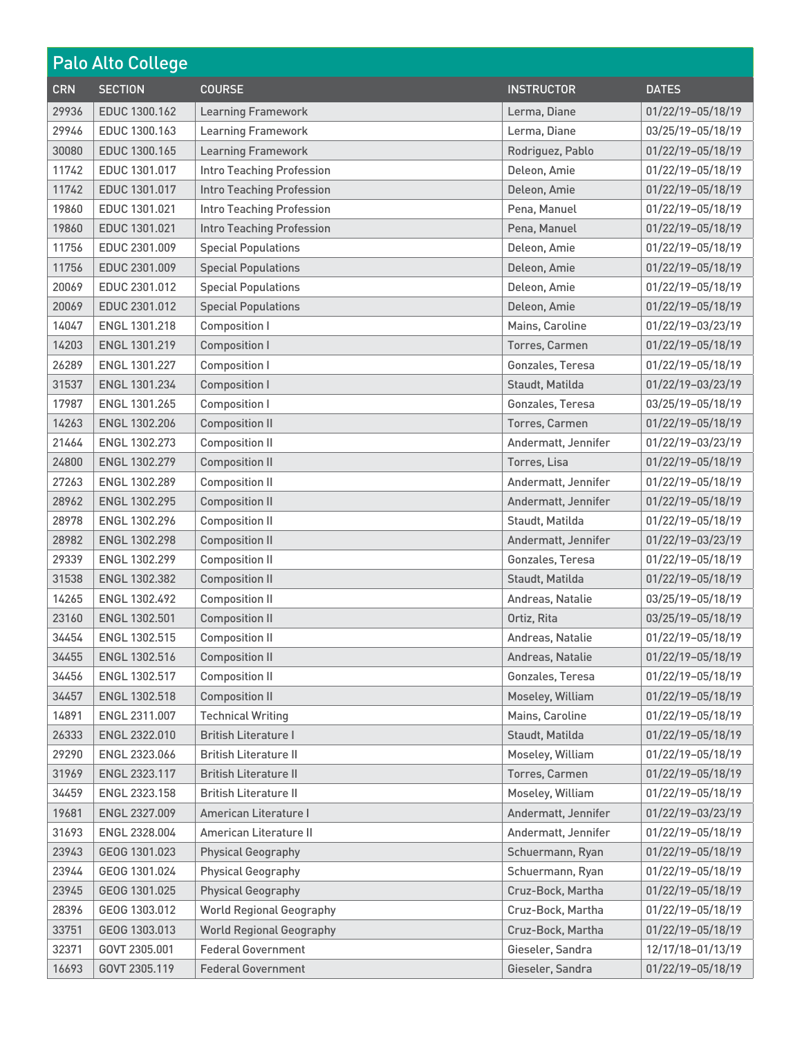## Palo Alto College

| CRN | SECTION | COURSE | INSTRUCTOR | DATES |
|---|---|---|---|---|
| 29936 | EDUC 1300.162 | Learning Framework | Lerma, Diane | 01/22/19–05/18/19 |
| 29946 | EDUC 1300.163 | Learning Framework | Lerma, Diane | 03/25/19–05/18/19 |
| 30080 | EDUC 1300.165 | Learning Framework | Rodriguez, Pablo | 01/22/19–05/18/19 |
| 11742 | EDUC 1301.017 | Intro Teaching Profession | Deleon, Amie | 01/22/19–05/18/19 |
| 11742 | EDUC 1301.017 | Intro Teaching Profession | Deleon, Amie | 01/22/19–05/18/19 |
| 19860 | EDUC 1301.021 | Intro Teaching Profession | Pena, Manuel | 01/22/19–05/18/19 |
| 19860 | EDUC 1301.021 | Intro Teaching Profession | Pena, Manuel | 01/22/19–05/18/19 |
| 11756 | EDUC 2301.009 | Special Populations | Deleon, Amie | 01/22/19–05/18/19 |
| 11756 | EDUC 2301.009 | Special Populations | Deleon, Amie | 01/22/19–05/18/19 |
| 20069 | EDUC 2301.012 | Special Populations | Deleon, Amie | 01/22/19–05/18/19 |
| 20069 | EDUC 2301.012 | Special Populations | Deleon, Amie | 01/22/19–05/18/19 |
| 14047 | ENGL 1301.218 | Composition I | Mains, Caroline | 01/22/19–03/23/19 |
| 14203 | ENGL 1301.219 | Composition I | Torres, Carmen | 01/22/19–05/18/19 |
| 26289 | ENGL 1301.227 | Composition I | Gonzales, Teresa | 01/22/19–05/18/19 |
| 31537 | ENGL 1301.234 | Composition I | Staudt, Matilda | 01/22/19–03/23/19 |
| 17987 | ENGL 1301.265 | Composition I | Gonzales, Teresa | 03/25/19–05/18/19 |
| 14263 | ENGL 1302.206 | Composition II | Torres, Carmen | 01/22/19–05/18/19 |
| 21464 | ENGL 1302.273 | Composition II | Andermatt, Jennifer | 01/22/19–03/23/19 |
| 24800 | ENGL 1302.279 | Composition II | Torres, Lisa | 01/22/19–05/18/19 |
| 27263 | ENGL 1302.289 | Composition II | Andermatt, Jennifer | 01/22/19–05/18/19 |
| 28962 | ENGL 1302.295 | Composition II | Andermatt, Jennifer | 01/22/19–05/18/19 |
| 28978 | ENGL 1302.296 | Composition II | Staudt, Matilda | 01/22/19–05/18/19 |
| 28982 | ENGL 1302.298 | Composition II | Andermatt, Jennifer | 01/22/19–03/23/19 |
| 29339 | ENGL 1302.299 | Composition II | Gonzales, Teresa | 01/22/19–05/18/19 |
| 31538 | ENGL 1302.382 | Composition II | Staudt, Matilda | 01/22/19–05/18/19 |
| 14265 | ENGL 1302.492 | Composition II | Andreas, Natalie | 03/25/19–05/18/19 |
| 23160 | ENGL 1302.501 | Composition II | Ortiz, Rita | 03/25/19–05/18/19 |
| 34454 | ENGL 1302.515 | Composition II | Andreas, Natalie | 01/22/19–05/18/19 |
| 34455 | ENGL 1302.516 | Composition II | Andreas, Natalie | 01/22/19–05/18/19 |
| 34456 | ENGL 1302.517 | Composition II | Gonzales, Teresa | 01/22/19–05/18/19 |
| 34457 | ENGL 1302.518 | Composition II | Moseley, William | 01/22/19–05/18/19 |
| 14891 | ENGL 2311.007 | Technical Writing | Mains, Caroline | 01/22/19–05/18/19 |
| 26333 | ENGL 2322.010 | British Literature I | Staudt, Matilda | 01/22/19–05/18/19 |
| 29290 | ENGL 2323.066 | British Literature II | Moseley, William | 01/22/19–05/18/19 |
| 31969 | ENGL 2323.117 | British Literature II | Torres, Carmen | 01/22/19–05/18/19 |
| 34459 | ENGL 2323.158 | British Literature II | Moseley, William | 01/22/19–05/18/19 |
| 19681 | ENGL 2327.009 | American Literature I | Andermatt, Jennifer | 01/22/19–03/23/19 |
| 31693 | ENGL 2328.004 | American Literature II | Andermatt, Jennifer | 01/22/19–05/18/19 |
| 23943 | GEOG 1301.023 | Physical Geography | Schuermann, Ryan | 01/22/19–05/18/19 |
| 23944 | GEOG 1301.024 | Physical Geography | Schuermann, Ryan | 01/22/19–05/18/19 |
| 23945 | GEOG 1301.025 | Physical Geography | Cruz-Bock, Martha | 01/22/19–05/18/19 |
| 28396 | GEOG 1303.012 | World Regional Geography | Cruz-Bock, Martha | 01/22/19–05/18/19 |
| 33751 | GEOG 1303.013 | World Regional Geography | Cruz-Bock, Martha | 01/22/19–05/18/19 |
| 32371 | GOVT 2305.001 | Federal Government | Gieseler, Sandra | 12/17/18–01/13/19 |
| 16693 | GOVT 2305.119 | Federal Government | Gieseler, Sandra | 01/22/19–05/18/19 |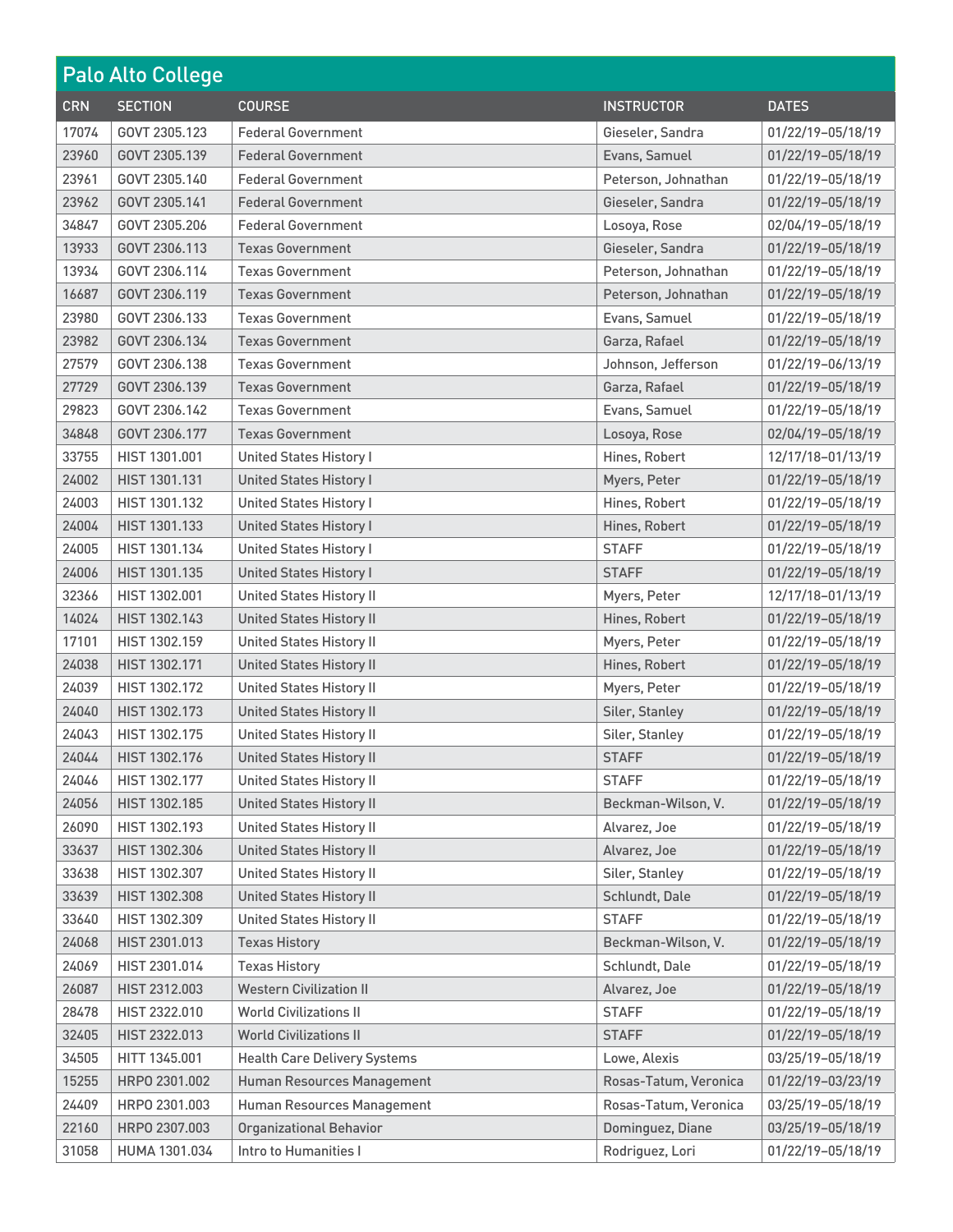## Palo Alto College

| CRN | SECTION | COURSE | INSTRUCTOR | DATES |
|---|---|---|---|---|
| 17074 | GOVT 2305.123 | Federal Government | Gieseler, Sandra | 01/22/19–05/18/19 |
| 23960 | GOVT 2305.139 | Federal Government | Evans, Samuel | 01/22/19–05/18/19 |
| 23961 | GOVT 2305.140 | Federal Government | Peterson, Johnathan | 01/22/19–05/18/19 |
| 23962 | GOVT 2305.141 | Federal Government | Gieseler, Sandra | 01/22/19–05/18/19 |
| 34847 | GOVT 2305.206 | Federal Government | Losoya, Rose | 02/04/19–05/18/19 |
| 13933 | GOVT 2306.113 | Texas Government | Gieseler, Sandra | 01/22/19–05/18/19 |
| 13934 | GOVT 2306.114 | Texas Government | Peterson, Johnathan | 01/22/19–05/18/19 |
| 16687 | GOVT 2306.119 | Texas Government | Peterson, Johnathan | 01/22/19–05/18/19 |
| 23980 | GOVT 2306.133 | Texas Government | Evans, Samuel | 01/22/19–05/18/19 |
| 23982 | GOVT 2306.134 | Texas Government | Garza, Rafael | 01/22/19–05/18/19 |
| 27579 | GOVT 2306.138 | Texas Government | Johnson, Jefferson | 01/22/19–06/13/19 |
| 27729 | GOVT 2306.139 | Texas Government | Garza, Rafael | 01/22/19–05/18/19 |
| 29823 | GOVT 2306.142 | Texas Government | Evans, Samuel | 01/22/19–05/18/19 |
| 34848 | GOVT 2306.177 | Texas Government | Losoya, Rose | 02/04/19–05/18/19 |
| 33755 | HIST 1301.001 | United States History I | Hines, Robert | 12/17/18–01/13/19 |
| 24002 | HIST 1301.131 | United States History I | Myers, Peter | 01/22/19–05/18/19 |
| 24003 | HIST 1301.132 | United States History I | Hines, Robert | 01/22/19–05/18/19 |
| 24004 | HIST 1301.133 | United States History I | Hines, Robert | 01/22/19–05/18/19 |
| 24005 | HIST 1301.134 | United States History I | STAFF | 01/22/19–05/18/19 |
| 24006 | HIST 1301.135 | United States History I | STAFF | 01/22/19–05/18/19 |
| 32366 | HIST 1302.001 | United States History II | Myers, Peter | 12/17/18–01/13/19 |
| 14024 | HIST 1302.143 | United States History II | Hines, Robert | 01/22/19–05/18/19 |
| 17101 | HIST 1302.159 | United States History II | Myers, Peter | 01/22/19–05/18/19 |
| 24038 | HIST 1302.171 | United States History II | Hines, Robert | 01/22/19–05/18/19 |
| 24039 | HIST 1302.172 | United States History II | Myers, Peter | 01/22/19–05/18/19 |
| 24040 | HIST 1302.173 | United States History II | Siler, Stanley | 01/22/19–05/18/19 |
| 24043 | HIST 1302.175 | United States History II | Siler, Stanley | 01/22/19–05/18/19 |
| 24044 | HIST 1302.176 | United States History II | STAFF | 01/22/19–05/18/19 |
| 24046 | HIST 1302.177 | United States History II | STAFF | 01/22/19–05/18/19 |
| 24056 | HIST 1302.185 | United States History II | Beckman-Wilson, V. | 01/22/19–05/18/19 |
| 26090 | HIST 1302.193 | United States History II | Alvarez, Joe | 01/22/19–05/18/19 |
| 33637 | HIST 1302.306 | United States History II | Alvarez, Joe | 01/22/19–05/18/19 |
| 33638 | HIST 1302.307 | United States History II | Siler, Stanley | 01/22/19–05/18/19 |
| 33639 | HIST 1302.308 | United States History II | Schlundt, Dale | 01/22/19–05/18/19 |
| 33640 | HIST 1302.309 | United States History II | STAFF | 01/22/19–05/18/19 |
| 24068 | HIST 2301.013 | Texas History | Beckman-Wilson, V. | 01/22/19–05/18/19 |
| 24069 | HIST 2301.014 | Texas History | Schlundt, Dale | 01/22/19–05/18/19 |
| 26087 | HIST 2312.003 | Western Civilization II | Alvarez, Joe | 01/22/19–05/18/19 |
| 28478 | HIST 2322.010 | World Civilizations II | STAFF | 01/22/19–05/18/19 |
| 32405 | HIST 2322.013 | World Civilizations II | STAFF | 01/22/19–05/18/19 |
| 34505 | HITT 1345.001 | Health Care Delivery Systems | Lowe, Alexis | 03/25/19–05/18/19 |
| 15255 | HRPO 2301.002 | Human Resources Management | Rosas-Tatum, Veronica | 01/22/19–03/23/19 |
| 24409 | HRPO 2301.003 | Human Resources Management | Rosas-Tatum, Veronica | 03/25/19–05/18/19 |
| 22160 | HRPO 2307.003 | Organizational Behavior | Dominguez, Diane | 03/25/19–05/18/19 |
| 31058 | HUMA 1301.034 | Intro to Humanities I | Rodriguez, Lori | 01/22/19–05/18/19 |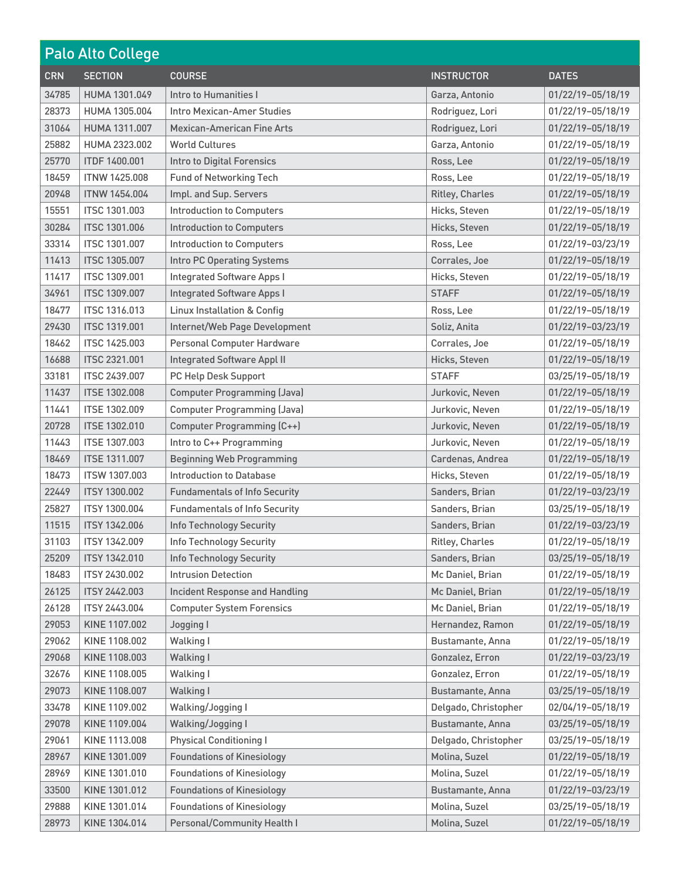## Palo Alto College

| CRN | SECTION | COURSE | INSTRUCTOR | DATES |
|---|---|---|---|---|
| 34785 | HUMA 1301.049 | Intro to Humanities I | Garza, Antonio | 01/22/19–05/18/19 |
| 28373 | HUMA 1305.004 | Intro Mexican-Amer Studies | Rodriguez, Lori | 01/22/19–05/18/19 |
| 31064 | HUMA 1311.007 | Mexican-American Fine Arts | Rodriguez, Lori | 01/22/19–05/18/19 |
| 25882 | HUMA 2323.002 | World Cultures | Garza, Antonio | 01/22/19–05/18/19 |
| 25770 | ITDF 1400.001 | Intro to Digital Forensics | Ross, Lee | 01/22/19–05/18/19 |
| 18459 | ITNW 1425.008 | Fund of Networking Tech | Ross, Lee | 01/22/19–05/18/19 |
| 20948 | ITNW 1454.004 | Impl. and Sup. Servers | Ritley, Charles | 01/22/19–05/18/19 |
| 15551 | ITSC 1301.003 | Introduction to Computers | Hicks, Steven | 01/22/19–05/18/19 |
| 30284 | ITSC 1301.006 | Introduction to Computers | Hicks, Steven | 01/22/19–05/18/19 |
| 33314 | ITSC 1301.007 | Introduction to Computers | Ross, Lee | 01/22/19–03/23/19 |
| 11413 | ITSC 1305.007 | Intro PC Operating Systems | Corrales, Joe | 01/22/19–05/18/19 |
| 11417 | ITSC 1309.001 | Integrated Software Apps I | Hicks, Steven | 01/22/19–05/18/19 |
| 34961 | ITSC 1309.007 | Integrated Software Apps I | STAFF | 01/22/19–05/18/19 |
| 18477 | ITSC 1316.013 | Linux Installation & Config | Ross, Lee | 01/22/19–05/18/19 |
| 29430 | ITSC 1319.001 | Internet/Web Page Development | Soliz, Anita | 01/22/19–03/23/19 |
| 18462 | ITSC 1425.003 | Personal Computer Hardware | Corrales, Joe | 01/22/19–05/18/19 |
| 16688 | ITSC 2321.001 | Integrated Software Appl II | Hicks, Steven | 01/22/19–05/18/19 |
| 33181 | ITSC 2439.007 | PC Help Desk Support | STAFF | 03/25/19–05/18/19 |
| 11437 | ITSE 1302.008 | Computer Programming (Java) | Jurkovic, Neven | 01/22/19–05/18/19 |
| 11441 | ITSE 1302.009 | Computer Programming (Java) | Jurkovic, Neven | 01/22/19–05/18/19 |
| 20728 | ITSE 1302.010 | Computer Programming (C++) | Jurkovic, Neven | 01/22/19–05/18/19 |
| 11443 | ITSE 1307.003 | Intro to C++ Programming | Jurkovic, Neven | 01/22/19–05/18/19 |
| 18469 | ITSE 1311.007 | Beginning Web Programming | Cardenas, Andrea | 01/22/19–05/18/19 |
| 18473 | ITSW 1307.003 | Introduction to Database | Hicks, Steven | 01/22/19–05/18/19 |
| 22449 | ITSY 1300.002 | Fundamentals of Info Security | Sanders, Brian | 01/22/19–03/23/19 |
| 25827 | ITSY 1300.004 | Fundamentals of Info Security | Sanders, Brian | 03/25/19–05/18/19 |
| 11515 | ITSY 1342.006 | Info Technology Security | Sanders, Brian | 01/22/19–03/23/19 |
| 31103 | ITSY 1342.009 | Info Technology Security | Ritley, Charles | 01/22/19–05/18/19 |
| 25209 | ITSY 1342.010 | Info Technology Security | Sanders, Brian | 03/25/19–05/18/19 |
| 18483 | ITSY 2430.002 | Intrusion Detection | Mc Daniel, Brian | 01/22/19–05/18/19 |
| 26125 | ITSY 2442.003 | Incident Response and Handling | Mc Daniel, Brian | 01/22/19–05/18/19 |
| 26128 | ITSY 2443.004 | Computer System Forensics | Mc Daniel, Brian | 01/22/19–05/18/19 |
| 29053 | KINE 1107.002 | Jogging I | Hernandez, Ramon | 01/22/19–05/18/19 |
| 29062 | KINE 1108.002 | Walking I | Bustamante, Anna | 01/22/19–05/18/19 |
| 29068 | KINE 1108.003 | Walking I | Gonzalez, Erron | 01/22/19–03/23/19 |
| 32676 | KINE 1108.005 | Walking I | Gonzalez, Erron | 01/22/19–05/18/19 |
| 29073 | KINE 1108.007 | Walking I | Bustamante, Anna | 03/25/19–05/18/19 |
| 33478 | KINE 1109.002 | Walking/Jogging I | Delgado, Christopher | 02/04/19–05/18/19 |
| 29078 | KINE 1109.004 | Walking/Jogging I | Bustamante, Anna | 03/25/19–05/18/19 |
| 29061 | KINE 1113.008 | Physical Conditioning I | Delgado, Christopher | 03/25/19–05/18/19 |
| 28967 | KINE 1301.009 | Foundations of Kinesiology | Molina, Suzel | 01/22/19–05/18/19 |
| 28969 | KINE 1301.010 | Foundations of Kinesiology | Molina, Suzel | 01/22/19–05/18/19 |
| 33500 | KINE 1301.012 | Foundations of Kinesiology | Bustamante, Anna | 01/22/19–03/23/19 |
| 29888 | KINE 1301.014 | Foundations of Kinesiology | Molina, Suzel | 03/25/19–05/18/19 |
| 28973 | KINE 1304.014 | Personal/Community Health I | Molina, Suzel | 01/22/19–05/18/19 |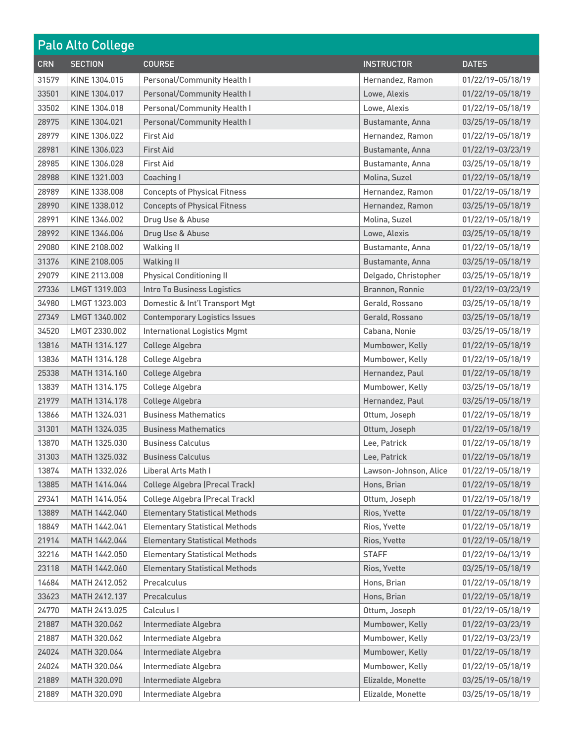| Palo Alto College | | | | |
|---|---|---|---|---|
| **CRN** | **SECTION** | **COURSE** | **INSTRUCTOR** | **DATES** |
| 31579 | KINE 1304.015 | Personal/Community Health I | Hernandez, Ramon | 01/22/19–05/18/19 |
| 33501 | KINE 1304.017 | Personal/Community Health I | Lowe, Alexis | 01/22/19–05/18/19 |
| 33502 | KINE 1304.018 | Personal/Community Health I | Lowe, Alexis | 01/22/19–05/18/19 |
| 28975 | KINE 1304.021 | Personal/Community Health I | Bustamante, Anna | 03/25/19–05/18/19 |
| 28979 | KINE 1306.022 | First Aid | Hernandez, Ramon | 01/22/19–05/18/19 |
| 28981 | KINE 1306.023 | First Aid | Bustamante, Anna | 01/22/19–03/23/19 |
| 28985 | KINE 1306.028 | First Aid | Bustamante, Anna | 03/25/19–05/18/19 |
| 28988 | KINE 1321.003 | Coaching I | Molina, Suzel | 01/22/19–05/18/19 |
| 28989 | KINE 1338.008 | Concepts of Physical Fitness | Hernandez, Ramon | 01/22/19–05/18/19 |
| 28990 | KINE 1338.012 | Concepts of Physical Fitness | Hernandez, Ramon | 03/25/19–05/18/19 |
| 28991 | KINE 1346.002 | Drug Use & Abuse | Molina, Suzel | 01/22/19–05/18/19 |
| 28992 | KINE 1346.006 | Drug Use & Abuse | Lowe, Alexis | 03/25/19–05/18/19 |
| 29080 | KINE 2108.002 | Walking II | Bustamante, Anna | 01/22/19–05/18/19 |
| 31376 | KINE 2108.005 | Walking II | Bustamante, Anna | 03/25/19–05/18/19 |
| 29079 | KINE 2113.008 | Physical Conditioning II | Delgado, Christopher | 03/25/19–05/18/19 |
| 27336 | LMGT 1319.003 | Intro To Business Logistics | Brannon, Ronnie | 01/22/19–03/23/19 |
| 34980 | LMGT 1323.003 | Domestic & Int'l Transport Mgt | Gerald, Rossano | 03/25/19–05/18/19 |
| 27349 | LMGT 1340.002 | Contemporary Logistics Issues | Gerald, Rossano | 03/25/19–05/18/19 |
| 34520 | LMGT 2330.002 | International Logistics Mgmt | Cabana, Nonie | 03/25/19–05/18/19 |
| 13816 | MATH 1314.127 | College Algebra | Mumbower, Kelly | 01/22/19–05/18/19 |
| 13836 | MATH 1314.128 | College Algebra | Mumbower, Kelly | 01/22/19–05/18/19 |
| 25338 | MATH 1314.160 | College Algebra | Hernandez, Paul | 01/22/19–05/18/19 |
| 13839 | MATH 1314.175 | College Algebra | Mumbower, Kelly | 03/25/19–05/18/19 |
| 21979 | MATH 1314.178 | College Algebra | Hernandez, Paul | 03/25/19–05/18/19 |
| 13866 | MATH 1324.031 | Business Mathematics | Ottum, Joseph | 01/22/19–05/18/19 |
| 31301 | MATH 1324.035 | Business Mathematics | Ottum, Joseph | 01/22/19–05/18/19 |
| 13870 | MATH 1325.030 | Business Calculus | Lee, Patrick | 01/22/19–05/18/19 |
| 31303 | MATH 1325.032 | Business Calculus | Lee, Patrick | 01/22/19–05/18/19 |
| 13874 | MATH 1332.026 | Liberal Arts Math I | Lawson-Johnson, Alice | 01/22/19–05/18/19 |
| 13885 | MATH 1414.044 | College Algebra (Precal Track) | Hons, Brian | 01/22/19–05/18/19 |
| 29341 | MATH 1414.054 | College Algebra (Precal Track) | Ottum, Joseph | 01/22/19–05/18/19 |
| 13889 | MATH 1442.040 | Elementary Statistical Methods | Rios, Yvette | 01/22/19–05/18/19 |
| 18849 | MATH 1442.041 | Elementary Statistical Methods | Rios, Yvette | 01/22/19–05/18/19 |
| 21914 | MATH 1442.044 | Elementary Statistical Methods | Rios, Yvette | 01/22/19–05/18/19 |
| 32216 | MATH 1442.050 | Elementary Statistical Methods | STAFF | 01/22/19–06/13/19 |
| 23118 | MATH 1442.060 | Elementary Statistical Methods | Rios, Yvette | 03/25/19–05/18/19 |
| 14684 | MATH 2412.052 | Precalculus | Hons, Brian | 01/22/19–05/18/19 |
| 33623 | MATH 2412.137 | Precalculus | Hons, Brian | 01/22/19–05/18/19 |
| 24770 | MATH 2413.025 | Calculus I | Ottum, Joseph | 01/22/19–05/18/19 |
| 21887 | MATH 320.062 | Intermediate Algebra | Mumbower, Kelly | 01/22/19–03/23/19 |
| 21887 | MATH 320.062 | Intermediate Algebra | Mumbower, Kelly | 01/22/19–03/23/19 |
| 24024 | MATH 320.064 | Intermediate Algebra | Mumbower, Kelly | 01/22/19–05/18/19 |
| 24024 | MATH 320.064 | Intermediate Algebra | Mumbower, Kelly | 01/22/19–05/18/19 |
| 21889 | MATH 320.090 | Intermediate Algebra | Elizalde, Monette | 03/25/19–05/18/19 |
| 21889 | MATH 320.090 | Intermediate Algebra | Elizalde, Monette | 03/25/19–05/18/19 |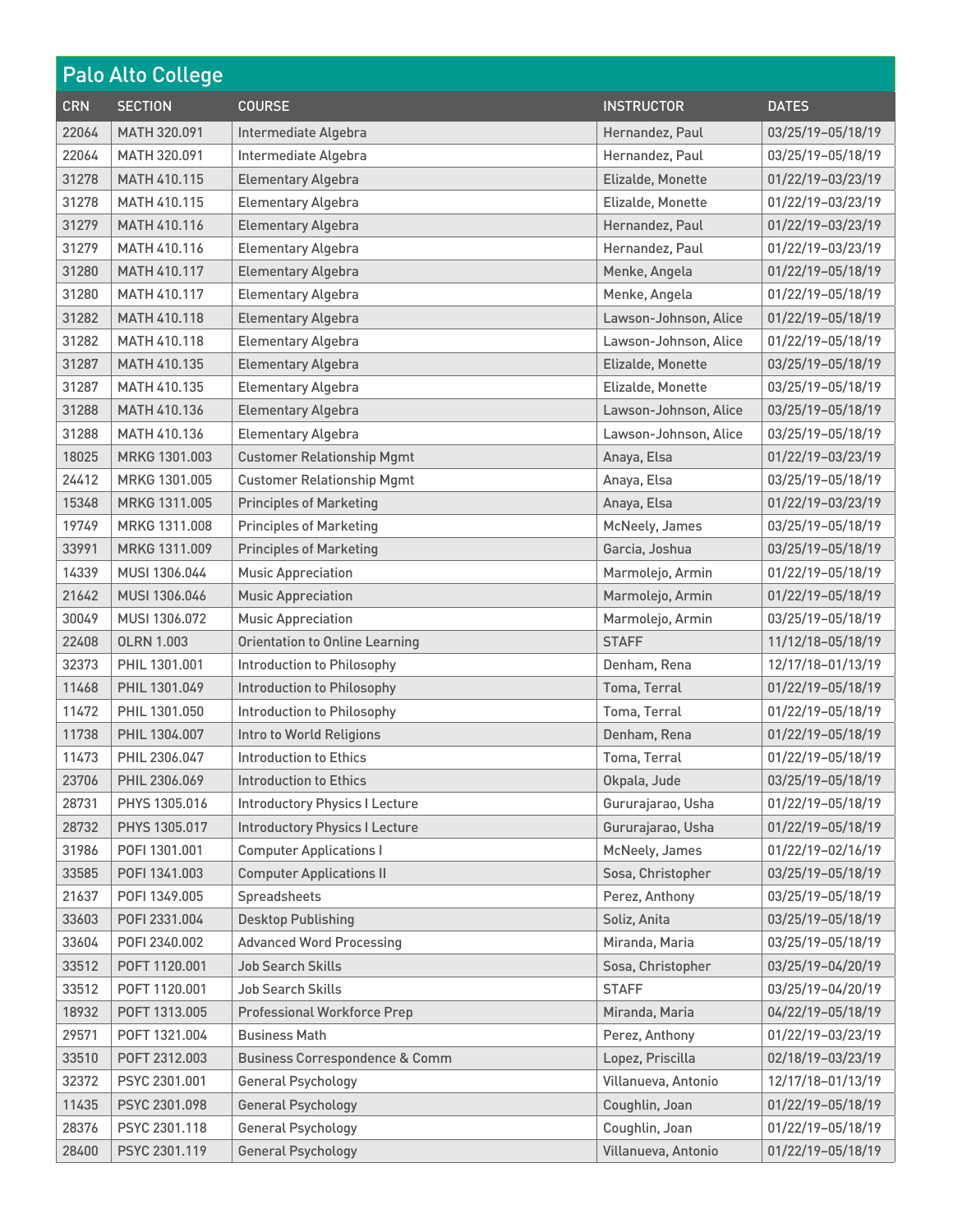## Palo Alto College

| CRN | SECTION | COURSE | INSTRUCTOR | DATES |
|---|---|---|---|---|
| 22064 | MATH 320.091 | Intermediate Algebra | Hernandez, Paul | 03/25/19–05/18/19 |
| 22064 | MATH 320.091 | Intermediate Algebra | Hernandez, Paul | 03/25/19–05/18/19 |
| 31278 | MATH 410.115 | Elementary Algebra | Elizalde, Monette | 01/22/19–03/23/19 |
| 31278 | MATH 410.115 | Elementary Algebra | Elizalde, Monette | 01/22/19–03/23/19 |
| 31279 | MATH 410.116 | Elementary Algebra | Hernandez, Paul | 01/22/19–03/23/19 |
| 31279 | MATH 410.116 | Elementary Algebra | Hernandez, Paul | 01/22/19–03/23/19 |
| 31280 | MATH 410.117 | Elementary Algebra | Menke, Angela | 01/22/19–05/18/19 |
| 31280 | MATH 410.117 | Elementary Algebra | Menke, Angela | 01/22/19–05/18/19 |
| 31282 | MATH 410.118 | Elementary Algebra | Lawson-Johnson, Alice | 01/22/19–05/18/19 |
| 31282 | MATH 410.118 | Elementary Algebra | Lawson-Johnson, Alice | 01/22/19–05/18/19 |
| 31287 | MATH 410.135 | Elementary Algebra | Elizalde, Monette | 03/25/19–05/18/19 |
| 31287 | MATH 410.135 | Elementary Algebra | Elizalde, Monette | 03/25/19–05/18/19 |
| 31288 | MATH 410.136 | Elementary Algebra | Lawson-Johnson, Alice | 03/25/19–05/18/19 |
| 31288 | MATH 410.136 | Elementary Algebra | Lawson-Johnson, Alice | 03/25/19–05/18/19 |
| 18025 | MRKG 1301.003 | Customer Relationship Mgmt | Anaya, Elsa | 01/22/19–03/23/19 |
| 24412 | MRKG 1301.005 | Customer Relationship Mgmt | Anaya, Elsa | 03/25/19–05/18/19 |
| 15348 | MRKG 1311.005 | Principles of Marketing | Anaya, Elsa | 01/22/19–03/23/19 |
| 19749 | MRKG 1311.008 | Principles of Marketing | McNeely, James | 03/25/19–05/18/19 |
| 33991 | MRKG 1311.009 | Principles of Marketing | Garcia, Joshua | 03/25/19–05/18/19 |
| 14339 | MUSI 1306.044 | Music Appreciation | Marmolejo, Armin | 01/22/19–05/18/19 |
| 21642 | MUSI 1306.046 | Music Appreciation | Marmolejo, Armin | 01/22/19–05/18/19 |
| 30049 | MUSI 1306.072 | Music Appreciation | Marmolejo, Armin | 03/25/19–05/18/19 |
| 22408 | OLRN 1.003 | Orientation to Online Learning | STAFF | 11/12/18–05/18/19 |
| 32373 | PHIL 1301.001 | Introduction to Philosophy | Denham, Rena | 12/17/18–01/13/19 |
| 11468 | PHIL 1301.049 | Introduction to Philosophy | Toma, Terral | 01/22/19–05/18/19 |
| 11472 | PHIL 1301.050 | Introduction to Philosophy | Toma, Terral | 01/22/19–05/18/19 |
| 11738 | PHIL 1304.007 | Intro to World Religions | Denham, Rena | 01/22/19–05/18/19 |
| 11473 | PHIL 2306.047 | Introduction to Ethics | Toma, Terral | 01/22/19–05/18/19 |
| 23706 | PHIL 2306.069 | Introduction to Ethics | Okpala, Jude | 03/25/19–05/18/19 |
| 28731 | PHYS 1305.016 | Introductory Physics I Lecture | Gururajarao, Usha | 01/22/19–05/18/19 |
| 28732 | PHYS 1305.017 | Introductory Physics I Lecture | Gururajarao, Usha | 01/22/19–05/18/19 |
| 31986 | POFI 1301.001 | Computer Applications I | McNeely, James | 01/22/19–02/16/19 |
| 33585 | POFI 1341.003 | Computer Applications II | Sosa, Christopher | 03/25/19–05/18/19 |
| 21637 | POFI 1349.005 | Spreadsheets | Perez, Anthony | 03/25/19–05/18/19 |
| 33603 | POFI 2331.004 | Desktop Publishing | Soliz, Anita | 03/25/19–05/18/19 |
| 33604 | POFI 2340.002 | Advanced Word Processing | Miranda, Maria | 03/25/19–05/18/19 |
| 33512 | POFT 1120.001 | Job Search Skills | Sosa, Christopher | 03/25/19–04/20/19 |
| 33512 | POFT 1120.001 | Job Search Skills | STAFF | 03/25/19–04/20/19 |
| 18932 | POFT 1313.005 | Professional Workforce Prep | Miranda, Maria | 04/22/19–05/18/19 |
| 29571 | POFT 1321.004 | Business Math | Perez, Anthony | 01/22/19–03/23/19 |
| 33510 | POFT 2312.003 | Business Correspondence & Comm | Lopez, Priscilla | 02/18/19–03/23/19 |
| 32372 | PSYC 2301.001 | General Psychology | Villanueva, Antonio | 12/17/18–01/13/19 |
| 11435 | PSYC 2301.098 | General Psychology | Coughlin, Joan | 01/22/19–05/18/19 |
| 28376 | PSYC 2301.118 | General Psychology | Coughlin, Joan | 01/22/19–05/18/19 |
| 28400 | PSYC 2301.119 | General Psychology | Villanueva, Antonio | 01/22/19–05/18/19 |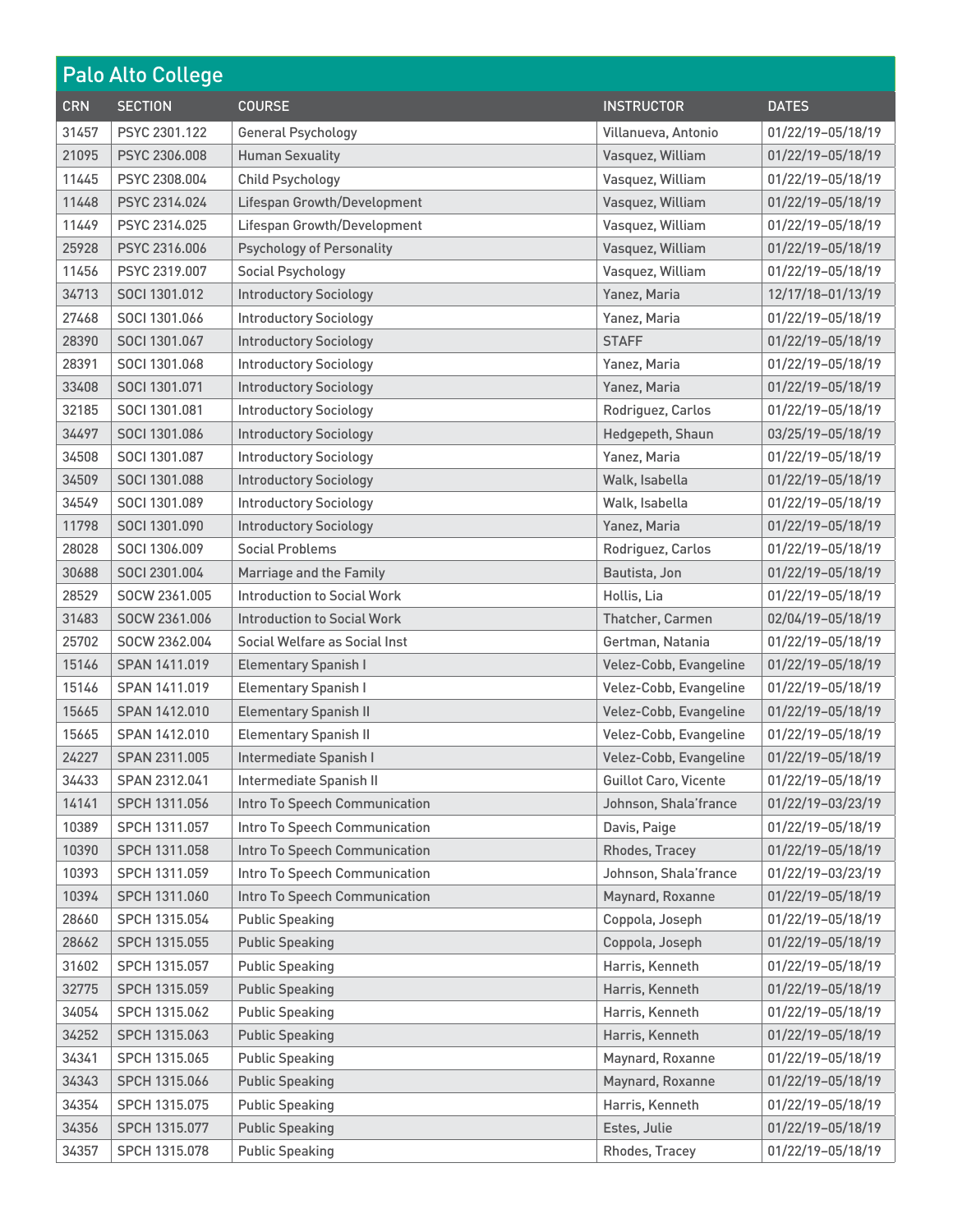## Palo Alto College

| CRN | SECTION | COURSE | INSTRUCTOR | DATES |
|---|---|---|---|---|
| 31457 | PSYC 2301.122 | General Psychology | Villanueva, Antonio | 01/22/19–05/18/19 |
| 21095 | PSYC 2306.008 | Human Sexuality | Vasquez, William | 01/22/19–05/18/19 |
| 11445 | PSYC 2308.004 | Child Psychology | Vasquez, William | 01/22/19–05/18/19 |
| 11448 | PSYC 2314.024 | Lifespan Growth/Development | Vasquez, William | 01/22/19–05/18/19 |
| 11449 | PSYC 2314.025 | Lifespan Growth/Development | Vasquez, William | 01/22/19–05/18/19 |
| 25928 | PSYC 2316.006 | Psychology of Personality | Vasquez, William | 01/22/19–05/18/19 |
| 11456 | PSYC 2319.007 | Social Psychology | Vasquez, William | 01/22/19–05/18/19 |
| 34713 | SOCI 1301.012 | Introductory Sociology | Yanez, Maria | 12/17/18–01/13/19 |
| 27468 | SOCI 1301.066 | Introductory Sociology | Yanez, Maria | 01/22/19–05/18/19 |
| 28390 | SOCI 1301.067 | Introductory Sociology | STAFF | 01/22/19–05/18/19 |
| 28391 | SOCI 1301.068 | Introductory Sociology | Yanez, Maria | 01/22/19–05/18/19 |
| 33408 | SOCI 1301.071 | Introductory Sociology | Yanez, Maria | 01/22/19–05/18/19 |
| 32185 | SOCI 1301.081 | Introductory Sociology | Rodriguez, Carlos | 01/22/19–05/18/19 |
| 34497 | SOCI 1301.086 | Introductory Sociology | Hedgepeth, Shaun | 03/25/19–05/18/19 |
| 34508 | SOCI 1301.087 | Introductory Sociology | Yanez, Maria | 01/22/19–05/18/19 |
| 34509 | SOCI 1301.088 | Introductory Sociology | Walk, Isabella | 01/22/19–05/18/19 |
| 34549 | SOCI 1301.089 | Introductory Sociology | Walk, Isabella | 01/22/19–05/18/19 |
| 11798 | SOCI 1301.090 | Introductory Sociology | Yanez, Maria | 01/22/19–05/18/19 |
| 28028 | SOCI 1306.009 | Social Problems | Rodriguez, Carlos | 01/22/19–05/18/19 |
| 30688 | SOCI 2301.004 | Marriage and the Family | Bautista, Jon | 01/22/19–05/18/19 |
| 28529 | SOCW 2361.005 | Introduction to Social Work | Hollis, Lia | 01/22/19–05/18/19 |
| 31483 | SOCW 2361.006 | Introduction to Social Work | Thatcher, Carmen | 02/04/19–05/18/19 |
| 25702 | SOCW 2362.004 | Social Welfare as Social Inst | Gertman, Natania | 01/22/19–05/18/19 |
| 15146 | SPAN 1411.019 | Elementary Spanish I | Velez-Cobb, Evangeline | 01/22/19–05/18/19 |
| 15146 | SPAN 1411.019 | Elementary Spanish I | Velez-Cobb, Evangeline | 01/22/19–05/18/19 |
| 15665 | SPAN 1412.010 | Elementary Spanish II | Velez-Cobb, Evangeline | 01/22/19–05/18/19 |
| 15665 | SPAN 1412.010 | Elementary Spanish II | Velez-Cobb, Evangeline | 01/22/19–05/18/19 |
| 24227 | SPAN 2311.005 | Intermediate Spanish I | Velez-Cobb, Evangeline | 01/22/19–05/18/19 |
| 34433 | SPAN 2312.041 | Intermediate Spanish II | Guillot Caro, Vicente | 01/22/19–05/18/19 |
| 14141 | SPCH 1311.056 | Intro To Speech Communication | Johnson, Shala'france | 01/22/19–03/23/19 |
| 10389 | SPCH 1311.057 | Intro To Speech Communication | Davis, Paige | 01/22/19–05/18/19 |
| 10390 | SPCH 1311.058 | Intro To Speech Communication | Rhodes, Tracey | 01/22/19–05/18/19 |
| 10393 | SPCH 1311.059 | Intro To Speech Communication | Johnson, Shala'france | 01/22/19–03/23/19 |
| 10394 | SPCH 1311.060 | Intro To Speech Communication | Maynard, Roxanne | 01/22/19–05/18/19 |
| 28660 | SPCH 1315.054 | Public Speaking | Coppola, Joseph | 01/22/19–05/18/19 |
| 28662 | SPCH 1315.055 | Public Speaking | Coppola, Joseph | 01/22/19–05/18/19 |
| 31602 | SPCH 1315.057 | Public Speaking | Harris, Kenneth | 01/22/19–05/18/19 |
| 32775 | SPCH 1315.059 | Public Speaking | Harris, Kenneth | 01/22/19–05/18/19 |
| 34054 | SPCH 1315.062 | Public Speaking | Harris, Kenneth | 01/22/19–05/18/19 |
| 34252 | SPCH 1315.063 | Public Speaking | Harris, Kenneth | 01/22/19–05/18/19 |
| 34341 | SPCH 1315.065 | Public Speaking | Maynard, Roxanne | 01/22/19–05/18/19 |
| 34343 | SPCH 1315.066 | Public Speaking | Maynard, Roxanne | 01/22/19–05/18/19 |
| 34354 | SPCH 1315.075 | Public Speaking | Harris, Kenneth | 01/22/19–05/18/19 |
| 34356 | SPCH 1315.077 | Public Speaking | Estes, Julie | 01/22/19–05/18/19 |
| 34357 | SPCH 1315.078 | Public Speaking | Rhodes, Tracey | 01/22/19–05/18/19 |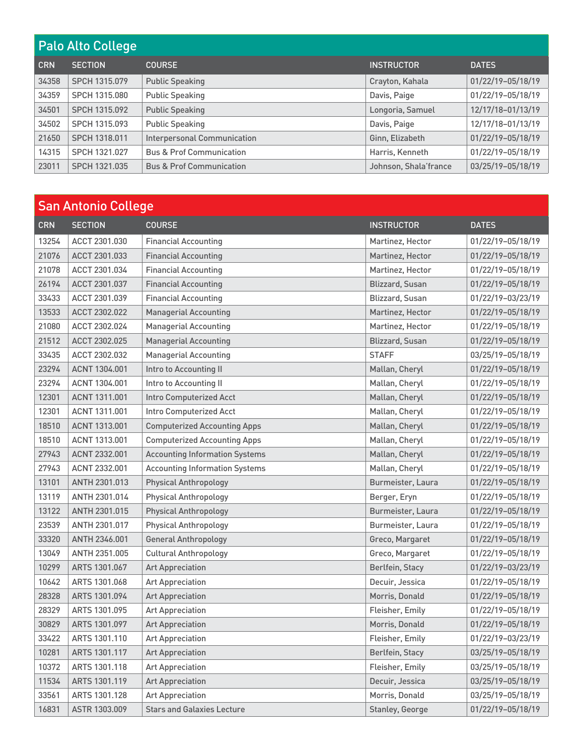## Palo Alto College

| CRN | SECTION | COURSE | INSTRUCTOR | DATES |
|---|---|---|---|---|
| 34358 | SPCH 1315.079 | Public Speaking | Crayton, Kahala | 01/22/19–05/18/19 |
| 34359 | SPCH 1315.080 | Public Speaking | Davis, Paige | 01/22/19–05/18/19 |
| 34501 | SPCH 1315.092 | Public Speaking | Longoria, Samuel | 12/17/18–01/13/19 |
| 34502 | SPCH 1315.093 | Public Speaking | Davis, Paige | 12/17/18–01/13/19 |
| 21650 | SPCH 1318.011 | Interpersonal Communication | Ginn, Elizabeth | 01/22/19–05/18/19 |
| 14315 | SPCH 1321.027 | Bus & Prof Communication | Harris, Kenneth | 01/22/19–05/18/19 |
| 23011 | SPCH 1321.035 | Bus & Prof Communication | Johnson, Shala'france | 03/25/19–05/18/19 |

## San Antonio College

| CRN | SECTION | COURSE | INSTRUCTOR | DATES |
|---|---|---|---|---|
| 13254 | ACCT 2301.030 | Financial Accounting | Martinez, Hector | 01/22/19–05/18/19 |
| 21076 | ACCT 2301.033 | Financial Accounting | Martinez, Hector | 01/22/19–05/18/19 |
| 21078 | ACCT 2301.034 | Financial Accounting | Martinez, Hector | 01/22/19–05/18/19 |
| 26194 | ACCT 2301.037 | Financial Accounting | Blizzard, Susan | 01/22/19–05/18/19 |
| 33433 | ACCT 2301.039 | Financial Accounting | Blizzard, Susan | 01/22/19–03/23/19 |
| 13533 | ACCT 2302.022 | Managerial Accounting | Martinez, Hector | 01/22/19–05/18/19 |
| 21080 | ACCT 2302.024 | Managerial Accounting | Martinez, Hector | 01/22/19–05/18/19 |
| 21512 | ACCT 2302.025 | Managerial Accounting | Blizzard, Susan | 01/22/19–05/18/19 |
| 33435 | ACCT 2302.032 | Managerial Accounting | STAFF | 03/25/19–05/18/19 |
| 23294 | ACNT 1304.001 | Intro to Accounting II | Mallan, Cheryl | 01/22/19–05/18/19 |
| 23294 | ACNT 1304.001 | Intro to Accounting II | Mallan, Cheryl | 01/22/19–05/18/19 |
| 12301 | ACNT 1311.001 | Intro Computerized Acct | Mallan, Cheryl | 01/22/19–05/18/19 |
| 12301 | ACNT 1311.001 | Intro Computerized Acct | Mallan, Cheryl | 01/22/19–05/18/19 |
| 18510 | ACNT 1313.001 | Computerized Accounting Apps | Mallan, Cheryl | 01/22/19–05/18/19 |
| 18510 | ACNT 1313.001 | Computerized Accounting Apps | Mallan, Cheryl | 01/22/19–05/18/19 |
| 27943 | ACNT 2332.001 | Accounting Information Systems | Mallan, Cheryl | 01/22/19–05/18/19 |
| 27943 | ACNT 2332.001 | Accounting Information Systems | Mallan, Cheryl | 01/22/19–05/18/19 |
| 13101 | ANTH 2301.013 | Physical Anthropology | Burmeister, Laura | 01/22/19–05/18/19 |
| 13119 | ANTH 2301.014 | Physical Anthropology | Berger, Eryn | 01/22/19–05/18/19 |
| 13122 | ANTH 2301.015 | Physical Anthropology | Burmeister, Laura | 01/22/19–05/18/19 |
| 23539 | ANTH 2301.017 | Physical Anthropology | Burmeister, Laura | 01/22/19–05/18/19 |
| 33320 | ANTH 2346.001 | General Anthropology | Greco, Margaret | 01/22/19–05/18/19 |
| 13049 | ANTH 2351.005 | Cultural Anthropology | Greco, Margaret | 01/22/19–05/18/19 |
| 10299 | ARTS 1301.067 | Art Appreciation | Berlfein, Stacy | 01/22/19–03/23/19 |
| 10642 | ARTS 1301.068 | Art Appreciation | Decuir, Jessica | 01/22/19–05/18/19 |
| 28328 | ARTS 1301.094 | Art Appreciation | Morris, Donald | 01/22/19–05/18/19 |
| 28329 | ARTS 1301.095 | Art Appreciation | Fleisher, Emily | 01/22/19–05/18/19 |
| 30829 | ARTS 1301.097 | Art Appreciation | Morris, Donald | 01/22/19–05/18/19 |
| 33422 | ARTS 1301.110 | Art Appreciation | Fleisher, Emily | 01/22/19–03/23/19 |
| 10281 | ARTS 1301.117 | Art Appreciation | Berlfein, Stacy | 03/25/19–05/18/19 |
| 10372 | ARTS 1301.118 | Art Appreciation | Fleisher, Emily | 03/25/19–05/18/19 |
| 11534 | ARTS 1301.119 | Art Appreciation | Decuir, Jessica | 03/25/19–05/18/19 |
| 33561 | ARTS 1301.128 | Art Appreciation | Morris, Donald | 03/25/19–05/18/19 |
| 16831 | ASTR 1303.009 | Stars and Galaxies Lecture | Stanley, George | 01/22/19–05/18/19 |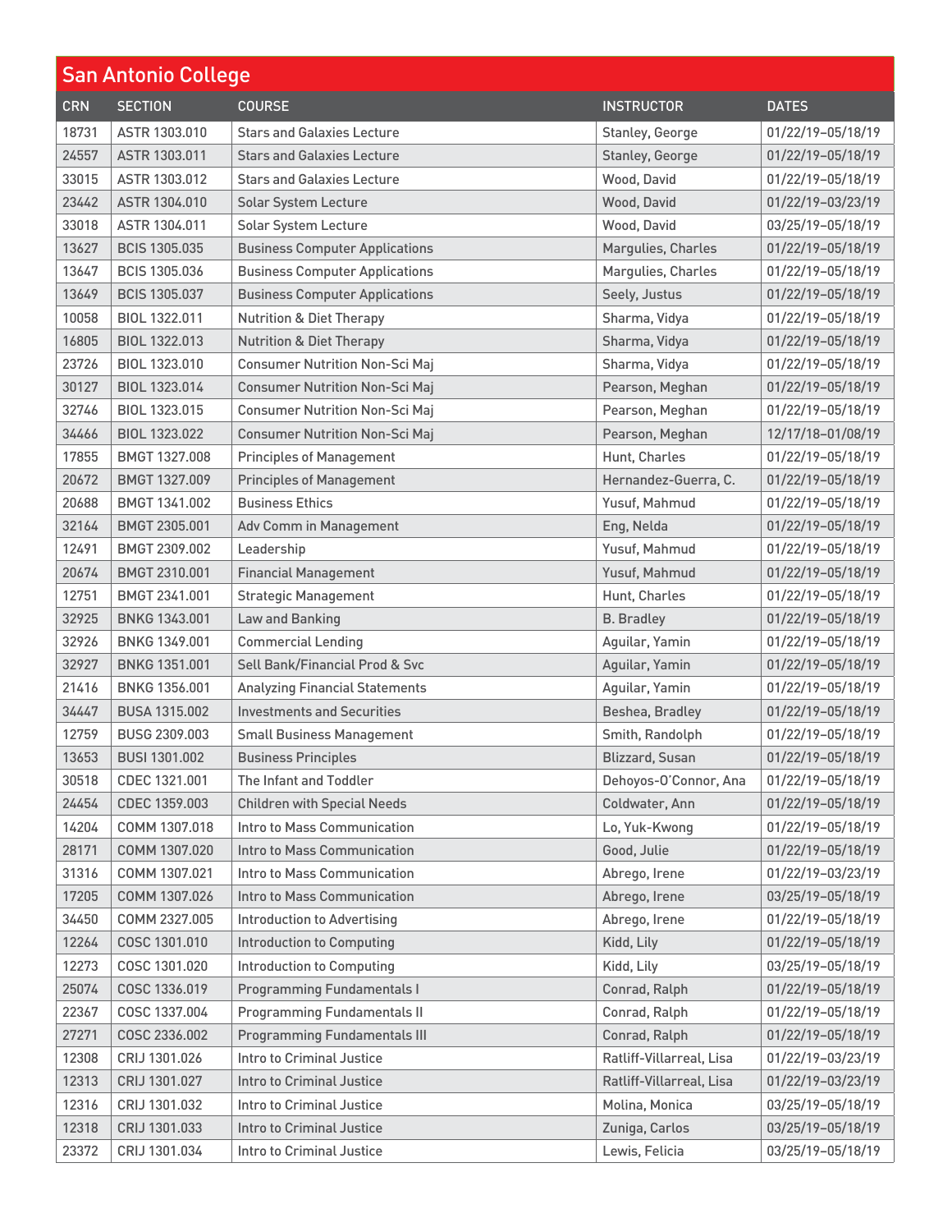## San Antonio College

| CRN | SECTION | COURSE | INSTRUCTOR | DATES |
|---|---|---|---|---|
| 18731 | ASTR 1303.010 | Stars and Galaxies Lecture | Stanley, George | 01/22/19–05/18/19 |
| 24557 | ASTR 1303.011 | Stars and Galaxies Lecture | Stanley, George | 01/22/19–05/18/19 |
| 33015 | ASTR 1303.012 | Stars and Galaxies Lecture | Wood, David | 01/22/19–05/18/19 |
| 23442 | ASTR 1304.010 | Solar System Lecture | Wood, David | 01/22/19–03/23/19 |
| 33018 | ASTR 1304.011 | Solar System Lecture | Wood, David | 03/25/19–05/18/19 |
| 13627 | BCIS 1305.035 | Business Computer Applications | Margulies, Charles | 01/22/19–05/18/19 |
| 13647 | BCIS 1305.036 | Business Computer Applications | Margulies, Charles | 01/22/19–05/18/19 |
| 13649 | BCIS 1305.037 | Business Computer Applications | Seely, Justus | 01/22/19–05/18/19 |
| 10058 | BIOL 1322.011 | Nutrition & Diet Therapy | Sharma, Vidya | 01/22/19–05/18/19 |
| 16805 | BIOL 1322.013 | Nutrition & Diet Therapy | Sharma, Vidya | 01/22/19–05/18/19 |
| 23726 | BIOL 1323.010 | Consumer Nutrition Non-Sci Maj | Sharma, Vidya | 01/22/19–05/18/19 |
| 30127 | BIOL 1323.014 | Consumer Nutrition Non-Sci Maj | Pearson, Meghan | 01/22/19–05/18/19 |
| 32746 | BIOL 1323.015 | Consumer Nutrition Non-Sci Maj | Pearson, Meghan | 01/22/19–05/18/19 |
| 34466 | BIOL 1323.022 | Consumer Nutrition Non-Sci Maj | Pearson, Meghan | 12/17/18–01/08/19 |
| 17855 | BMGT 1327.008 | Principles of Management | Hunt, Charles | 01/22/19–05/18/19 |
| 20672 | BMGT 1327.009 | Principles of Management | Hernandez-Guerra, C. | 01/22/19–05/18/19 |
| 20688 | BMGT 1341.002 | Business Ethics | Yusuf, Mahmud | 01/22/19–05/18/19 |
| 32164 | BMGT 2305.001 | Adv Comm in Management | Eng, Nelda | 01/22/19–05/18/19 |
| 12491 | BMGT 2309.002 | Leadership | Yusuf, Mahmud | 01/22/19–05/18/19 |
| 20674 | BMGT 2310.001 | Financial Management | Yusuf, Mahmud | 01/22/19–05/18/19 |
| 12751 | BMGT 2341.001 | Strategic Management | Hunt, Charles | 01/22/19–05/18/19 |
| 32925 | BNKG 1343.001 | Law and Banking | B. Bradley | 01/22/19–05/18/19 |
| 32926 | BNKG 1349.001 | Commercial Lending | Aguilar, Yamin | 01/22/19–05/18/19 |
| 32927 | BNKG 1351.001 | Sell Bank/Financial Prod & Svc | Aguilar, Yamin | 01/22/19–05/18/19 |
| 21416 | BNKG 1356.001 | Analyzing Financial Statements | Aguilar, Yamin | 01/22/19–05/18/19 |
| 34447 | BUSA 1315.002 | Investments and Securities | Beshea, Bradley | 01/22/19–05/18/19 |
| 12759 | BUSG 2309.003 | Small Business Management | Smith, Randolph | 01/22/19–05/18/19 |
| 13653 | BUSI 1301.002 | Business Principles | Blizzard, Susan | 01/22/19–05/18/19 |
| 30518 | CDEC 1321.001 | The Infant and Toddler | Dehoyos-O'Connor, Ana | 01/22/19–05/18/19 |
| 24454 | CDEC 1359.003 | Children with Special Needs | Coldwater, Ann | 01/22/19–05/18/19 |
| 14204 | COMM 1307.018 | Intro to Mass Communication | Lo, Yuk-Kwong | 01/22/19–05/18/19 |
| 28171 | COMM 1307.020 | Intro to Mass Communication | Good, Julie | 01/22/19–05/18/19 |
| 31316 | COMM 1307.021 | Intro to Mass Communication | Abrego, Irene | 01/22/19–03/23/19 |
| 17205 | COMM 1307.026 | Intro to Mass Communication | Abrego, Irene | 03/25/19–05/18/19 |
| 34450 | COMM 2327.005 | Introduction to Advertising | Abrego, Irene | 01/22/19–05/18/19 |
| 12264 | COSC 1301.010 | Introduction to Computing | Kidd, Lily | 01/22/19–05/18/19 |
| 12273 | COSC 1301.020 | Introduction to Computing | Kidd, Lily | 03/25/19–05/18/19 |
| 25074 | COSC 1336.019 | Programming Fundamentals I | Conrad, Ralph | 01/22/19–05/18/19 |
| 22367 | COSC 1337.004 | Programming Fundamentals II | Conrad, Ralph | 01/22/19–05/18/19 |
| 27271 | COSC 2336.002 | Programming Fundamentals III | Conrad, Ralph | 01/22/19–05/18/19 |
| 12308 | CRIJ 1301.026 | Intro to Criminal Justice | Ratliff-Villarreal, Lisa | 01/22/19–03/23/19 |
| 12313 | CRIJ 1301.027 | Intro to Criminal Justice | Ratliff-Villarreal, Lisa | 01/22/19–03/23/19 |
| 12316 | CRIJ 1301.032 | Intro to Criminal Justice | Molina, Monica | 03/25/19–05/18/19 |
| 12318 | CRIJ 1301.033 | Intro to Criminal Justice | Zuniga, Carlos | 03/25/19–05/18/19 |
| 23372 | CRIJ 1301.034 | Intro to Criminal Justice | Lewis, Felicia | 03/25/19–05/18/19 |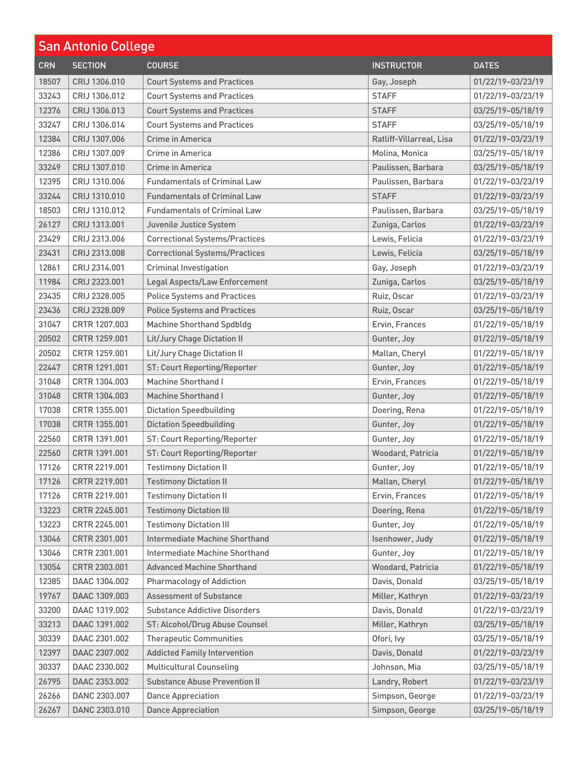## San Antonio College

| CRN | SECTION | COURSE | INSTRUCTOR | DATES |
|---|---|---|---|---|
| 18507 | CRIJ 1306.010 | Court Systems and Practices | Gay, Joseph | 01/22/19–03/23/19 |
| 33243 | CRIJ 1306.012 | Court Systems and Practices | STAFF | 01/22/19–03/23/19 |
| 12376 | CRIJ 1306.013 | Court Systems and Practices | STAFF | 03/25/19–05/18/19 |
| 33247 | CRIJ 1306.014 | Court Systems and Practices | STAFF | 03/25/19–05/18/19 |
| 12384 | CRIJ 1307.006 | Crime in America | Ratliff-Villarreal, Lisa | 01/22/19–03/23/19 |
| 12386 | CRIJ 1307.009 | Crime in America | Molina, Monica | 03/25/19–05/18/19 |
| 33249 | CRIJ 1307.010 | Crime in America | Paulissen, Barbara | 03/25/19–05/18/19 |
| 12395 | CRIJ 1310.006 | Fundamentals of Criminal Law | Paulissen, Barbara | 01/22/19–03/23/19 |
| 33244 | CRIJ 1310.010 | Fundamentals of Criminal Law | STAFF | 01/22/19–03/23/19 |
| 18503 | CRIJ 1310.012 | Fundamentals of Criminal Law | Paulissen, Barbara | 03/25/19–05/18/19 |
| 26127 | CRIJ 1313.001 | Juvenile Justice System | Zuniga, Carlos | 01/22/19–03/23/19 |
| 23429 | CRIJ 2313.006 | Correctional Systems/Practices | Lewis, Felicia | 01/22/19–03/23/19 |
| 23431 | CRIJ 2313.008 | Correctional Systems/Practices | Lewis, Felicia | 03/25/19–05/18/19 |
| 12861 | CRIJ 2314.001 | Criminal Investigation | Gay, Joseph | 01/22/19–03/23/19 |
| 11984 | CRIJ 2323.001 | Legal Aspects/Law Enforcement | Zuniga, Carlos | 03/25/19–05/18/19 |
| 23435 | CRIJ 2328.005 | Police Systems and Practices | Ruiz, Oscar | 01/22/19–03/23/19 |
| 23436 | CRIJ 2328.009 | Police Systems and Practices | Ruiz, Oscar | 03/25/19–05/18/19 |
| 31047 | CRTR 1207.003 | Machine Shorthand Spdbldg | Ervin, Frances | 01/22/19–05/18/19 |
| 20502 | CRTR 1259.001 | Lit/Jury Chage Dictation II | Gunter, Joy | 01/22/19–05/18/19 |
| 20502 | CRTR 1259.001 | Lit/Jury Chage Dictation II | Mallan, Cheryl | 01/22/19–05/18/19 |
| 22447 | CRTR 1291.001 | ST: Court Reporting/Reporter | Gunter, Joy | 01/22/19–05/18/19 |
| 31048 | CRTR 1304.003 | Machine Shorthand I | Ervin, Frances | 01/22/19–05/18/19 |
| 31048 | CRTR 1304.003 | Machine Shorthand I | Gunter, Joy | 01/22/19–05/18/19 |
| 17038 | CRTR 1355.001 | Dictation Speedbuilding | Doering, Rena | 01/22/19–05/18/19 |
| 17038 | CRTR 1355.001 | Dictation Speedbuilding | Gunter, Joy | 01/22/19–05/18/19 |
| 22560 | CRTR 1391.001 | ST: Court Reporting/Reporter | Gunter, Joy | 01/22/19–05/18/19 |
| 22560 | CRTR 1391.001 | ST: Court Reporting/Reporter | Woodard, Patricia | 01/22/19–05/18/19 |
| 17126 | CRTR 2219.001 | Testimony Dictation II | Gunter, Joy | 01/22/19–05/18/19 |
| 17126 | CRTR 2219.001 | Testimony Dictation II | Mallan, Cheryl | 01/22/19–05/18/19 |
| 17126 | CRTR 2219.001 | Testimony Dictation II | Ervin, Frances | 01/22/19–05/18/19 |
| 13223 | CRTR 2245.001 | Testimony Dictation III | Doering, Rena | 01/22/19–05/18/19 |
| 13223 | CRTR 2245.001 | Testimony Dictation III | Gunter, Joy | 01/22/19–05/18/19 |
| 13046 | CRTR 2301.001 | Intermediate Machine Shorthand | Isenhower, Judy | 01/22/19–05/18/19 |
| 13046 | CRTR 2301.001 | Intermediate Machine Shorthand | Gunter, Joy | 01/22/19–05/18/19 |
| 13054 | CRTR 2303.001 | Advanced Machine Shorthand | Woodard, Patricia | 01/22/19–05/18/19 |
| 12385 | DAAC 1304.002 | Pharmacology of Addiction | Davis, Donald | 03/25/19–05/18/19 |
| 19767 | DAAC 1309.003 | Assessment of Substance | Miller, Kathryn | 01/22/19–03/23/19 |
| 33200 | DAAC 1319.002 | Substance Addictive Disorders | Davis, Donald | 01/22/19–03/23/19 |
| 33213 | DAAC 1391.002 | ST: Alcohol/Drug Abuse Counsel | Miller, Kathryn | 03/25/19–05/18/19 |
| 30339 | DAAC 2301.002 | Therapeutic Communities | Ofori, Ivy | 03/25/19–05/18/19 |
| 12397 | DAAC 2307.002 | Addicted Family Intervention | Davis, Donald | 01/22/19–03/23/19 |
| 30337 | DAAC 2330.002 | Multicultural Counseling | Johnson, Mia | 03/25/19–05/18/19 |
| 26795 | DAAC 2353.002 | Substance Abuse Prevention II | Landry, Robert | 01/22/19–03/23/19 |
| 26266 | DANC 2303.007 | Dance Appreciation | Simpson, George | 01/22/19–03/23/19 |
| 26267 | DANC 2303.010 | Dance Appreciation | Simpson, George | 03/25/19–05/18/19 |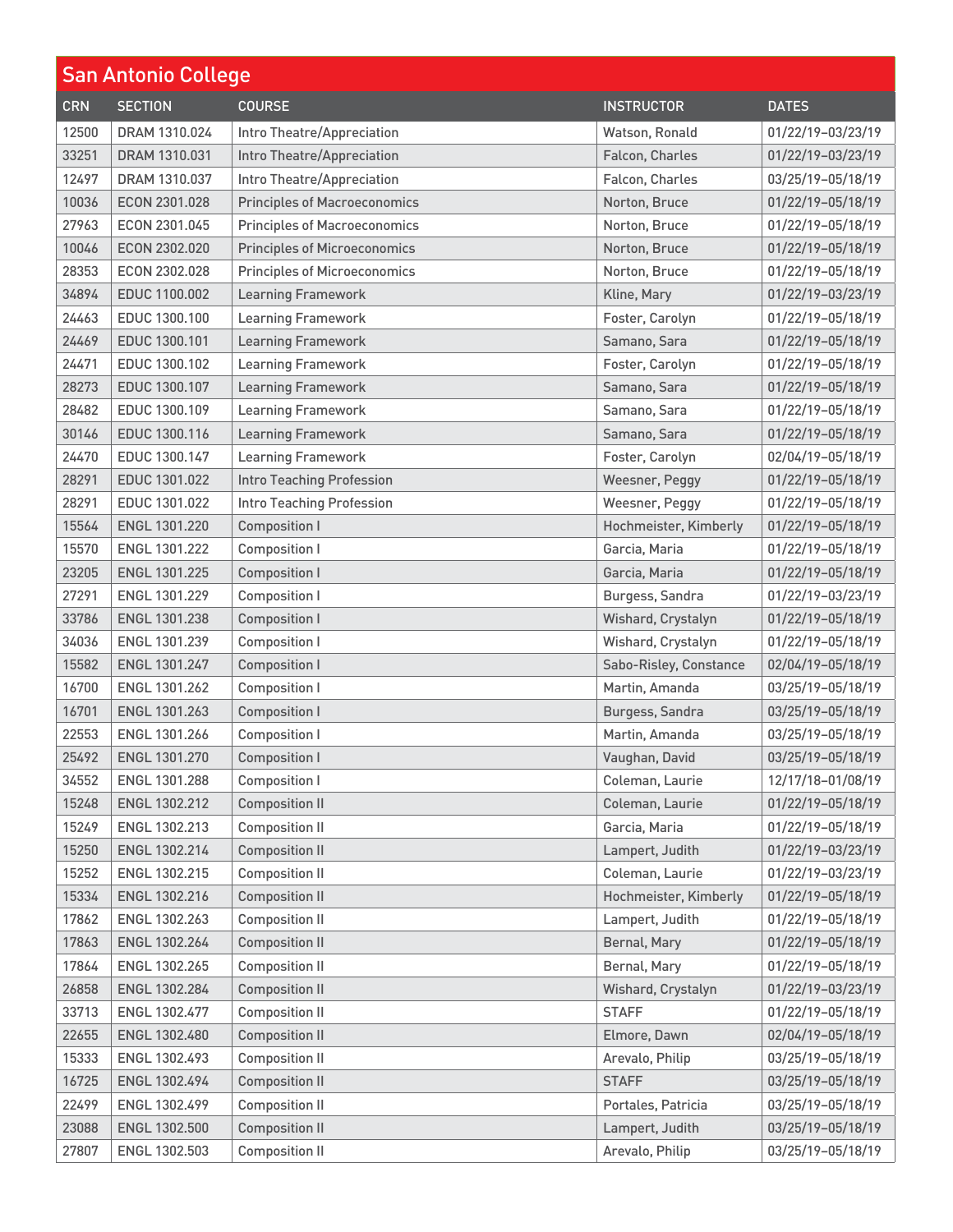## San Antonio College

| CRN | SECTION | COURSE | INSTRUCTOR | DATES |
|---|---|---|---|---|
| 12500 | DRAM 1310.024 | Intro Theatre/Appreciation | Watson, Ronald | 01/22/19–03/23/19 |
| 33251 | DRAM 1310.031 | Intro Theatre/Appreciation | Falcon, Charles | 01/22/19–03/23/19 |
| 12497 | DRAM 1310.037 | Intro Theatre/Appreciation | Falcon, Charles | 03/25/19–05/18/19 |
| 10036 | ECON 2301.028 | Principles of Macroeconomics | Norton, Bruce | 01/22/19–05/18/19 |
| 27963 | ECON 2301.045 | Principles of Macroeconomics | Norton, Bruce | 01/22/19–05/18/19 |
| 10046 | ECON 2302.020 | Principles of Microeconomics | Norton, Bruce | 01/22/19–05/18/19 |
| 28353 | ECON 2302.028 | Principles of Microeconomics | Norton, Bruce | 01/22/19–05/18/19 |
| 34894 | EDUC 1100.002 | Learning Framework | Kline, Mary | 01/22/19–03/23/19 |
| 24463 | EDUC 1300.100 | Learning Framework | Foster, Carolyn | 01/22/19–05/18/19 |
| 24469 | EDUC 1300.101 | Learning Framework | Samano, Sara | 01/22/19–05/18/19 |
| 24471 | EDUC 1300.102 | Learning Framework | Foster, Carolyn | 01/22/19–05/18/19 |
| 28273 | EDUC 1300.107 | Learning Framework | Samano, Sara | 01/22/19–05/18/19 |
| 28482 | EDUC 1300.109 | Learning Framework | Samano, Sara | 01/22/19–05/18/19 |
| 30146 | EDUC 1300.116 | Learning Framework | Samano, Sara | 01/22/19–05/18/19 |
| 24470 | EDUC 1300.147 | Learning Framework | Foster, Carolyn | 02/04/19–05/18/19 |
| 28291 | EDUC 1301.022 | Intro Teaching Profession | Weesner, Peggy | 01/22/19–05/18/19 |
| 28291 | EDUC 1301.022 | Intro Teaching Profession | Weesner, Peggy | 01/22/19–05/18/19 |
| 15564 | ENGL 1301.220 | Composition I | Hochmeister, Kimberly | 01/22/19–05/18/19 |
| 15570 | ENGL 1301.222 | Composition I | Garcia, Maria | 01/22/19–05/18/19 |
| 23205 | ENGL 1301.225 | Composition I | Garcia, Maria | 01/22/19–05/18/19 |
| 27291 | ENGL 1301.229 | Composition I | Burgess, Sandra | 01/22/19–03/23/19 |
| 33786 | ENGL 1301.238 | Composition I | Wishard, Crystalyn | 01/22/19–05/18/19 |
| 34036 | ENGL 1301.239 | Composition I | Wishard, Crystalyn | 01/22/19–05/18/19 |
| 15582 | ENGL 1301.247 | Composition I | Sabo-Risley, Constance | 02/04/19–05/18/19 |
| 16700 | ENGL 1301.262 | Composition I | Martin, Amanda | 03/25/19–05/18/19 |
| 16701 | ENGL 1301.263 | Composition I | Burgess, Sandra | 03/25/19–05/18/19 |
| 22553 | ENGL 1301.266 | Composition I | Martin, Amanda | 03/25/19–05/18/19 |
| 25492 | ENGL 1301.270 | Composition I | Vaughan, David | 03/25/19–05/18/19 |
| 34552 | ENGL 1301.288 | Composition I | Coleman, Laurie | 12/17/18–01/08/19 |
| 15248 | ENGL 1302.212 | Composition II | Coleman, Laurie | 01/22/19–05/18/19 |
| 15249 | ENGL 1302.213 | Composition II | Garcia, Maria | 01/22/19–05/18/19 |
| 15250 | ENGL 1302.214 | Composition II | Lampert, Judith | 01/22/19–03/23/19 |
| 15252 | ENGL 1302.215 | Composition II | Coleman, Laurie | 01/22/19–03/23/19 |
| 15334 | ENGL 1302.216 | Composition II | Hochmeister, Kimberly | 01/22/19–05/18/19 |
| 17862 | ENGL 1302.263 | Composition II | Lampert, Judith | 01/22/19–05/18/19 |
| 17863 | ENGL 1302.264 | Composition II | Bernal, Mary | 01/22/19–05/18/19 |
| 17864 | ENGL 1302.265 | Composition II | Bernal, Mary | 01/22/19–05/18/19 |
| 26858 | ENGL 1302.284 | Composition II | Wishard, Crystalyn | 01/22/19–03/23/19 |
| 33713 | ENGL 1302.477 | Composition II | STAFF | 01/22/19–05/18/19 |
| 22655 | ENGL 1302.480 | Composition II | Elmore, Dawn | 02/04/19–05/18/19 |
| 15333 | ENGL 1302.493 | Composition II | Arevalo, Philip | 03/25/19–05/18/19 |
| 16725 | ENGL 1302.494 | Composition II | STAFF | 03/25/19–05/18/19 |
| 22499 | ENGL 1302.499 | Composition II | Portales, Patricia | 03/25/19–05/18/19 |
| 23088 | ENGL 1302.500 | Composition II | Lampert, Judith | 03/25/19–05/18/19 |
| 27807 | ENGL 1302.503 | Composition II | Arevalo, Philip | 03/25/19–05/18/19 |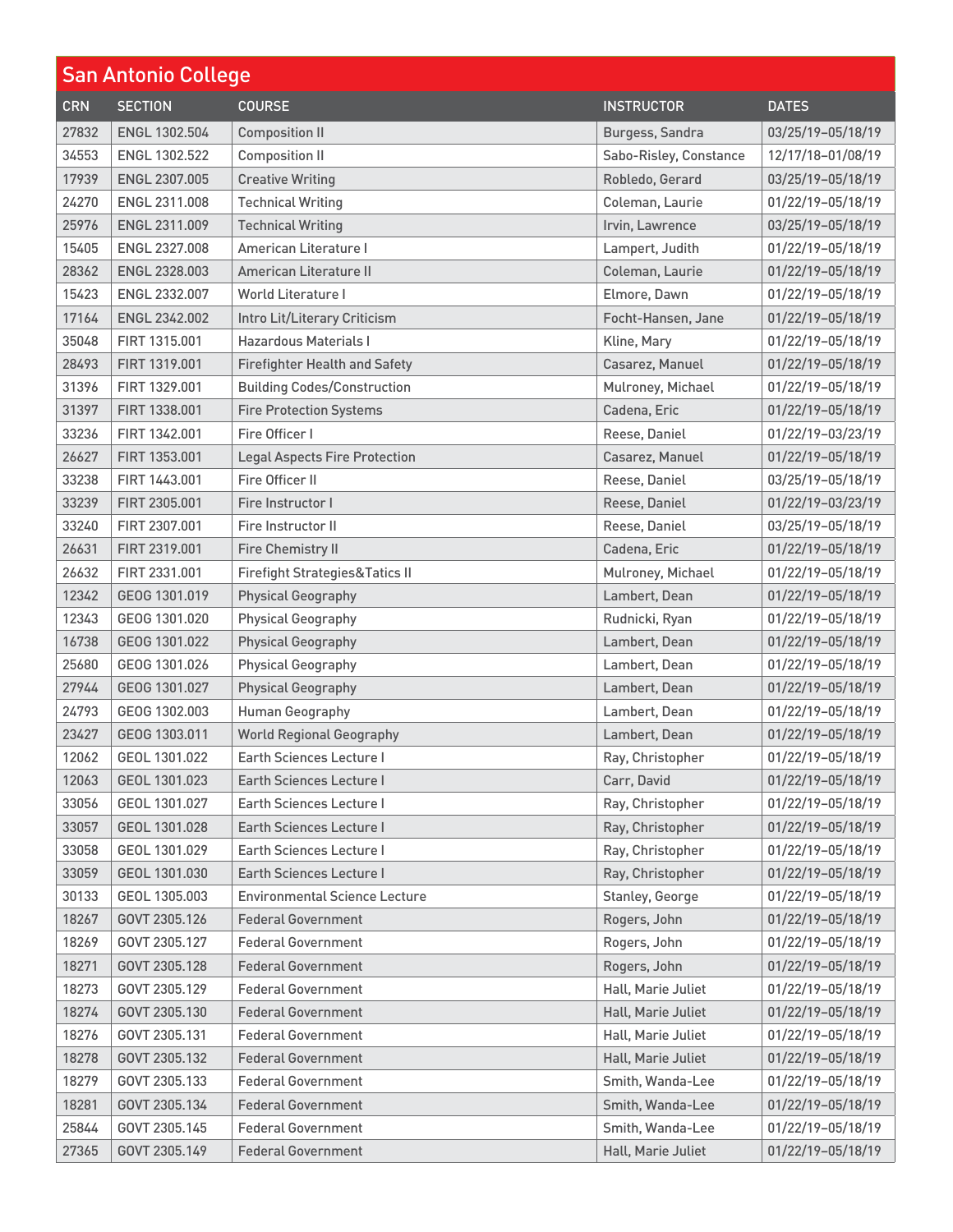## San Antonio College

| CRN | SECTION | COURSE | INSTRUCTOR | DATES |
|---|---|---|---|---|
| 27832 | ENGL 1302.504 | Composition II | Burgess, Sandra | 03/25/19–05/18/19 |
| 34553 | ENGL 1302.522 | Composition II | Sabo-Risley, Constance | 12/17/18–01/08/19 |
| 17939 | ENGL 2307.005 | Creative Writing | Robledo, Gerard | 03/25/19–05/18/19 |
| 24270 | ENGL 2311.008 | Technical Writing | Coleman, Laurie | 01/22/19–05/18/19 |
| 25976 | ENGL 2311.009 | Technical Writing | Irvin, Lawrence | 03/25/19–05/18/19 |
| 15405 | ENGL 2327.008 | American Literature I | Lampert, Judith | 01/22/19–05/18/19 |
| 28362 | ENGL 2328.003 | American Literature II | Coleman, Laurie | 01/22/19–05/18/19 |
| 15423 | ENGL 2332.007 | World Literature I | Elmore, Dawn | 01/22/19–05/18/19 |
| 17164 | ENGL 2342.002 | Intro Lit/Literary Criticism | Focht-Hansen, Jane | 01/22/19–05/18/19 |
| 35048 | FIRT 1315.001 | Hazardous Materials I | Kline, Mary | 01/22/19–05/18/19 |
| 28493 | FIRT 1319.001 | Firefighter Health and Safety | Casarez, Manuel | 01/22/19–05/18/19 |
| 31396 | FIRT 1329.001 | Building Codes/Construction | Mulroney, Michael | 01/22/19–05/18/19 |
| 31397 | FIRT 1338.001 | Fire Protection Systems | Cadena, Eric | 01/22/19–05/18/19 |
| 33236 | FIRT 1342.001 | Fire Officer I | Reese, Daniel | 01/22/19–03/23/19 |
| 26627 | FIRT 1353.001 | Legal Aspects Fire Protection | Casarez, Manuel | 01/22/19–05/18/19 |
| 33238 | FIRT 1443.001 | Fire Officer II | Reese, Daniel | 03/25/19–05/18/19 |
| 33239 | FIRT 2305.001 | Fire Instructor I | Reese, Daniel | 01/22/19–03/23/19 |
| 33240 | FIRT 2307.001 | Fire Instructor II | Reese, Daniel | 03/25/19–05/18/19 |
| 26631 | FIRT 2319.001 | Fire Chemistry II | Cadena, Eric | 01/22/19–05/18/19 |
| 26632 | FIRT 2331.001 | Firefight Strategies&Tatics II | Mulroney, Michael | 01/22/19–05/18/19 |
| 12342 | GEOG 1301.019 | Physical Geography | Lambert, Dean | 01/22/19–05/18/19 |
| 12343 | GEOG 1301.020 | Physical Geography | Rudnicki, Ryan | 01/22/19–05/18/19 |
| 16738 | GEOG 1301.022 | Physical Geography | Lambert, Dean | 01/22/19–05/18/19 |
| 25680 | GEOG 1301.026 | Physical Geography | Lambert, Dean | 01/22/19–05/18/19 |
| 27944 | GEOG 1301.027 | Physical Geography | Lambert, Dean | 01/22/19–05/18/19 |
| 24793 | GEOG 1302.003 | Human Geography | Lambert, Dean | 01/22/19–05/18/19 |
| 23427 | GEOG 1303.011 | World Regional Geography | Lambert, Dean | 01/22/19–05/18/19 |
| 12062 | GEOL 1301.022 | Earth Sciences Lecture I | Ray, Christopher | 01/22/19–05/18/19 |
| 12063 | GEOL 1301.023 | Earth Sciences Lecture I | Carr, David | 01/22/19–05/18/19 |
| 33056 | GEOL 1301.027 | Earth Sciences Lecture I | Ray, Christopher | 01/22/19–05/18/19 |
| 33057 | GEOL 1301.028 | Earth Sciences Lecture I | Ray, Christopher | 01/22/19–05/18/19 |
| 33058 | GEOL 1301.029 | Earth Sciences Lecture I | Ray, Christopher | 01/22/19–05/18/19 |
| 33059 | GEOL 1301.030 | Earth Sciences Lecture I | Ray, Christopher | 01/22/19–05/18/19 |
| 30133 | GEOL 1305.003 | Environmental Science Lecture | Stanley, George | 01/22/19–05/18/19 |
| 18267 | GOVT 2305.126 | Federal Government | Rogers, John | 01/22/19–05/18/19 |
| 18269 | GOVT 2305.127 | Federal Government | Rogers, John | 01/22/19–05/18/19 |
| 18271 | GOVT 2305.128 | Federal Government | Rogers, John | 01/22/19–05/18/19 |
| 18273 | GOVT 2305.129 | Federal Government | Hall, Marie Juliet | 01/22/19–05/18/19 |
| 18274 | GOVT 2305.130 | Federal Government | Hall, Marie Juliet | 01/22/19–05/18/19 |
| 18276 | GOVT 2305.131 | Federal Government | Hall, Marie Juliet | 01/22/19–05/18/19 |
| 18278 | GOVT 2305.132 | Federal Government | Hall, Marie Juliet | 01/22/19–05/18/19 |
| 18279 | GOVT 2305.133 | Federal Government | Smith, Wanda-Lee | 01/22/19–05/18/19 |
| 18281 | GOVT 2305.134 | Federal Government | Smith, Wanda-Lee | 01/22/19–05/18/19 |
| 25844 | GOVT 2305.145 | Federal Government | Smith, Wanda-Lee | 01/22/19–05/18/19 |
| 27365 | GOVT 2305.149 | Federal Government | Hall, Marie Juliet | 01/22/19–05/18/19 |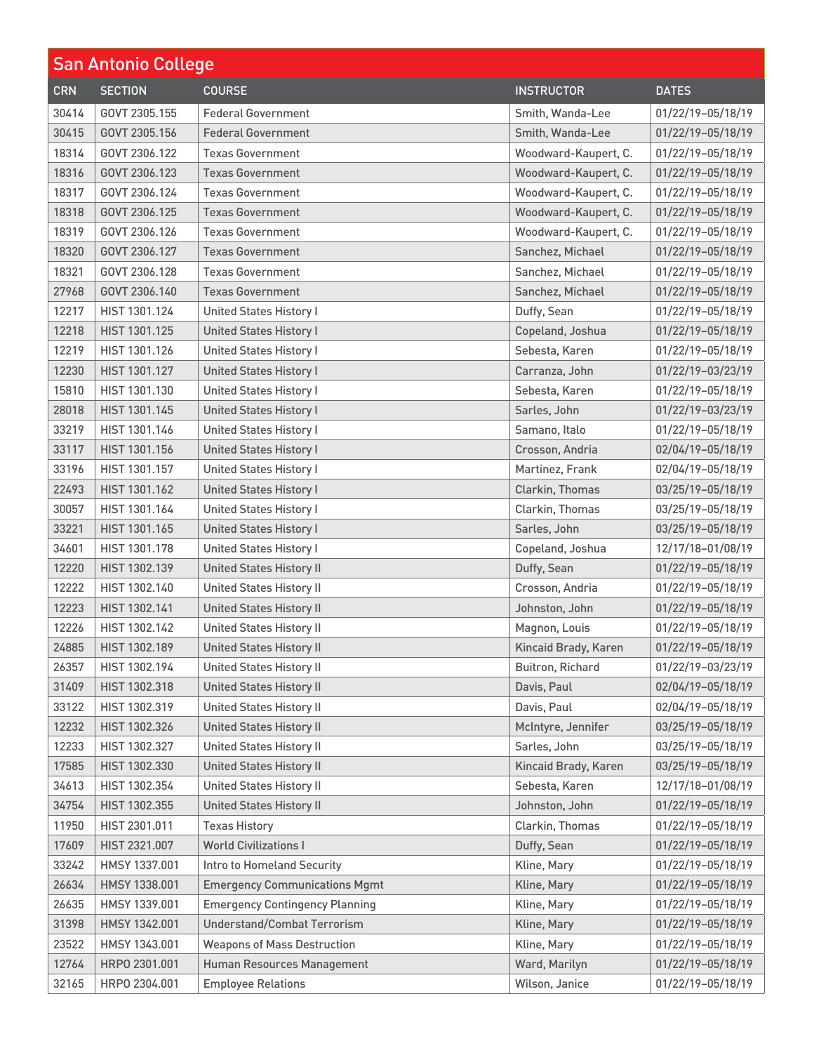## San Antonio College

| CRN | SECTION | COURSE | INSTRUCTOR | DATES |
|---|---|---|---|---|
| 30414 | GOVT 2305.155 | Federal Government | Smith, Wanda-Lee | 01/22/19–05/18/19 |
| 30415 | GOVT 2305.156 | Federal Government | Smith, Wanda-Lee | 01/22/19–05/18/19 |
| 18314 | GOVT 2306.122 | Texas Government | Woodward-Kaupert, C. | 01/22/19–05/18/19 |
| 18316 | GOVT 2306.123 | Texas Government | Woodward-Kaupert, C. | 01/22/19–05/18/19 |
| 18317 | GOVT 2306.124 | Texas Government | Woodward-Kaupert, C. | 01/22/19–05/18/19 |
| 18318 | GOVT 2306.125 | Texas Government | Woodward-Kaupert, C. | 01/22/19–05/18/19 |
| 18319 | GOVT 2306.126 | Texas Government | Woodward-Kaupert, C. | 01/22/19–05/18/19 |
| 18320 | GOVT 2306.127 | Texas Government | Sanchez, Michael | 01/22/19–05/18/19 |
| 18321 | GOVT 2306.128 | Texas Government | Sanchez, Michael | 01/22/19–05/18/19 |
| 27968 | GOVT 2306.140 | Texas Government | Sanchez, Michael | 01/22/19–05/18/19 |
| 12217 | HIST 1301.124 | United States History I | Duffy, Sean | 01/22/19–05/18/19 |
| 12218 | HIST 1301.125 | United States History I | Copeland, Joshua | 01/22/19–05/18/19 |
| 12219 | HIST 1301.126 | United States History I | Sebesta, Karen | 01/22/19–05/18/19 |
| 12230 | HIST 1301.127 | United States History I | Carranza, John | 01/22/19–03/23/19 |
| 15810 | HIST 1301.130 | United States History I | Sebesta, Karen | 01/22/19–05/18/19 |
| 28018 | HIST 1301.145 | United States History I | Sarles, John | 01/22/19–03/23/19 |
| 33219 | HIST 1301.146 | United States History I | Samano, Italo | 01/22/19–05/18/19 |
| 33117 | HIST 1301.156 | United States History I | Crosson, Andria | 02/04/19–05/18/19 |
| 33196 | HIST 1301.157 | United States History I | Martinez, Frank | 02/04/19–05/18/19 |
| 22493 | HIST 1301.162 | United States History I | Clarkin, Thomas | 03/25/19–05/18/19 |
| 30057 | HIST 1301.164 | United States History I | Clarkin, Thomas | 03/25/19–05/18/19 |
| 33221 | HIST 1301.165 | United States History I | Sarles, John | 03/25/19–05/18/19 |
| 34601 | HIST 1301.178 | United States History I | Copeland, Joshua | 12/17/18–01/08/19 |
| 12220 | HIST 1302.139 | United States History II | Duffy, Sean | 01/22/19–05/18/19 |
| 12222 | HIST 1302.140 | United States History II | Crosson, Andria | 01/22/19–05/18/19 |
| 12223 | HIST 1302.141 | United States History II | Johnston, John | 01/22/19–05/18/19 |
| 12226 | HIST 1302.142 | United States History II | Magnon, Louis | 01/22/19–05/18/19 |
| 24885 | HIST 1302.189 | United States History II | Kincaid Brady, Karen | 01/22/19–05/18/19 |
| 26357 | HIST 1302.194 | United States History II | Buitron, Richard | 01/22/19–03/23/19 |
| 31409 | HIST 1302.318 | United States History II | Davis, Paul | 02/04/19–05/18/19 |
| 33122 | HIST 1302.319 | United States History II | Davis, Paul | 02/04/19–05/18/19 |
| 12232 | HIST 1302.326 | United States History II | McIntyre, Jennifer | 03/25/19–05/18/19 |
| 12233 | HIST 1302.327 | United States History II | Sarles, John | 03/25/19–05/18/19 |
| 17585 | HIST 1302.330 | United States History II | Kincaid Brady, Karen | 03/25/19–05/18/19 |
| 34613 | HIST 1302.354 | United States History II | Sebesta, Karen | 12/17/18–01/08/19 |
| 34754 | HIST 1302.355 | United States History II | Johnston, John | 01/22/19–05/18/19 |
| 11950 | HIST 2301.011 | Texas History | Clarkin, Thomas | 01/22/19–05/18/19 |
| 17609 | HIST 2321.007 | World Civilizations I | Duffy, Sean | 01/22/19–05/18/19 |
| 33242 | HMSY 1337.001 | Intro to Homeland Security | Kline, Mary | 01/22/19–05/18/19 |
| 26634 | HMSY 1338.001 | Emergency Communications Mgmt | Kline, Mary | 01/22/19–05/18/19 |
| 26635 | HMSY 1339.001 | Emergency Contingency Planning | Kline, Mary | 01/22/19–05/18/19 |
| 31398 | HMSY 1342.001 | Understand/Combat Terrorism | Kline, Mary | 01/22/19–05/18/19 |
| 23522 | HMSY 1343.001 | Weapons of Mass Destruction | Kline, Mary | 01/22/19–05/18/19 |
| 12764 | HRPO 2301.001 | Human Resources Management | Ward, Marilyn | 01/22/19–05/18/19 |
| 32165 | HRPO 2304.001 | Employee Relations | Wilson, Janice | 01/22/19–05/18/19 |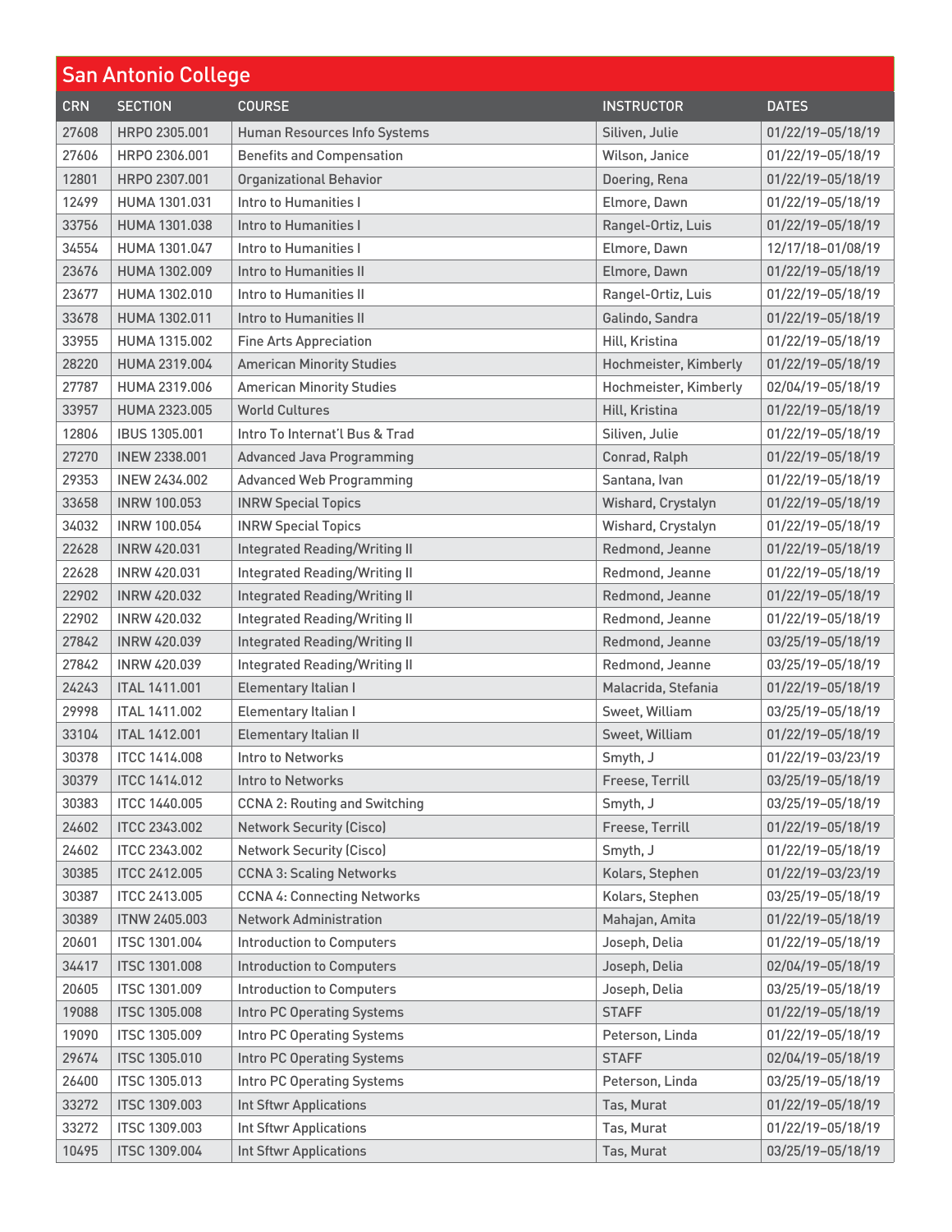## San Antonio College

| CRN | SECTION | COURSE | INSTRUCTOR | DATES |
|---|---|---|---|---|
| 27608 | HRPO 2305.001 | Human Resources Info Systems | Siliven, Julie | 01/22/19–05/18/19 |
| 27606 | HRPO 2306.001 | Benefits and Compensation | Wilson, Janice | 01/22/19–05/18/19 |
| 12801 | HRPO 2307.001 | Organizational Behavior | Doering, Rena | 01/22/19–05/18/19 |
| 12499 | HUMA 1301.031 | Intro to Humanities I | Elmore, Dawn | 01/22/19–05/18/19 |
| 33756 | HUMA 1301.038 | Intro to Humanities I | Rangel-Ortiz, Luis | 01/22/19–05/18/19 |
| 34554 | HUMA 1301.047 | Intro to Humanities I | Elmore, Dawn | 12/17/18–01/08/19 |
| 23676 | HUMA 1302.009 | Intro to Humanities II | Elmore, Dawn | 01/22/19–05/18/19 |
| 23677 | HUMA 1302.010 | Intro to Humanities II | Rangel-Ortiz, Luis | 01/22/19–05/18/19 |
| 33678 | HUMA 1302.011 | Intro to Humanities II | Galindo, Sandra | 01/22/19–05/18/19 |
| 33955 | HUMA 1315.002 | Fine Arts Appreciation | Hill, Kristina | 01/22/19–05/18/19 |
| 28220 | HUMA 2319.004 | American Minority Studies | Hochmeister, Kimberly | 01/22/19–05/18/19 |
| 27787 | HUMA 2319.006 | American Minority Studies | Hochmeister, Kimberly | 02/04/19–05/18/19 |
| 33957 | HUMA 2323.005 | World Cultures | Hill, Kristina | 01/22/19–05/18/19 |
| 12806 | IBUS 1305.001 | Intro To Internat'l Bus & Trad | Siliven, Julie | 01/22/19–05/18/19 |
| 27270 | INEW 2338.001 | Advanced Java Programming | Conrad, Ralph | 01/22/19–05/18/19 |
| 29353 | INEW 2434.002 | Advanced Web Programming | Santana, Ivan | 01/22/19–05/18/19 |
| 33658 | INRW 100.053 | INRW Special Topics | Wishard, Crystalyn | 01/22/19–05/18/19 |
| 34032 | INRW 100.054 | INRW Special Topics | Wishard, Crystalyn | 01/22/19–05/18/19 |
| 22628 | INRW 420.031 | Integrated Reading/Writing II | Redmond, Jeanne | 01/22/19–05/18/19 |
| 22628 | INRW 420.031 | Integrated Reading/Writing II | Redmond, Jeanne | 01/22/19–05/18/19 |
| 22902 | INRW 420.032 | Integrated Reading/Writing II | Redmond, Jeanne | 01/22/19–05/18/19 |
| 22902 | INRW 420.032 | Integrated Reading/Writing II | Redmond, Jeanne | 01/22/19–05/18/19 |
| 27842 | INRW 420.039 | Integrated Reading/Writing II | Redmond, Jeanne | 03/25/19–05/18/19 |
| 27842 | INRW 420.039 | Integrated Reading/Writing II | Redmond, Jeanne | 03/25/19–05/18/19 |
| 24243 | ITAL 1411.001 | Elementary Italian I | Malacrida, Stefania | 01/22/19–05/18/19 |
| 29998 | ITAL 1411.002 | Elementary Italian I | Sweet, William | 03/25/19–05/18/19 |
| 33104 | ITAL 1412.001 | Elementary Italian II | Sweet, William | 01/22/19–05/18/19 |
| 30378 | ITCC 1414.008 | Intro to Networks | Smyth, J | 01/22/19–03/23/19 |
| 30379 | ITCC 1414.012 | Intro to Networks | Freese, Terrill | 03/25/19–05/18/19 |
| 30383 | ITCC 1440.005 | CCNA 2: Routing and Switching | Smyth, J | 03/25/19–05/18/19 |
| 24602 | ITCC 2343.002 | Network Security (Cisco) | Freese, Terrill | 01/22/19–05/18/19 |
| 24602 | ITCC 2343.002 | Network Security (Cisco) | Smyth, J | 01/22/19–05/18/19 |
| 30385 | ITCC 2412.005 | CCNA 3: Scaling Networks | Kolars, Stephen | 01/22/19–03/23/19 |
| 30387 | ITCC 2413.005 | CCNA 4: Connecting Networks | Kolars, Stephen | 03/25/19–05/18/19 |
| 30389 | ITNW 2405.003 | Network Administration | Mahajan, Amita | 01/22/19–05/18/19 |
| 20601 | ITSC 1301.004 | Introduction to Computers | Joseph, Delia | 01/22/19–05/18/19 |
| 34417 | ITSC 1301.008 | Introduction to Computers | Joseph, Delia | 02/04/19–05/18/19 |
| 20605 | ITSC 1301.009 | Introduction to Computers | Joseph, Delia | 03/25/19–05/18/19 |
| 19088 | ITSC 1305.008 | Intro PC Operating Systems | STAFF | 01/22/19–05/18/19 |
| 19090 | ITSC 1305.009 | Intro PC Operating Systems | Peterson, Linda | 01/22/19–05/18/19 |
| 29674 | ITSC 1305.010 | Intro PC Operating Systems | STAFF | 02/04/19–05/18/19 |
| 26400 | ITSC 1305.013 | Intro PC Operating Systems | Peterson, Linda | 03/25/19–05/18/19 |
| 33272 | ITSC 1309.003 | Int Sftwr Applications | Tas, Murat | 01/22/19–05/18/19 |
| 33272 | ITSC 1309.003 | Int Sftwr Applications | Tas, Murat | 01/22/19–05/18/19 |
| 10495 | ITSC 1309.004 | Int Sftwr Applications | Tas, Murat | 03/25/19–05/18/19 |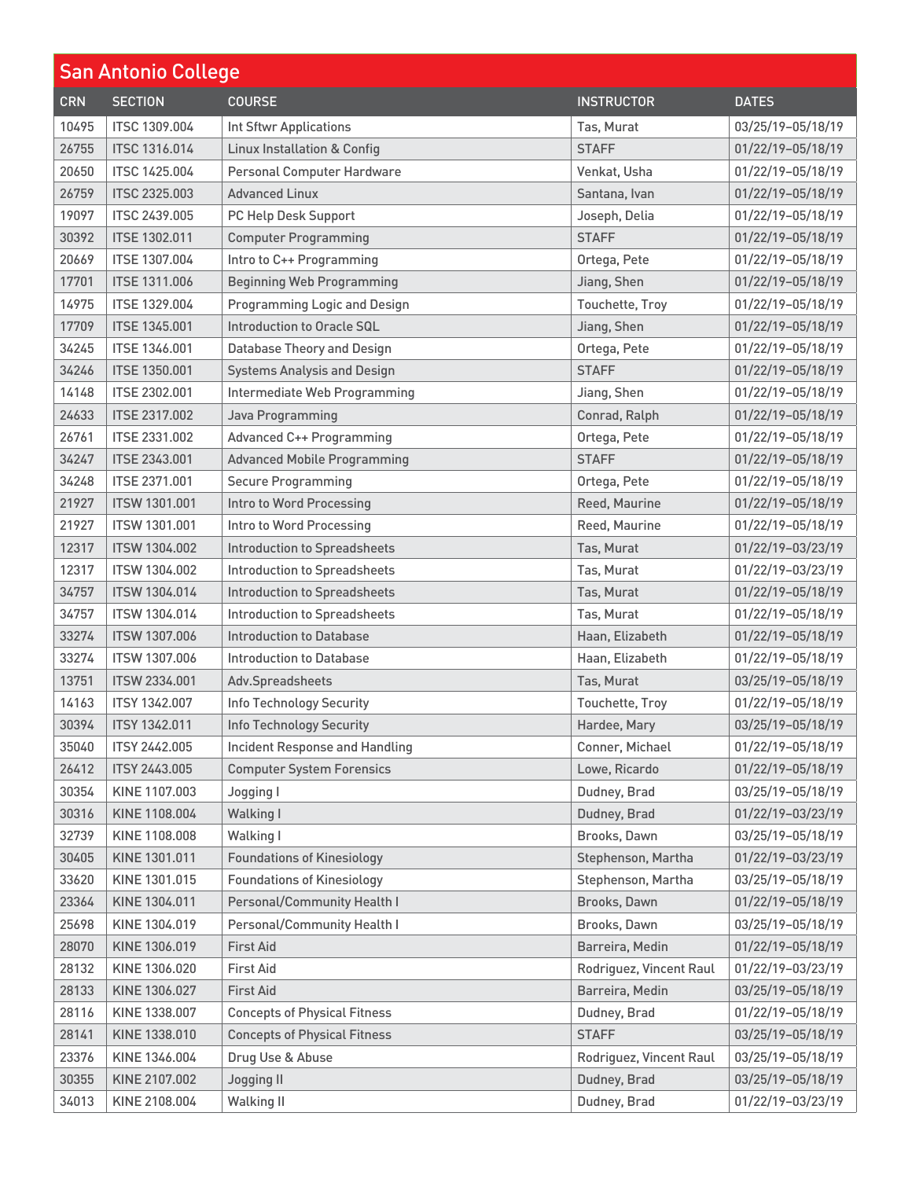## San Antonio College

| CRN | SECTION | COURSE | INSTRUCTOR | DATES |
|---|---|---|---|---|
| 10495 | ITSC 1309.004 | Int Sftwr Applications | Tas, Murat | 03/25/19–05/18/19 |
| 26755 | ITSC 1316.014 | Linux Installation & Config | STAFF | 01/22/19–05/18/19 |
| 20650 | ITSC 1425.004 | Personal Computer Hardware | Venkat, Usha | 01/22/19–05/18/19 |
| 26759 | ITSC 2325.003 | Advanced Linux | Santana, Ivan | 01/22/19–05/18/19 |
| 19097 | ITSC 2439.005 | PC Help Desk Support | Joseph, Delia | 01/22/19–05/18/19 |
| 30392 | ITSE 1302.011 | Computer Programming | STAFF | 01/22/19–05/18/19 |
| 20669 | ITSE 1307.004 | Intro to C++ Programming | Ortega, Pete | 01/22/19–05/18/19 |
| 17701 | ITSE 1311.006 | Beginning Web Programming | Jiang, Shen | 01/22/19–05/18/19 |
| 14975 | ITSE 1329.004 | Programming Logic and Design | Touchette, Troy | 01/22/19–05/18/19 |
| 17709 | ITSE 1345.001 | Introduction to Oracle SQL | Jiang, Shen | 01/22/19–05/18/19 |
| 34245 | ITSE 1346.001 | Database Theory and Design | Ortega, Pete | 01/22/19–05/18/19 |
| 34246 | ITSE 1350.001 | Systems Analysis and Design | STAFF | 01/22/19–05/18/19 |
| 14148 | ITSE 2302.001 | Intermediate Web Programming | Jiang, Shen | 01/22/19–05/18/19 |
| 24633 | ITSE 2317.002 | Java Programming | Conrad, Ralph | 01/22/19–05/18/19 |
| 26761 | ITSE 2331.002 | Advanced C++ Programming | Ortega, Pete | 01/22/19–05/18/19 |
| 34247 | ITSE 2343.001 | Advanced Mobile Programming | STAFF | 01/22/19–05/18/19 |
| 34248 | ITSE 2371.001 | Secure Programming | Ortega, Pete | 01/22/19–05/18/19 |
| 21927 | ITSW 1301.001 | Intro to Word Processing | Reed, Maurine | 01/22/19–05/18/19 |
| 21927 | ITSW 1301.001 | Intro to Word Processing | Reed, Maurine | 01/22/19–05/18/19 |
| 12317 | ITSW 1304.002 | Introduction to Spreadsheets | Tas, Murat | 01/22/19–03/23/19 |
| 12317 | ITSW 1304.002 | Introduction to Spreadsheets | Tas, Murat | 01/22/19–03/23/19 |
| 34757 | ITSW 1304.014 | Introduction to Spreadsheets | Tas, Murat | 01/22/19–05/18/19 |
| 34757 | ITSW 1304.014 | Introduction to Spreadsheets | Tas, Murat | 01/22/19–05/18/19 |
| 33274 | ITSW 1307.006 | Introduction to Database | Haan, Elizabeth | 01/22/19–05/18/19 |
| 33274 | ITSW 1307.006 | Introduction to Database | Haan, Elizabeth | 01/22/19–05/18/19 |
| 13751 | ITSW 2334.001 | Adv.Spreadsheets | Tas, Murat | 03/25/19–05/18/19 |
| 14163 | ITSY 1342.007 | Info Technology Security | Touchette, Troy | 01/22/19–05/18/19 |
| 30394 | ITSY 1342.011 | Info Technology Security | Hardee, Mary | 03/25/19–05/18/19 |
| 35040 | ITSY 2442.005 | Incident Response and Handling | Conner, Michael | 01/22/19–05/18/19 |
| 26412 | ITSY 2443.005 | Computer System Forensics | Lowe, Ricardo | 01/22/19–05/18/19 |
| 30354 | KINE 1107.003 | Jogging I | Dudney, Brad | 03/25/19–05/18/19 |
| 30316 | KINE 1108.004 | Walking I | Dudney, Brad | 01/22/19–03/23/19 |
| 32739 | KINE 1108.008 | Walking I | Brooks, Dawn | 03/25/19–05/18/19 |
| 30405 | KINE 1301.011 | Foundations of Kinesiology | Stephenson, Martha | 01/22/19–03/23/19 |
| 33620 | KINE 1301.015 | Foundations of Kinesiology | Stephenson, Martha | 03/25/19–05/18/19 |
| 23364 | KINE 1304.011 | Personal/Community Health I | Brooks, Dawn | 01/22/19–05/18/19 |
| 25698 | KINE 1304.019 | Personal/Community Health I | Brooks, Dawn | 03/25/19–05/18/19 |
| 28070 | KINE 1306.019 | First Aid | Barreira, Medin | 01/22/19–05/18/19 |
| 28132 | KINE 1306.020 | First Aid | Rodriguez, Vincent Raul | 01/22/19–03/23/19 |
| 28133 | KINE 1306.027 | First Aid | Barreira, Medin | 03/25/19–05/18/19 |
| 28116 | KINE 1338.007 | Concepts of Physical Fitness | Dudney, Brad | 01/22/19–05/18/19 |
| 28141 | KINE 1338.010 | Concepts of Physical Fitness | STAFF | 03/25/19–05/18/19 |
| 23376 | KINE 1346.004 | Drug Use & Abuse | Rodriguez, Vincent Raul | 03/25/19–05/18/19 |
| 30355 | KINE 2107.002 | Jogging II | Dudney, Brad | 03/25/19–05/18/19 |
| 34013 | KINE 2108.004 | Walking II | Dudney, Brad | 01/22/19–03/23/19 |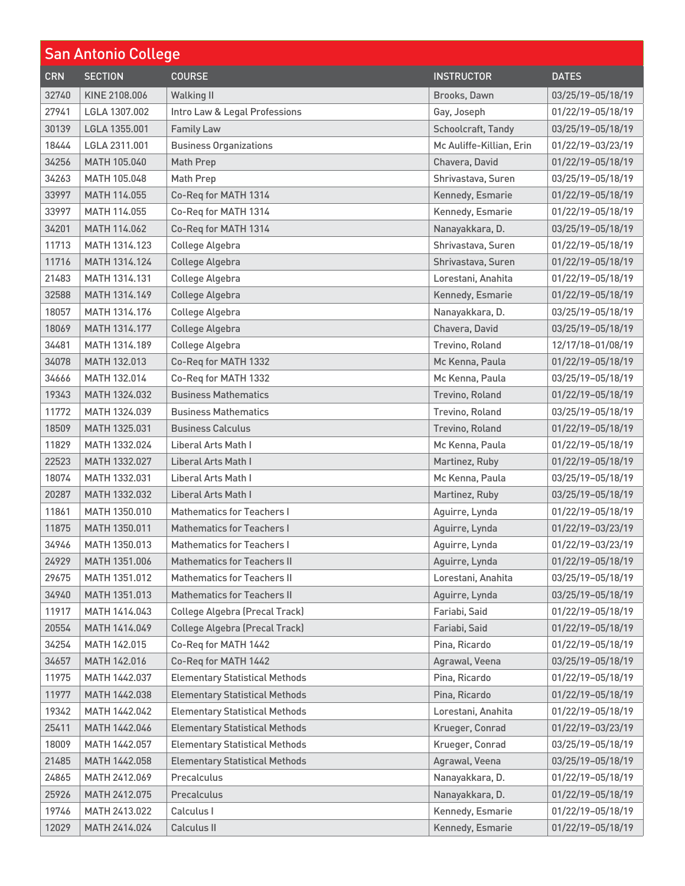## San Antonio College

| CRN | SECTION | COURSE | INSTRUCTOR | DATES |
|---|---|---|---|---|
| 32740 | KINE 2108.006 | Walking II | Brooks, Dawn | 03/25/19–05/18/19 |
| 27941 | LGLA 1307.002 | Intro Law & Legal Professions | Gay, Joseph | 01/22/19–05/18/19 |
| 30139 | LGLA 1355.001 | Family Law | Schoolcraft, Tandy | 03/25/19–05/18/19 |
| 18444 | LGLA 2311.001 | Business Organizations | Mc Auliffe-Killian, Erin | 01/22/19–03/23/19 |
| 34256 | MATH 105.040 | Math Prep | Chavera, David | 01/22/19–05/18/19 |
| 34263 | MATH 105.048 | Math Prep | Shrivastava, Suren | 03/25/19–05/18/19 |
| 33997 | MATH 114.055 | Co-Req for MATH 1314 | Kennedy, Esmarie | 01/22/19–05/18/19 |
| 33997 | MATH 114.055 | Co-Req for MATH 1314 | Kennedy, Esmarie | 01/22/19–05/18/19 |
| 34201 | MATH 114.062 | Co-Req for MATH 1314 | Nanayakkara, D. | 03/25/19–05/18/19 |
| 11713 | MATH 1314.123 | College Algebra | Shrivastava, Suren | 01/22/19–05/18/19 |
| 11716 | MATH 1314.124 | College Algebra | Shrivastava, Suren | 01/22/19–05/18/19 |
| 21483 | MATH 1314.131 | College Algebra | Lorestani, Anahita | 01/22/19–05/18/19 |
| 32588 | MATH 1314.149 | College Algebra | Kennedy, Esmarie | 01/22/19–05/18/19 |
| 18057 | MATH 1314.176 | College Algebra | Nanayakkara, D. | 03/25/19–05/18/19 |
| 18069 | MATH 1314.177 | College Algebra | Chavera, David | 03/25/19–05/18/19 |
| 34481 | MATH 1314.189 | College Algebra | Trevino, Roland | 12/17/18–01/08/19 |
| 34078 | MATH 132.013 | Co-Req for MATH 1332 | Mc Kenna, Paula | 01/22/19–05/18/19 |
| 34666 | MATH 132.014 | Co-Req for MATH 1332 | Mc Kenna, Paula | 03/25/19–05/18/19 |
| 19343 | MATH 1324.032 | Business Mathematics | Trevino, Roland | 01/22/19–05/18/19 |
| 11772 | MATH 1324.039 | Business Mathematics | Trevino, Roland | 03/25/19–05/18/19 |
| 18509 | MATH 1325.031 | Business Calculus | Trevino, Roland | 01/22/19–05/18/19 |
| 11829 | MATH 1332.024 | Liberal Arts Math I | Mc Kenna, Paula | 01/22/19–05/18/19 |
| 22523 | MATH 1332.027 | Liberal Arts Math I | Martinez, Ruby | 01/22/19–05/18/19 |
| 18074 | MATH 1332.031 | Liberal Arts Math I | Mc Kenna, Paula | 03/25/19–05/18/19 |
| 20287 | MATH 1332.032 | Liberal Arts Math I | Martinez, Ruby | 03/25/19–05/18/19 |
| 11861 | MATH 1350.010 | Mathematics for Teachers I | Aguirre, Lynda | 01/22/19–05/18/19 |
| 11875 | MATH 1350.011 | Mathematics for Teachers I | Aguirre, Lynda | 01/22/19–03/23/19 |
| 34946 | MATH 1350.013 | Mathematics for Teachers I | Aguirre, Lynda | 01/22/19–03/23/19 |
| 24929 | MATH 1351.006 | Mathematics for Teachers II | Aguirre, Lynda | 01/22/19–05/18/19 |
| 29675 | MATH 1351.012 | Mathematics for Teachers II | Lorestani, Anahita | 03/25/19–05/18/19 |
| 34940 | MATH 1351.013 | Mathematics for Teachers II | Aguirre, Lynda | 03/25/19–05/18/19 |
| 11917 | MATH 1414.043 | College Algebra (Precal Track) | Fariabi, Said | 01/22/19–05/18/19 |
| 20554 | MATH 1414.049 | College Algebra (Precal Track) | Fariabi, Said | 01/22/19–05/18/19 |
| 34254 | MATH 142.015 | Co-Req for MATH 1442 | Pina, Ricardo | 01/22/19–05/18/19 |
| 34657 | MATH 142.016 | Co-Req for MATH 1442 | Agrawal, Veena | 03/25/19–05/18/19 |
| 11975 | MATH 1442.037 | Elementary Statistical Methods | Pina, Ricardo | 01/22/19–05/18/19 |
| 11977 | MATH 1442.038 | Elementary Statistical Methods | Pina, Ricardo | 01/22/19–05/18/19 |
| 19342 | MATH 1442.042 | Elementary Statistical Methods | Lorestani, Anahita | 01/22/19–05/18/19 |
| 25411 | MATH 1442.046 | Elementary Statistical Methods | Krueger, Conrad | 01/22/19–03/23/19 |
| 18009 | MATH 1442.057 | Elementary Statistical Methods | Krueger, Conrad | 03/25/19–05/18/19 |
| 21485 | MATH 1442.058 | Elementary Statistical Methods | Agrawal, Veena | 03/25/19–05/18/19 |
| 24865 | MATH 2412.069 | Precalculus | Nanayakkara, D. | 01/22/19–05/18/19 |
| 25926 | MATH 2412.075 | Precalculus | Nanayakkara, D. | 01/22/19–05/18/19 |
| 19746 | MATH 2413.022 | Calculus I | Kennedy, Esmarie | 01/22/19–05/18/19 |
| 12029 | MATH 2414.024 | Calculus II | Kennedy, Esmarie | 01/22/19–05/18/19 |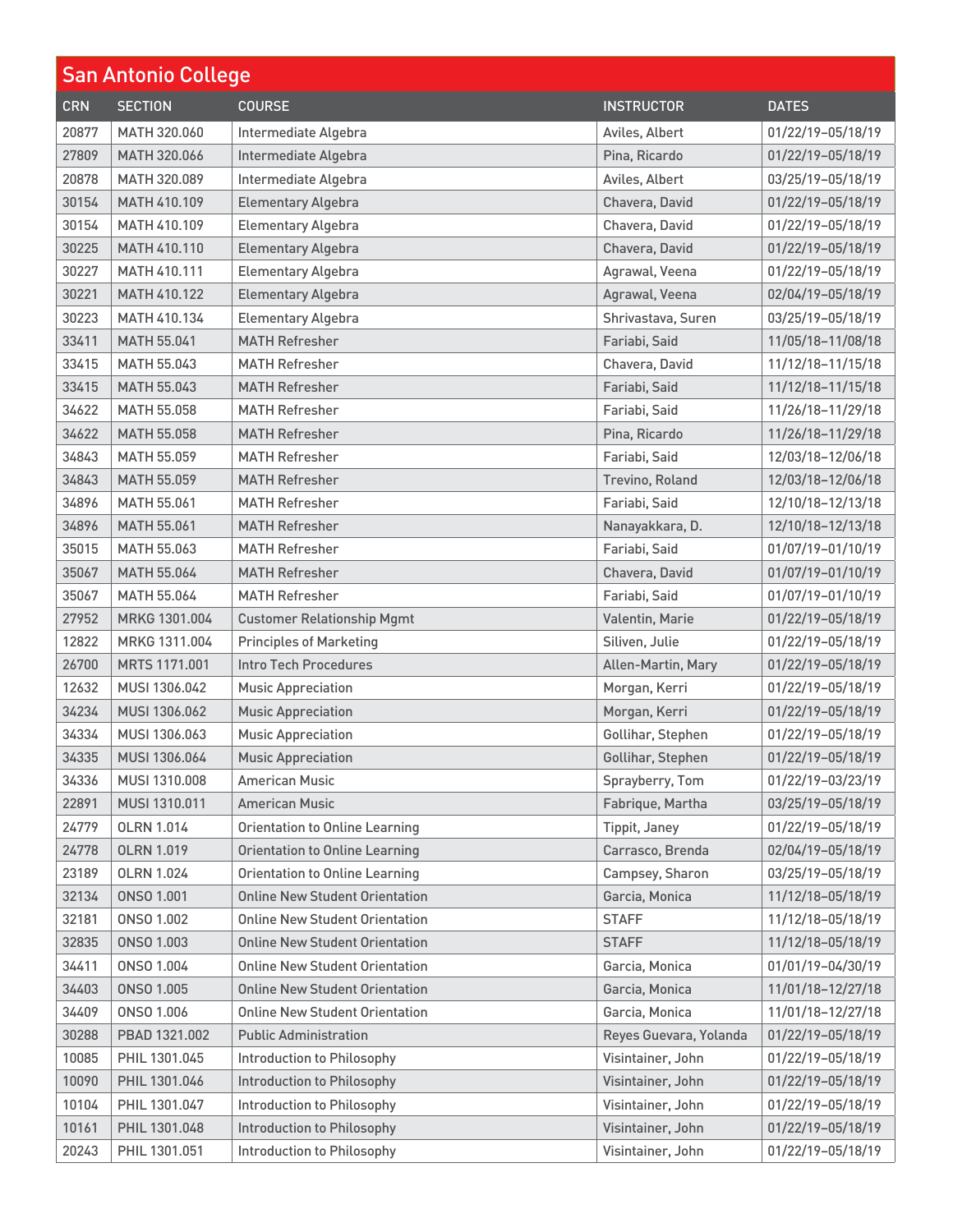## San Antonio College

| CRN | SECTION | COURSE | INSTRUCTOR | DATES |
|---|---|---|---|---|
| 20877 | MATH 320.060 | Intermediate Algebra | Aviles, Albert | 01/22/19–05/18/19 |
| 27809 | MATH 320.066 | Intermediate Algebra | Pina, Ricardo | 01/22/19–05/18/19 |
| 20878 | MATH 320.089 | Intermediate Algebra | Aviles, Albert | 03/25/19–05/18/19 |
| 30154 | MATH 410.109 | Elementary Algebra | Chavera, David | 01/22/19–05/18/19 |
| 30154 | MATH 410.109 | Elementary Algebra | Chavera, David | 01/22/19–05/18/19 |
| 30225 | MATH 410.110 | Elementary Algebra | Chavera, David | 01/22/19–05/18/19 |
| 30227 | MATH 410.111 | Elementary Algebra | Agrawal, Veena | 01/22/19–05/18/19 |
| 30221 | MATH 410.122 | Elementary Algebra | Agrawal, Veena | 02/04/19–05/18/19 |
| 30223 | MATH 410.134 | Elementary Algebra | Shrivastava, Suren | 03/25/19–05/18/19 |
| 33411 | MATH 55.041 | MATH Refresher | Fariabi, Said | 11/05/18–11/08/18 |
| 33415 | MATH 55.043 | MATH Refresher | Chavera, David | 11/12/18–11/15/18 |
| 33415 | MATH 55.043 | MATH Refresher | Fariabi, Said | 11/12/18–11/15/18 |
| 34622 | MATH 55.058 | MATH Refresher | Fariabi, Said | 11/26/18–11/29/18 |
| 34622 | MATH 55.058 | MATH Refresher | Pina, Ricardo | 11/26/18–11/29/18 |
| 34843 | MATH 55.059 | MATH Refresher | Fariabi, Said | 12/03/18–12/06/18 |
| 34843 | MATH 55.059 | MATH Refresher | Trevino, Roland | 12/03/18–12/06/18 |
| 34896 | MATH 55.061 | MATH Refresher | Fariabi, Said | 12/10/18–12/13/18 |
| 34896 | MATH 55.061 | MATH Refresher | Nanayakkara, D. | 12/10/18–12/13/18 |
| 35015 | MATH 55.063 | MATH Refresher | Fariabi, Said | 01/07/19–01/10/19 |
| 35067 | MATH 55.064 | MATH Refresher | Chavera, David | 01/07/19–01/10/19 |
| 35067 | MATH 55.064 | MATH Refresher | Fariabi, Said | 01/07/19–01/10/19 |
| 27952 | MRKG 1301.004 | Customer Relationship Mgmt | Valentin, Marie | 01/22/19–05/18/19 |
| 12822 | MRKG 1311.004 | Principles of Marketing | Siliven, Julie | 01/22/19–05/18/19 |
| 26700 | MRTS 1171.001 | Intro Tech Procedures | Allen-Martin, Mary | 01/22/19–05/18/19 |
| 12632 | MUSI 1306.042 | Music Appreciation | Morgan, Kerri | 01/22/19–05/18/19 |
| 34234 | MUSI 1306.062 | Music Appreciation | Morgan, Kerri | 01/22/19–05/18/19 |
| 34334 | MUSI 1306.063 | Music Appreciation | Gollihar, Stephen | 01/22/19–05/18/19 |
| 34335 | MUSI 1306.064 | Music Appreciation | Gollihar, Stephen | 01/22/19–05/18/19 |
| 34336 | MUSI 1310.008 | American Music | Sprayberry, Tom | 01/22/19–03/23/19 |
| 22891 | MUSI 1310.011 | American Music | Fabrique, Martha | 03/25/19–05/18/19 |
| 24779 | OLRN 1.014 | Orientation to Online Learning | Tippit, Janey | 01/22/19–05/18/19 |
| 24778 | OLRN 1.019 | Orientation to Online Learning | Carrasco, Brenda | 02/04/19–05/18/19 |
| 23189 | OLRN 1.024 | Orientation to Online Learning | Campsey, Sharon | 03/25/19–05/18/19 |
| 32134 | ONSO 1.001 | Online New Student Orientation | Garcia, Monica | 11/12/18–05/18/19 |
| 32181 | ONSO 1.002 | Online New Student Orientation | STAFF | 11/12/18–05/18/19 |
| 32835 | ONSO 1.003 | Online New Student Orientation | STAFF | 11/12/18–05/18/19 |
| 34411 | ONSO 1.004 | Online New Student Orientation | Garcia, Monica | 01/01/19–04/30/19 |
| 34403 | ONSO 1.005 | Online New Student Orientation | Garcia, Monica | 11/01/18–12/27/18 |
| 34409 | ONSO 1.006 | Online New Student Orientation | Garcia, Monica | 11/01/18–12/27/18 |
| 30288 | PBAD 1321.002 | Public Administration | Reyes Guevara, Yolanda | 01/22/19–05/18/19 |
| 10085 | PHIL 1301.045 | Introduction to Philosophy | Visintainer, John | 01/22/19–05/18/19 |
| 10090 | PHIL 1301.046 | Introduction to Philosophy | Visintainer, John | 01/22/19–05/18/19 |
| 10104 | PHIL 1301.047 | Introduction to Philosophy | Visintainer, John | 01/22/19–05/18/19 |
| 10161 | PHIL 1301.048 | Introduction to Philosophy | Visintainer, John | 01/22/19–05/18/19 |
| 20243 | PHIL 1301.051 | Introduction to Philosophy | Visintainer, John | 01/22/19–05/18/19 |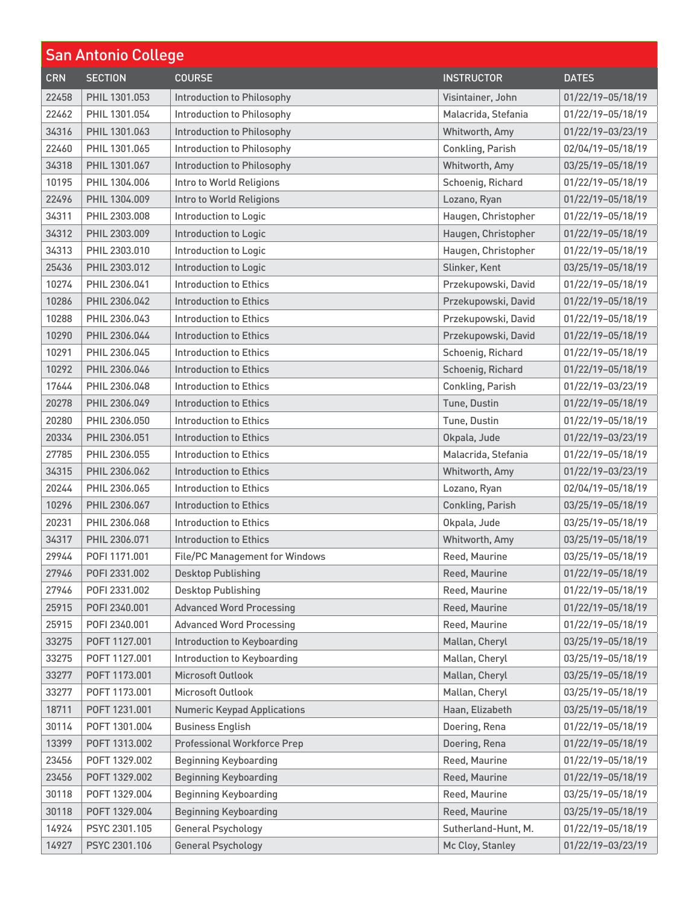## San Antonio College

| CRN | SECTION | COURSE | INSTRUCTOR | DATES |
|---|---|---|---|---|
| 22458 | PHIL 1301.053 | Introduction to Philosophy | Visintainer, John | 01/22/19–05/18/19 |
| 22462 | PHIL 1301.054 | Introduction to Philosophy | Malacrida, Stefania | 01/22/19–05/18/19 |
| 34316 | PHIL 1301.063 | Introduction to Philosophy | Whitworth, Amy | 01/22/19–03/23/19 |
| 22460 | PHIL 1301.065 | Introduction to Philosophy | Conkling, Parish | 02/04/19–05/18/19 |
| 34318 | PHIL 1301.067 | Introduction to Philosophy | Whitworth, Amy | 03/25/19–05/18/19 |
| 10195 | PHIL 1304.006 | Intro to World Religions | Schoenig, Richard | 01/22/19–05/18/19 |
| 22496 | PHIL 1304.009 | Intro to World Religions | Lozano, Ryan | 01/22/19–05/18/19 |
| 34311 | PHIL 2303.008 | Introduction to Logic | Haugen, Christopher | 01/22/19–05/18/19 |
| 34312 | PHIL 2303.009 | Introduction to Logic | Haugen, Christopher | 01/22/19–05/18/19 |
| 34313 | PHIL 2303.010 | Introduction to Logic | Haugen, Christopher | 01/22/19–05/18/19 |
| 25436 | PHIL 2303.012 | Introduction to Logic | Slinker, Kent | 03/25/19–05/18/19 |
| 10274 | PHIL 2306.041 | Introduction to Ethics | Przekupowski, David | 01/22/19–05/18/19 |
| 10286 | PHIL 2306.042 | Introduction to Ethics | Przekupowski, David | 01/22/19–05/18/19 |
| 10288 | PHIL 2306.043 | Introduction to Ethics | Przekupowski, David | 01/22/19–05/18/19 |
| 10290 | PHIL 2306.044 | Introduction to Ethics | Przekupowski, David | 01/22/19–05/18/19 |
| 10291 | PHIL 2306.045 | Introduction to Ethics | Schoenig, Richard | 01/22/19–05/18/19 |
| 10292 | PHIL 2306.046 | Introduction to Ethics | Schoenig, Richard | 01/22/19–05/18/19 |
| 17644 | PHIL 2306.048 | Introduction to Ethics | Conkling, Parish | 01/22/19–03/23/19 |
| 20278 | PHIL 2306.049 | Introduction to Ethics | Tune, Dustin | 01/22/19–05/18/19 |
| 20280 | PHIL 2306.050 | Introduction to Ethics | Tune, Dustin | 01/22/19–05/18/19 |
| 20334 | PHIL 2306.051 | Introduction to Ethics | Okpala, Jude | 01/22/19–03/23/19 |
| 27785 | PHIL 2306.055 | Introduction to Ethics | Malacrida, Stefania | 01/22/19–05/18/19 |
| 34315 | PHIL 2306.062 | Introduction to Ethics | Whitworth, Amy | 01/22/19–03/23/19 |
| 20244 | PHIL 2306.065 | Introduction to Ethics | Lozano, Ryan | 02/04/19–05/18/19 |
| 10296 | PHIL 2306.067 | Introduction to Ethics | Conkling, Parish | 03/25/19–05/18/19 |
| 20231 | PHIL 2306.068 | Introduction to Ethics | Okpala, Jude | 03/25/19–05/18/19 |
| 34317 | PHIL 2306.071 | Introduction to Ethics | Whitworth, Amy | 03/25/19–05/18/19 |
| 29944 | POFI 1171.001 | File/PC Management for Windows | Reed, Maurine | 03/25/19–05/18/19 |
| 27946 | POFI 2331.002 | Desktop Publishing | Reed, Maurine | 01/22/19–05/18/19 |
| 27946 | POFI 2331.002 | Desktop Publishing | Reed, Maurine | 01/22/19–05/18/19 |
| 25915 | POFI 2340.001 | Advanced Word Processing | Reed, Maurine | 01/22/19–05/18/19 |
| 25915 | POFI 2340.001 | Advanced Word Processing | Reed, Maurine | 01/22/19–05/18/19 |
| 33275 | POFT 1127.001 | Introduction to Keyboarding | Mallan, Cheryl | 03/25/19–05/18/19 |
| 33275 | POFT 1127.001 | Introduction to Keyboarding | Mallan, Cheryl | 03/25/19–05/18/19 |
| 33277 | POFT 1173.001 | Microsoft Outlook | Mallan, Cheryl | 03/25/19–05/18/19 |
| 33277 | POFT 1173.001 | Microsoft Outlook | Mallan, Cheryl | 03/25/19–05/18/19 |
| 18711 | POFT 1231.001 | Numeric Keypad Applications | Haan, Elizabeth | 03/25/19–05/18/19 |
| 30114 | POFT 1301.004 | Business English | Doering, Rena | 01/22/19–05/18/19 |
| 13399 | POFT 1313.002 | Professional Workforce Prep | Doering, Rena | 01/22/19–05/18/19 |
| 23456 | POFT 1329.002 | Beginning Keyboarding | Reed, Maurine | 01/22/19–05/18/19 |
| 23456 | POFT 1329.002 | Beginning Keyboarding | Reed, Maurine | 01/22/19–05/18/19 |
| 30118 | POFT 1329.004 | Beginning Keyboarding | Reed, Maurine | 03/25/19–05/18/19 |
| 30118 | POFT 1329.004 | Beginning Keyboarding | Reed, Maurine | 03/25/19–05/18/19 |
| 14924 | PSYC 2301.105 | General Psychology | Sutherland-Hunt, M. | 01/22/19–05/18/19 |
| 14927 | PSYC 2301.106 | General Psychology | Mc Cloy, Stanley | 01/22/19–03/23/19 |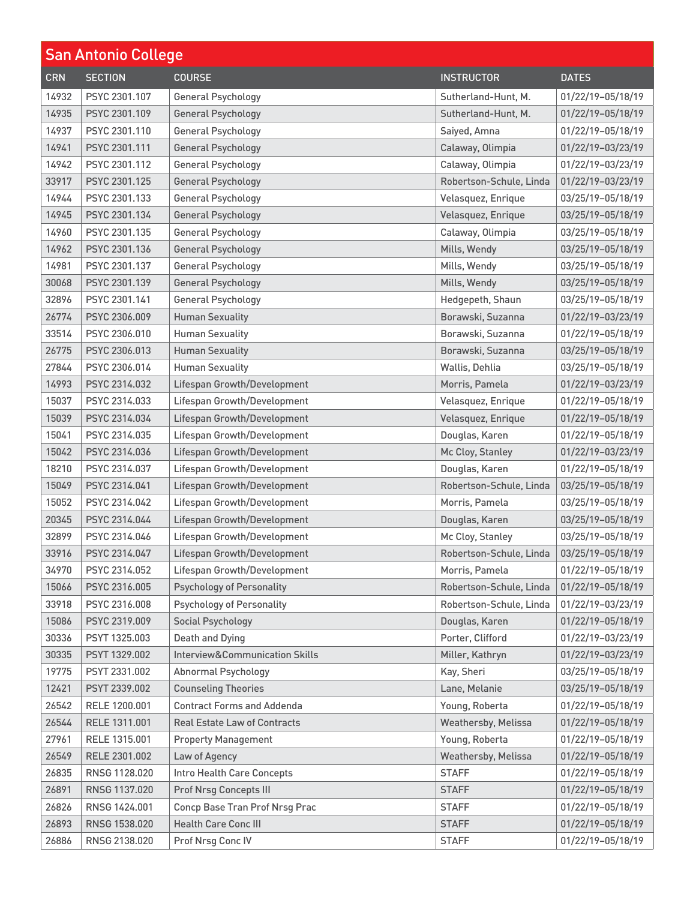## San Antonio College

| CRN | SECTION | COURSE | INSTRUCTOR | DATES |
|---|---|---|---|---|
| 14932 | PSYC 2301.107 | General Psychology | Sutherland-Hunt, M. | 01/22/19–05/18/19 |
| 14935 | PSYC 2301.109 | General Psychology | Sutherland-Hunt, M. | 01/22/19–05/18/19 |
| 14937 | PSYC 2301.110 | General Psychology | Saiyed, Amna | 01/22/19–05/18/19 |
| 14941 | PSYC 2301.111 | General Psychology | Calaway, Olimpia | 01/22/19–03/23/19 |
| 14942 | PSYC 2301.112 | General Psychology | Calaway, Olimpia | 01/22/19–03/23/19 |
| 33917 | PSYC 2301.125 | General Psychology | Robertson-Schule, Linda | 01/22/19–03/23/19 |
| 14944 | PSYC 2301.133 | General Psychology | Velasquez, Enrique | 03/25/19–05/18/19 |
| 14945 | PSYC 2301.134 | General Psychology | Velasquez, Enrique | 03/25/19–05/18/19 |
| 14960 | PSYC 2301.135 | General Psychology | Calaway, Olimpia | 03/25/19–05/18/19 |
| 14962 | PSYC 2301.136 | General Psychology | Mills, Wendy | 03/25/19–05/18/19 |
| 14981 | PSYC 2301.137 | General Psychology | Mills, Wendy | 03/25/19–05/18/19 |
| 30068 | PSYC 2301.139 | General Psychology | Mills, Wendy | 03/25/19–05/18/19 |
| 32896 | PSYC 2301.141 | General Psychology | Hedgepeth, Shaun | 03/25/19–05/18/19 |
| 26774 | PSYC 2306.009 | Human Sexuality | Borawski, Suzanna | 01/22/19–03/23/19 |
| 33514 | PSYC 2306.010 | Human Sexuality | Borawski, Suzanna | 01/22/19–05/18/19 |
| 26775 | PSYC 2306.013 | Human Sexuality | Borawski, Suzanna | 03/25/19–05/18/19 |
| 27844 | PSYC 2306.014 | Human Sexuality | Wallis, Dehlia | 03/25/19–05/18/19 |
| 14993 | PSYC 2314.032 | Lifespan Growth/Development | Morris, Pamela | 01/22/19–03/23/19 |
| 15037 | PSYC 2314.033 | Lifespan Growth/Development | Velasquez, Enrique | 01/22/19–05/18/19 |
| 15039 | PSYC 2314.034 | Lifespan Growth/Development | Velasquez, Enrique | 01/22/19–05/18/19 |
| 15041 | PSYC 2314.035 | Lifespan Growth/Development | Douglas, Karen | 01/22/19–05/18/19 |
| 15042 | PSYC 2314.036 | Lifespan Growth/Development | Mc Cloy, Stanley | 01/22/19–03/23/19 |
| 18210 | PSYC 2314.037 | Lifespan Growth/Development | Douglas, Karen | 01/22/19–05/18/19 |
| 15049 | PSYC 2314.041 | Lifespan Growth/Development | Robertson-Schule, Linda | 03/25/19–05/18/19 |
| 15052 | PSYC 2314.042 | Lifespan Growth/Development | Morris, Pamela | 03/25/19–05/18/19 |
| 20345 | PSYC 2314.044 | Lifespan Growth/Development | Douglas, Karen | 03/25/19–05/18/19 |
| 32899 | PSYC 2314.046 | Lifespan Growth/Development | Mc Cloy, Stanley | 03/25/19–05/18/19 |
| 33916 | PSYC 2314.047 | Lifespan Growth/Development | Robertson-Schule, Linda | 03/25/19–05/18/19 |
| 34970 | PSYC 2314.052 | Lifespan Growth/Development | Morris, Pamela | 01/22/19–05/18/19 |
| 15066 | PSYC 2316.005 | Psychology of Personality | Robertson-Schule, Linda | 01/22/19–05/18/19 |
| 33918 | PSYC 2316.008 | Psychology of Personality | Robertson-Schule, Linda | 01/22/19–03/23/19 |
| 15086 | PSYC 2319.009 | Social Psychology | Douglas, Karen | 01/22/19–05/18/19 |
| 30336 | PSYT 1325.003 | Death and Dying | Porter, Clifford | 01/22/19–03/23/19 |
| 30335 | PSYT 1329.002 | Interview&Communication Skills | Miller, Kathryn | 01/22/19–03/23/19 |
| 19775 | PSYT 2331.002 | Abnormal Psychology | Kay, Sheri | 03/25/19–05/18/19 |
| 12421 | PSYT 2339.002 | Counseling Theories | Lane, Melanie | 03/25/19–05/18/19 |
| 26542 | RELE 1200.001 | Contract Forms and Addenda | Young, Roberta | 01/22/19–05/18/19 |
| 26544 | RELE 1311.001 | Real Estate Law of Contracts | Weathersby, Melissa | 01/22/19–05/18/19 |
| 27961 | RELE 1315.001 | Property Management | Young, Roberta | 01/22/19–05/18/19 |
| 26549 | RELE 2301.002 | Law of Agency | Weathersby, Melissa | 01/22/19–05/18/19 |
| 26835 | RNSG 1128.020 | Intro Health Care Concepts | STAFF | 01/22/19–05/18/19 |
| 26891 | RNSG 1137.020 | Prof Nrsg Concepts III | STAFF | 01/22/19–05/18/19 |
| 26826 | RNSG 1424.001 | Concp Base Tran Prof Nrsg Prac | STAFF | 01/22/19–05/18/19 |
| 26893 | RNSG 1538.020 | Health Care Conc III | STAFF | 01/22/19–05/18/19 |
| 26886 | RNSG 2138.020 | Prof Nrsg Conc IV | STAFF | 01/22/19–05/18/19 |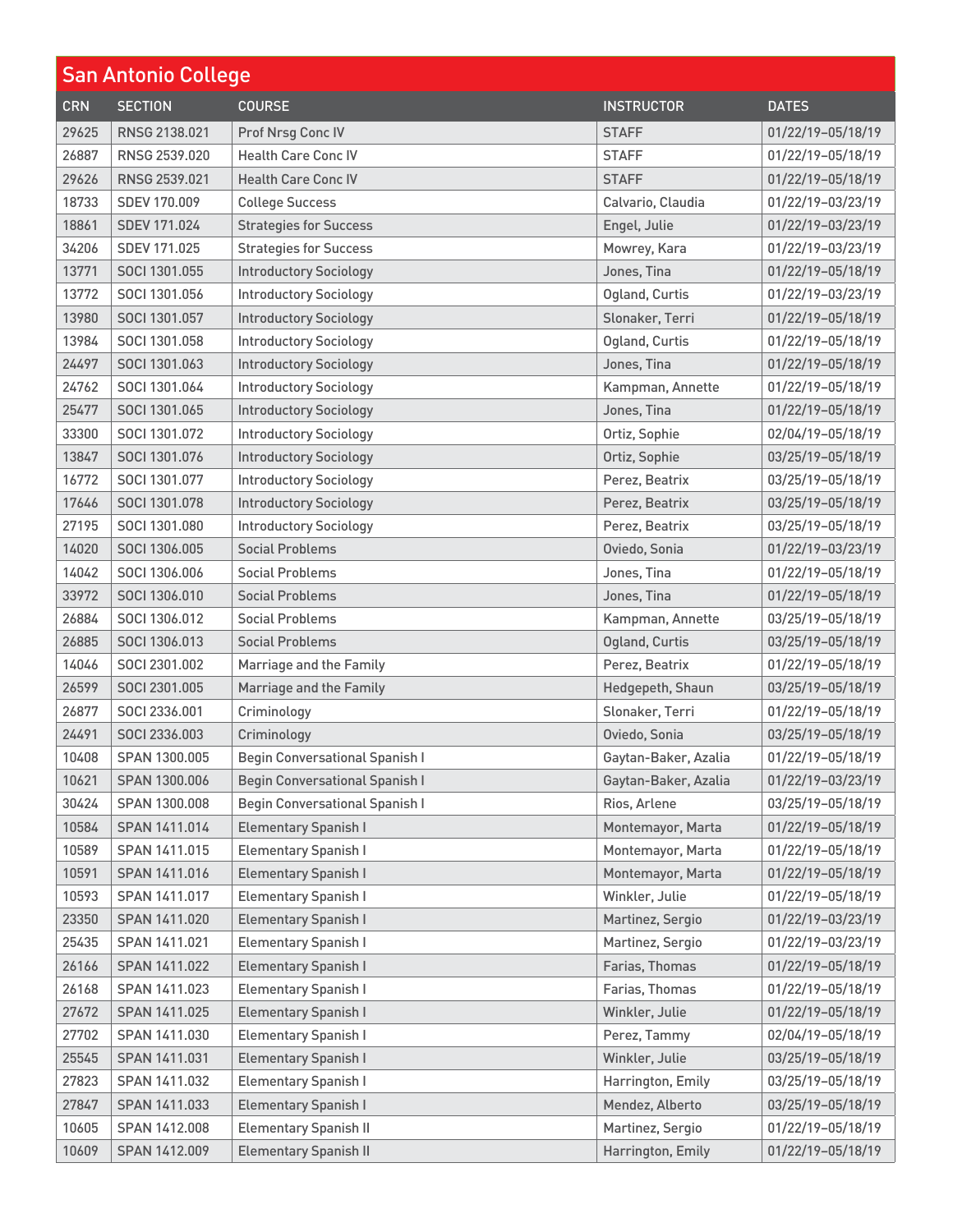## San Antonio College

| CRN | SECTION | COURSE | INSTRUCTOR | DATES |
|---|---|---|---|---|
| 29625 | RNSG 2138.021 | Prof Nrsg Conc IV | STAFF | 01/22/19–05/18/19 |
| 26887 | RNSG 2539.020 | Health Care Conc IV | STAFF | 01/22/19–05/18/19 |
| 29626 | RNSG 2539.021 | Health Care Conc IV | STAFF | 01/22/19–05/18/19 |
| 18733 | SDEV 170.009 | College Success | Calvario, Claudia | 01/22/19–03/23/19 |
| 18861 | SDEV 171.024 | Strategies for Success | Engel, Julie | 01/22/19–03/23/19 |
| 34206 | SDEV 171.025 | Strategies for Success | Mowrey, Kara | 01/22/19–03/23/19 |
| 13771 | SOCI 1301.055 | Introductory Sociology | Jones, Tina | 01/22/19–05/18/19 |
| 13772 | SOCI 1301.056 | Introductory Sociology | Ogland, Curtis | 01/22/19–03/23/19 |
| 13980 | SOCI 1301.057 | Introductory Sociology | Slonaker, Terri | 01/22/19–05/18/19 |
| 13984 | SOCI 1301.058 | Introductory Sociology | Ogland, Curtis | 01/22/19–05/18/19 |
| 24497 | SOCI 1301.063 | Introductory Sociology | Jones, Tina | 01/22/19–05/18/19 |
| 24762 | SOCI 1301.064 | Introductory Sociology | Kampman, Annette | 01/22/19–05/18/19 |
| 25477 | SOCI 1301.065 | Introductory Sociology | Jones, Tina | 01/22/19–05/18/19 |
| 33300 | SOCI 1301.072 | Introductory Sociology | Ortiz, Sophie | 02/04/19–05/18/19 |
| 13847 | SOCI 1301.076 | Introductory Sociology | Ortiz, Sophie | 03/25/19–05/18/19 |
| 16772 | SOCI 1301.077 | Introductory Sociology | Perez, Beatrix | 03/25/19–05/18/19 |
| 17646 | SOCI 1301.078 | Introductory Sociology | Perez, Beatrix | 03/25/19–05/18/19 |
| 27195 | SOCI 1301.080 | Introductory Sociology | Perez, Beatrix | 03/25/19–05/18/19 |
| 14020 | SOCI 1306.005 | Social Problems | Oviedo, Sonia | 01/22/19–03/23/19 |
| 14042 | SOCI 1306.006 | Social Problems | Jones, Tina | 01/22/19–05/18/19 |
| 33972 | SOCI 1306.010 | Social Problems | Jones, Tina | 01/22/19–05/18/19 |
| 26884 | SOCI 1306.012 | Social Problems | Kampman, Annette | 03/25/19–05/18/19 |
| 26885 | SOCI 1306.013 | Social Problems | Ogland, Curtis | 03/25/19–05/18/19 |
| 14046 | SOCI 2301.002 | Marriage and the Family | Perez, Beatrix | 01/22/19–05/18/19 |
| 26599 | SOCI 2301.005 | Marriage and the Family | Hedgepeth, Shaun | 03/25/19–05/18/19 |
| 26877 | SOCI 2336.001 | Criminology | Slonaker, Terri | 01/22/19–05/18/19 |
| 24491 | SOCI 2336.003 | Criminology | Oviedo, Sonia | 03/25/19–05/18/19 |
| 10408 | SPAN 1300.005 | Begin Conversational Spanish I | Gaytan-Baker, Azalia | 01/22/19–05/18/19 |
| 10621 | SPAN 1300.006 | Begin Conversational Spanish I | Gaytan-Baker, Azalia | 01/22/19–03/23/19 |
| 30424 | SPAN 1300.008 | Begin Conversational Spanish I | Rios, Arlene | 03/25/19–05/18/19 |
| 10584 | SPAN 1411.014 | Elementary Spanish I | Montemayor, Marta | 01/22/19–05/18/19 |
| 10589 | SPAN 1411.015 | Elementary Spanish I | Montemayor, Marta | 01/22/19–05/18/19 |
| 10591 | SPAN 1411.016 | Elementary Spanish I | Montemayor, Marta | 01/22/19–05/18/19 |
| 10593 | SPAN 1411.017 | Elementary Spanish I | Winkler, Julie | 01/22/19–05/18/19 |
| 23350 | SPAN 1411.020 | Elementary Spanish I | Martinez, Sergio | 01/22/19–03/23/19 |
| 25435 | SPAN 1411.021 | Elementary Spanish I | Martinez, Sergio | 01/22/19–03/23/19 |
| 26166 | SPAN 1411.022 | Elementary Spanish I | Farias, Thomas | 01/22/19–05/18/19 |
| 26168 | SPAN 1411.023 | Elementary Spanish I | Farias, Thomas | 01/22/19–05/18/19 |
| 27672 | SPAN 1411.025 | Elementary Spanish I | Winkler, Julie | 01/22/19–05/18/19 |
| 27702 | SPAN 1411.030 | Elementary Spanish I | Perez, Tammy | 02/04/19–05/18/19 |
| 25545 | SPAN 1411.031 | Elementary Spanish I | Winkler, Julie | 03/25/19–05/18/19 |
| 27823 | SPAN 1411.032 | Elementary Spanish I | Harrington, Emily | 03/25/19–05/18/19 |
| 27847 | SPAN 1411.033 | Elementary Spanish I | Mendez, Alberto | 03/25/19–05/18/19 |
| 10605 | SPAN 1412.008 | Elementary Spanish II | Martinez, Sergio | 01/22/19–05/18/19 |
| 10609 | SPAN 1412.009 | Elementary Spanish II | Harrington, Emily | 01/22/19–05/18/19 |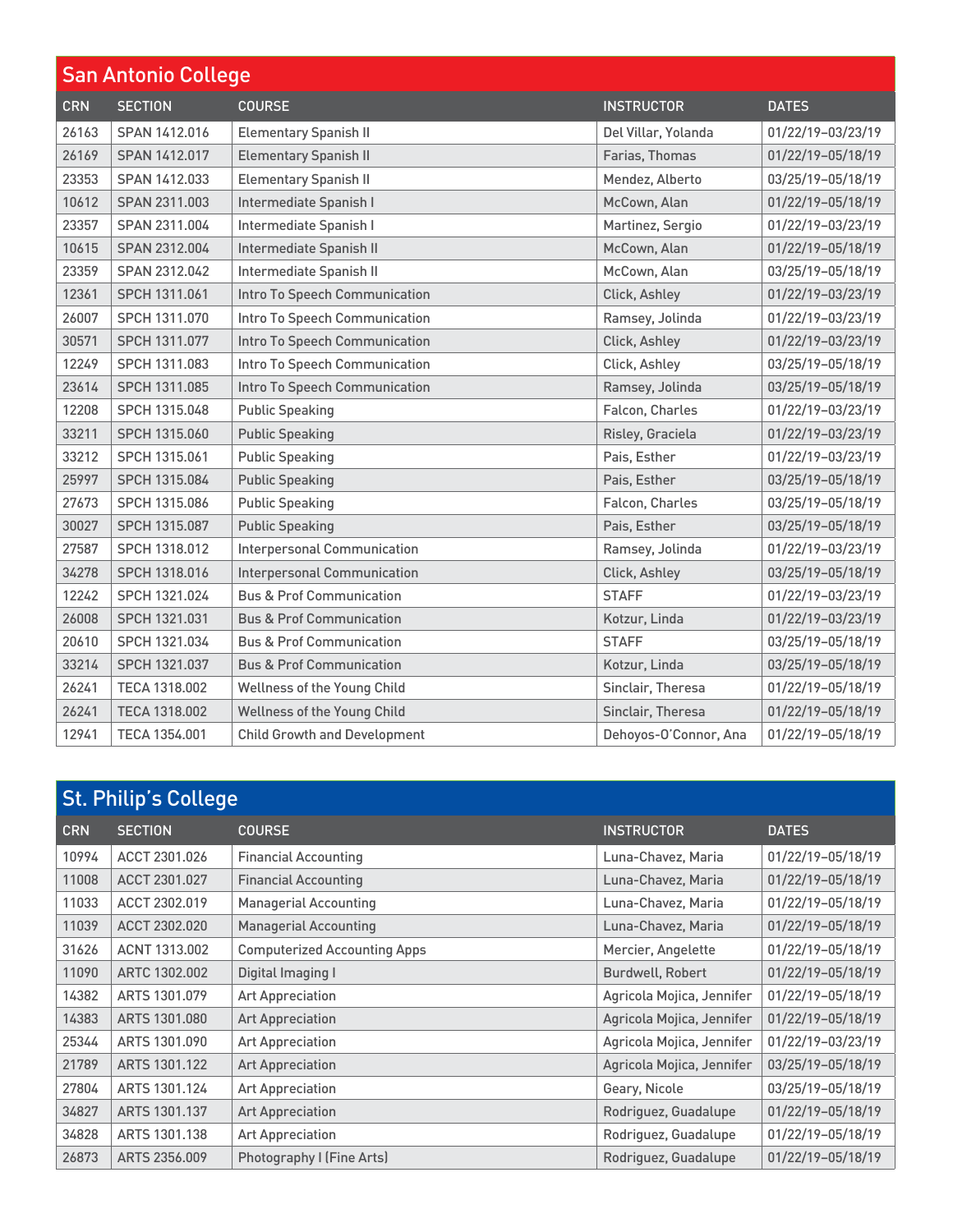## San Antonio College

| CRN | SECTION | COURSE | INSTRUCTOR | DATES |
|---|---|---|---|---|
| 26163 | SPAN 1412.016 | Elementary Spanish II | Del Villar, Yolanda | 01/22/19–03/23/19 |
| 26169 | SPAN 1412.017 | Elementary Spanish II | Farias, Thomas | 01/22/19–05/18/19 |
| 23353 | SPAN 1412.033 | Elementary Spanish II | Mendez, Alberto | 03/25/19–05/18/19 |
| 10612 | SPAN 2311.003 | Intermediate Spanish I | McCown, Alan | 01/22/19–05/18/19 |
| 23357 | SPAN 2311.004 | Intermediate Spanish I | Martinez, Sergio | 01/22/19–03/23/19 |
| 10615 | SPAN 2312.004 | Intermediate Spanish II | McCown, Alan | 01/22/19–05/18/19 |
| 23359 | SPAN 2312.042 | Intermediate Spanish II | McCown, Alan | 03/25/19–05/18/19 |
| 12361 | SPCH 1311.061 | Intro To Speech Communication | Click, Ashley | 01/22/19–03/23/19 |
| 26007 | SPCH 1311.070 | Intro To Speech Communication | Ramsey, Jolinda | 01/22/19–03/23/19 |
| 30571 | SPCH 1311.077 | Intro To Speech Communication | Click, Ashley | 01/22/19–03/23/19 |
| 12249 | SPCH 1311.083 | Intro To Speech Communication | Click, Ashley | 03/25/19–05/18/19 |
| 23614 | SPCH 1311.085 | Intro To Speech Communication | Ramsey, Jolinda | 03/25/19–05/18/19 |
| 12208 | SPCH 1315.048 | Public Speaking | Falcon, Charles | 01/22/19–03/23/19 |
| 33211 | SPCH 1315.060 | Public Speaking | Risley, Graciela | 01/22/19–03/23/19 |
| 33212 | SPCH 1315.061 | Public Speaking | Pais, Esther | 01/22/19–03/23/19 |
| 25997 | SPCH 1315.084 | Public Speaking | Pais, Esther | 03/25/19–05/18/19 |
| 27673 | SPCH 1315.086 | Public Speaking | Falcon, Charles | 03/25/19–05/18/19 |
| 30027 | SPCH 1315.087 | Public Speaking | Pais, Esther | 03/25/19–05/18/19 |
| 27587 | SPCH 1318.012 | Interpersonal Communication | Ramsey, Jolinda | 01/22/19–03/23/19 |
| 34278 | SPCH 1318.016 | Interpersonal Communication | Click, Ashley | 03/25/19–05/18/19 |
| 12242 | SPCH 1321.024 | Bus & Prof Communication | STAFF | 01/22/19–03/23/19 |
| 26008 | SPCH 1321.031 | Bus & Prof Communication | Kotzur, Linda | 01/22/19–03/23/19 |
| 20610 | SPCH 1321.034 | Bus & Prof Communication | STAFF | 03/25/19–05/18/19 |
| 33214 | SPCH 1321.037 | Bus & Prof Communication | Kotzur, Linda | 03/25/19–05/18/19 |
| 26241 | TECA 1318.002 | Wellness of the Young Child | Sinclair, Theresa | 01/22/19–05/18/19 |
| 26241 | TECA 1318.002 | Wellness of the Young Child | Sinclair, Theresa | 01/22/19–05/18/19 |
| 12941 | TECA 1354.001 | Child Growth and Development | Dehoyos-O'Connor, Ana | 01/22/19–05/18/19 |

## St. Philip's College

| CRN | SECTION | COURSE | INSTRUCTOR | DATES |
|---|---|---|---|---|
| 10994 | ACCT 2301.026 | Financial Accounting | Luna-Chavez, Maria | 01/22/19–05/18/19 |
| 11008 | ACCT 2301.027 | Financial Accounting | Luna-Chavez, Maria | 01/22/19–05/18/19 |
| 11033 | ACCT 2302.019 | Managerial Accounting | Luna-Chavez, Maria | 01/22/19–05/18/19 |
| 11039 | ACCT 2302.020 | Managerial Accounting | Luna-Chavez, Maria | 01/22/19–05/18/19 |
| 31626 | ACNT 1313.002 | Computerized Accounting Apps | Mercier, Angelette | 01/22/19–05/18/19 |
| 11090 | ARTC 1302.002 | Digital Imaging I | Burdwell, Robert | 01/22/19–05/18/19 |
| 14382 | ARTS 1301.079 | Art Appreciation | Agricola Mojica, Jennifer | 01/22/19–05/18/19 |
| 14383 | ARTS 1301.080 | Art Appreciation | Agricola Mojica, Jennifer | 01/22/19–05/18/19 |
| 25344 | ARTS 1301.090 | Art Appreciation | Agricola Mojica, Jennifer | 01/22/19–03/23/19 |
| 21789 | ARTS 1301.122 | Art Appreciation | Agricola Mojica, Jennifer | 03/25/19–05/18/19 |
| 27804 | ARTS 1301.124 | Art Appreciation | Geary, Nicole | 03/25/19–05/18/19 |
| 34827 | ARTS 1301.137 | Art Appreciation | Rodriguez, Guadalupe | 01/22/19–05/18/19 |
| 34828 | ARTS 1301.138 | Art Appreciation | Rodriguez, Guadalupe | 01/22/19–05/18/19 |
| 26873 | ARTS 2356.009 | Photography I (Fine Arts) | Rodriguez, Guadalupe | 01/22/19–05/18/19 |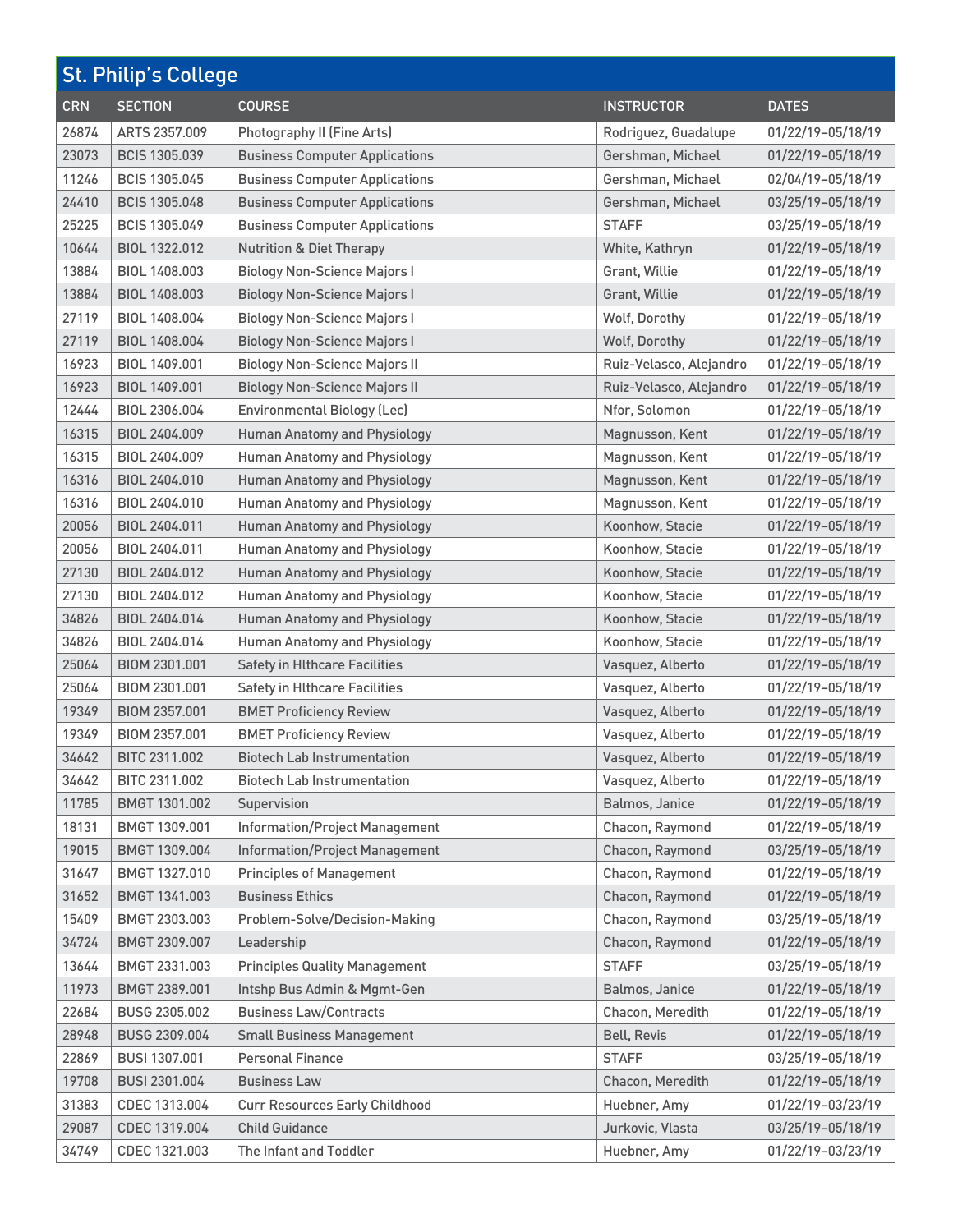## St. Philip's College

| CRN | SECTION | COURSE | INSTRUCTOR | DATES |
|---|---|---|---|---|
| 26874 | ARTS 2357.009 | Photography II (Fine Arts) | Rodriguez, Guadalupe | 01/22/19–05/18/19 |
| 23073 | BCIS 1305.039 | Business Computer Applications | Gershman, Michael | 01/22/19–05/18/19 |
| 11246 | BCIS 1305.045 | Business Computer Applications | Gershman, Michael | 02/04/19–05/18/19 |
| 24410 | BCIS 1305.048 | Business Computer Applications | Gershman, Michael | 03/25/19–05/18/19 |
| 25225 | BCIS 1305.049 | Business Computer Applications | STAFF | 03/25/19–05/18/19 |
| 10644 | BIOL 1322.012 | Nutrition & Diet Therapy | White, Kathryn | 01/22/19–05/18/19 |
| 13884 | BIOL 1408.003 | Biology Non-Science Majors I | Grant, Willie | 01/22/19–05/18/19 |
| 13884 | BIOL 1408.003 | Biology Non-Science Majors I | Grant, Willie | 01/22/19–05/18/19 |
| 27119 | BIOL 1408.004 | Biology Non-Science Majors I | Wolf, Dorothy | 01/22/19–05/18/19 |
| 27119 | BIOL 1408.004 | Biology Non-Science Majors I | Wolf, Dorothy | 01/22/19–05/18/19 |
| 16923 | BIOL 1409.001 | Biology Non-Science Majors II | Ruiz-Velasco, Alejandro | 01/22/19–05/18/19 |
| 16923 | BIOL 1409.001 | Biology Non-Science Majors II | Ruiz-Velasco, Alejandro | 01/22/19–05/18/19 |
| 12444 | BIOL 2306.004 | Environmental Biology (Lec) | Nfor, Solomon | 01/22/19–05/18/19 |
| 16315 | BIOL 2404.009 | Human Anatomy and Physiology | Magnusson, Kent | 01/22/19–05/18/19 |
| 16315 | BIOL 2404.009 | Human Anatomy and Physiology | Magnusson, Kent | 01/22/19–05/18/19 |
| 16316 | BIOL 2404.010 | Human Anatomy and Physiology | Magnusson, Kent | 01/22/19–05/18/19 |
| 16316 | BIOL 2404.010 | Human Anatomy and Physiology | Magnusson, Kent | 01/22/19–05/18/19 |
| 20056 | BIOL 2404.011 | Human Anatomy and Physiology | Koonhow, Stacie | 01/22/19–05/18/19 |
| 20056 | BIOL 2404.011 | Human Anatomy and Physiology | Koonhow, Stacie | 01/22/19–05/18/19 |
| 27130 | BIOL 2404.012 | Human Anatomy and Physiology | Koonhow, Stacie | 01/22/19–05/18/19 |
| 27130 | BIOL 2404.012 | Human Anatomy and Physiology | Koonhow, Stacie | 01/22/19–05/18/19 |
| 34826 | BIOL 2404.014 | Human Anatomy and Physiology | Koonhow, Stacie | 01/22/19–05/18/19 |
| 34826 | BIOL 2404.014 | Human Anatomy and Physiology | Koonhow, Stacie | 01/22/19–05/18/19 |
| 25064 | BIOM 2301.001 | Safety in Hlthcare Facilities | Vasquez, Alberto | 01/22/19–05/18/19 |
| 25064 | BIOM 2301.001 | Safety in Hlthcare Facilities | Vasquez, Alberto | 01/22/19–05/18/19 |
| 19349 | BIOM 2357.001 | BMET Proficiency Review | Vasquez, Alberto | 01/22/19–05/18/19 |
| 19349 | BIOM 2357.001 | BMET Proficiency Review | Vasquez, Alberto | 01/22/19–05/18/19 |
| 34642 | BITC 2311.002 | Biotech Lab Instrumentation | Vasquez, Alberto | 01/22/19–05/18/19 |
| 34642 | BITC 2311.002 | Biotech Lab Instrumentation | Vasquez, Alberto | 01/22/19–05/18/19 |
| 11785 | BMGT 1301.002 | Supervision | Balmos, Janice | 01/22/19–05/18/19 |
| 18131 | BMGT 1309.001 | Information/Project Management | Chacon, Raymond | 01/22/19–05/18/19 |
| 19015 | BMGT 1309.004 | Information/Project Management | Chacon, Raymond | 03/25/19–05/18/19 |
| 31647 | BMGT 1327.010 | Principles of Management | Chacon, Raymond | 01/22/19–05/18/19 |
| 31652 | BMGT 1341.003 | Business Ethics | Chacon, Raymond | 01/22/19–05/18/19 |
| 15409 | BMGT 2303.003 | Problem-Solve/Decision-Making | Chacon, Raymond | 03/25/19–05/18/19 |
| 34724 | BMGT 2309.007 | Leadership | Chacon, Raymond | 01/22/19–05/18/19 |
| 13644 | BMGT 2331.003 | Principles Quality Management | STAFF | 03/25/19–05/18/19 |
| 11973 | BMGT 2389.001 | Intshp Bus Admin & Mgmt-Gen | Balmos, Janice | 01/22/19–05/18/19 |
| 22684 | BUSG 2305.002 | Business Law/Contracts | Chacon, Meredith | 01/22/19–05/18/19 |
| 28948 | BUSG 2309.004 | Small Business Management | Bell, Revis | 01/22/19–05/18/19 |
| 22869 | BUSI 1307.001 | Personal Finance | STAFF | 03/25/19–05/18/19 |
| 19708 | BUSI 2301.004 | Business Law | Chacon, Meredith | 01/22/19–05/18/19 |
| 31383 | CDEC 1313.004 | Curr Resources Early Childhood | Huebner, Amy | 01/22/19–03/23/19 |
| 29087 | CDEC 1319.004 | Child Guidance | Jurkovic, Vlasta | 03/25/19–05/18/19 |
| 34749 | CDEC 1321.003 | The Infant and Toddler | Huebner, Amy | 01/22/19–03/23/19 |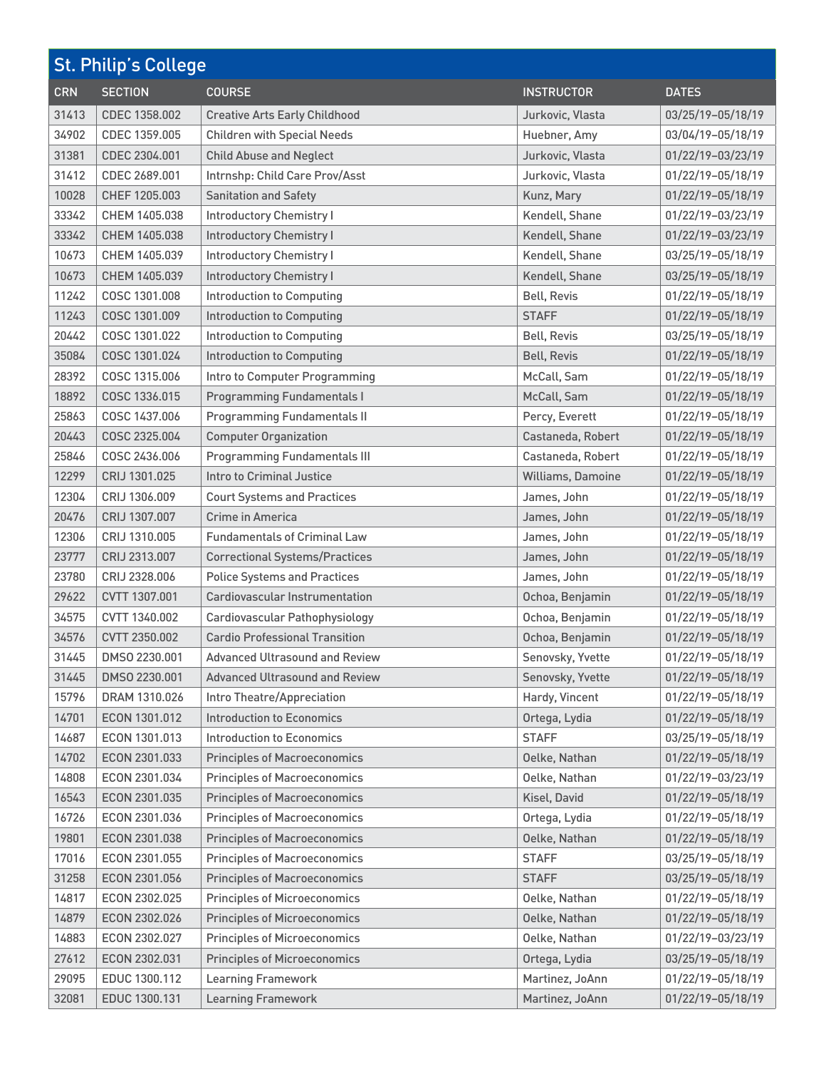## St. Philip's College

| CRN | SECTION | COURSE | INSTRUCTOR | DATES |
|---|---|---|---|---|
| 31413 | CDEC 1358.002 | Creative Arts Early Childhood | Jurkovic, Vlasta | 03/25/19–05/18/19 |
| 34902 | CDEC 1359.005 | Children with Special Needs | Huebner, Amy | 03/04/19–05/18/19 |
| 31381 | CDEC 2304.001 | Child Abuse and Neglect | Jurkovic, Vlasta | 01/22/19–03/23/19 |
| 31412 | CDEC 2689.001 | Intrnshp: Child Care Prov/Asst | Jurkovic, Vlasta | 01/22/19–05/18/19 |
| 10028 | CHEF 1205.003 | Sanitation and Safety | Kunz, Mary | 01/22/19–05/18/19 |
| 33342 | CHEM 1405.038 | Introductory Chemistry I | Kendell, Shane | 01/22/19–03/23/19 |
| 33342 | CHEM 1405.038 | Introductory Chemistry I | Kendell, Shane | 01/22/19–03/23/19 |
| 10673 | CHEM 1405.039 | Introductory Chemistry I | Kendell, Shane | 03/25/19–05/18/19 |
| 10673 | CHEM 1405.039 | Introductory Chemistry I | Kendell, Shane | 03/25/19–05/18/19 |
| 11242 | COSC 1301.008 | Introduction to Computing | Bell, Revis | 01/22/19–05/18/19 |
| 11243 | COSC 1301.009 | Introduction to Computing | STAFF | 01/22/19–05/18/19 |
| 20442 | COSC 1301.022 | Introduction to Computing | Bell, Revis | 03/25/19–05/18/19 |
| 35084 | COSC 1301.024 | Introduction to Computing | Bell, Revis | 01/22/19–05/18/19 |
| 28392 | COSC 1315.006 | Intro to Computer Programming | McCall, Sam | 01/22/19–05/18/19 |
| 18892 | COSC 1336.015 | Programming Fundamentals I | McCall, Sam | 01/22/19–05/18/19 |
| 25863 | COSC 1437.006 | Programming Fundamentals II | Percy, Everett | 01/22/19–05/18/19 |
| 20443 | COSC 2325.004 | Computer Organization | Castaneda, Robert | 01/22/19–05/18/19 |
| 25846 | COSC 2436.006 | Programming Fundamentals III | Castaneda, Robert | 01/22/19–05/18/19 |
| 12299 | CRIJ 1301.025 | Intro to Criminal Justice | Williams, Damoine | 01/22/19–05/18/19 |
| 12304 | CRIJ 1306.009 | Court Systems and Practices | James, John | 01/22/19–05/18/19 |
| 20476 | CRIJ 1307.007 | Crime in America | James, John | 01/22/19–05/18/19 |
| 12306 | CRIJ 1310.005 | Fundamentals of Criminal Law | James, John | 01/22/19–05/18/19 |
| 23777 | CRIJ 2313.007 | Correctional Systems/Practices | James, John | 01/22/19–05/18/19 |
| 23780 | CRIJ 2328.006 | Police Systems and Practices | James, John | 01/22/19–05/18/19 |
| 29622 | CVTT 1307.001 | Cardiovascular Instrumentation | Ochoa, Benjamin | 01/22/19–05/18/19 |
| 34575 | CVTT 1340.002 | Cardiovascular Pathophysiology | Ochoa, Benjamin | 01/22/19–05/18/19 |
| 34576 | CVTT 2350.002 | Cardio Professional Transition | Ochoa, Benjamin | 01/22/19–05/18/19 |
| 31445 | DMSO 2230.001 | Advanced Ultrasound and Review | Senovsky, Yvette | 01/22/19–05/18/19 |
| 31445 | DMSO 2230.001 | Advanced Ultrasound and Review | Senovsky, Yvette | 01/22/19–05/18/19 |
| 15796 | DRAM 1310.026 | Intro Theatre/Appreciation | Hardy, Vincent | 01/22/19–05/18/19 |
| 14701 | ECON 1301.012 | Introduction to Economics | Ortega, Lydia | 01/22/19–05/18/19 |
| 14687 | ECON 1301.013 | Introduction to Economics | STAFF | 03/25/19–05/18/19 |
| 14702 | ECON 2301.033 | Principles of Macroeconomics | Oelke, Nathan | 01/22/19–05/18/19 |
| 14808 | ECON 2301.034 | Principles of Macroeconomics | Oelke, Nathan | 01/22/19–03/23/19 |
| 16543 | ECON 2301.035 | Principles of Macroeconomics | Kisel, David | 01/22/19–05/18/19 |
| 16726 | ECON 2301.036 | Principles of Macroeconomics | Ortega, Lydia | 01/22/19–05/18/19 |
| 19801 | ECON 2301.038 | Principles of Macroeconomics | Oelke, Nathan | 01/22/19–05/18/19 |
| 17016 | ECON 2301.055 | Principles of Macroeconomics | STAFF | 03/25/19–05/18/19 |
| 31258 | ECON 2301.056 | Principles of Macroeconomics | STAFF | 03/25/19–05/18/19 |
| 14817 | ECON 2302.025 | Principles of Microeconomics | Oelke, Nathan | 01/22/19–05/18/19 |
| 14879 | ECON 2302.026 | Principles of Microeconomics | Oelke, Nathan | 01/22/19–05/18/19 |
| 14883 | ECON 2302.027 | Principles of Microeconomics | Oelke, Nathan | 01/22/19–03/23/19 |
| 27612 | ECON 2302.031 | Principles of Microeconomics | Ortega, Lydia | 03/25/19–05/18/19 |
| 29095 | EDUC 1300.112 | Learning Framework | Martinez, JoAnn | 01/22/19–05/18/19 |
| 32081 | EDUC 1300.131 | Learning Framework | Martinez, JoAnn | 01/22/19–05/18/19 |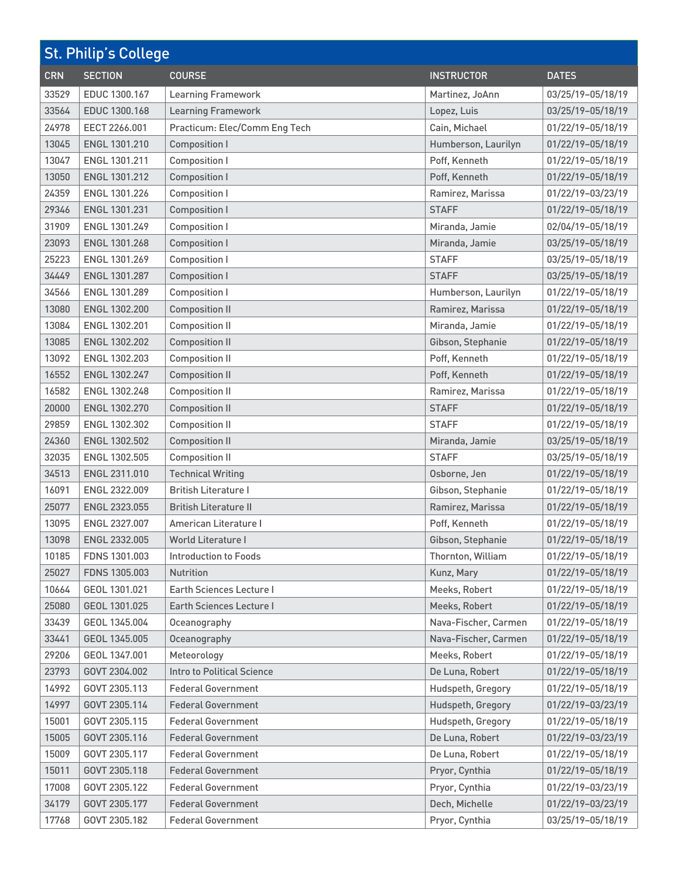## St. Philip's College

| CRN | SECTION | COURSE | INSTRUCTOR | DATES |
|---|---|---|---|---|
| 33529 | EDUC 1300.167 | Learning Framework | Martinez, JoAnn | 03/25/19–05/18/19 |
| 33564 | EDUC 1300.168 | Learning Framework | Lopez, Luis | 03/25/19–05/18/19 |
| 24978 | EECT 2266.001 | Practicum: Elec/Comm Eng Tech | Cain, Michael | 01/22/19–05/18/19 |
| 13045 | ENGL 1301.210 | Composition I | Humberson, Laurilyn | 01/22/19–05/18/19 |
| 13047 | ENGL 1301.211 | Composition I | Poff, Kenneth | 01/22/19–05/18/19 |
| 13050 | ENGL 1301.212 | Composition I | Poff, Kenneth | 01/22/19–05/18/19 |
| 24359 | ENGL 1301.226 | Composition I | Ramirez, Marissa | 01/22/19–03/23/19 |
| 29346 | ENGL 1301.231 | Composition I | STAFF | 01/22/19–05/18/19 |
| 31909 | ENGL 1301.249 | Composition I | Miranda, Jamie | 02/04/19–05/18/19 |
| 23093 | ENGL 1301.268 | Composition I | Miranda, Jamie | 03/25/19–05/18/19 |
| 25223 | ENGL 1301.269 | Composition I | STAFF | 03/25/19–05/18/19 |
| 34449 | ENGL 1301.287 | Composition I | STAFF | 03/25/19–05/18/19 |
| 34566 | ENGL 1301.289 | Composition I | Humberson, Laurilyn | 01/22/19–05/18/19 |
| 13080 | ENGL 1302.200 | Composition II | Ramirez, Marissa | 01/22/19–05/18/19 |
| 13084 | ENGL 1302.201 | Composition II | Miranda, Jamie | 01/22/19–05/18/19 |
| 13085 | ENGL 1302.202 | Composition II | Gibson, Stephanie | 01/22/19–05/18/19 |
| 13092 | ENGL 1302.203 | Composition II | Poff, Kenneth | 01/22/19–05/18/19 |
| 16552 | ENGL 1302.247 | Composition II | Poff, Kenneth | 01/22/19–05/18/19 |
| 16582 | ENGL 1302.248 | Composition II | Ramirez, Marissa | 01/22/19–05/18/19 |
| 20000 | ENGL 1302.270 | Composition II | STAFF | 01/22/19–05/18/19 |
| 29859 | ENGL 1302.302 | Composition II | STAFF | 01/22/19–05/18/19 |
| 24360 | ENGL 1302.502 | Composition II | Miranda, Jamie | 03/25/19–05/18/19 |
| 32035 | ENGL 1302.505 | Composition II | STAFF | 03/25/19–05/18/19 |
| 34513 | ENGL 2311.010 | Technical Writing | Osborne, Jen | 01/22/19–05/18/19 |
| 16091 | ENGL 2322.009 | British Literature I | Gibson, Stephanie | 01/22/19–05/18/19 |
| 25077 | ENGL 2323.055 | British Literature II | Ramirez, Marissa | 01/22/19–05/18/19 |
| 13095 | ENGL 2327.007 | American Literature I | Poff, Kenneth | 01/22/19–05/18/19 |
| 13098 | ENGL 2332.005 | World Literature I | Gibson, Stephanie | 01/22/19–05/18/19 |
| 10185 | FDNS 1301.003 | Introduction to Foods | Thornton, William | 01/22/19–05/18/19 |
| 25027 | FDNS 1305.003 | Nutrition | Kunz, Mary | 01/22/19–05/18/19 |
| 10664 | GEOL 1301.021 | Earth Sciences Lecture I | Meeks, Robert | 01/22/19–05/18/19 |
| 25080 | GEOL 1301.025 | Earth Sciences Lecture I | Meeks, Robert | 01/22/19–05/18/19 |
| 33439 | GEOL 1345.004 | Oceanography | Nava-Fischer, Carmen | 01/22/19–05/18/19 |
| 33441 | GEOL 1345.005 | Oceanography | Nava-Fischer, Carmen | 01/22/19–05/18/19 |
| 29206 | GEOL 1347.001 | Meteorology | Meeks, Robert | 01/22/19–05/18/19 |
| 23793 | GOVT 2304.002 | Intro to Political Science | De Luna, Robert | 01/22/19–05/18/19 |
| 14992 | GOVT 2305.113 | Federal Government | Hudspeth, Gregory | 01/22/19–05/18/19 |
| 14997 | GOVT 2305.114 | Federal Government | Hudspeth, Gregory | 01/22/19–03/23/19 |
| 15001 | GOVT 2305.115 | Federal Government | Hudspeth, Gregory | 01/22/19–05/18/19 |
| 15005 | GOVT 2305.116 | Federal Government | De Luna, Robert | 01/22/19–03/23/19 |
| 15009 | GOVT 2305.117 | Federal Government | De Luna, Robert | 01/22/19–05/18/19 |
| 15011 | GOVT 2305.118 | Federal Government | Pryor, Cynthia | 01/22/19–05/18/19 |
| 17008 | GOVT 2305.122 | Federal Government | Pryor, Cynthia | 01/22/19–03/23/19 |
| 34179 | GOVT 2305.177 | Federal Government | Dech, Michelle | 01/22/19–03/23/19 |
| 17768 | GOVT 2305.182 | Federal Government | Pryor, Cynthia | 03/25/19–05/18/19 |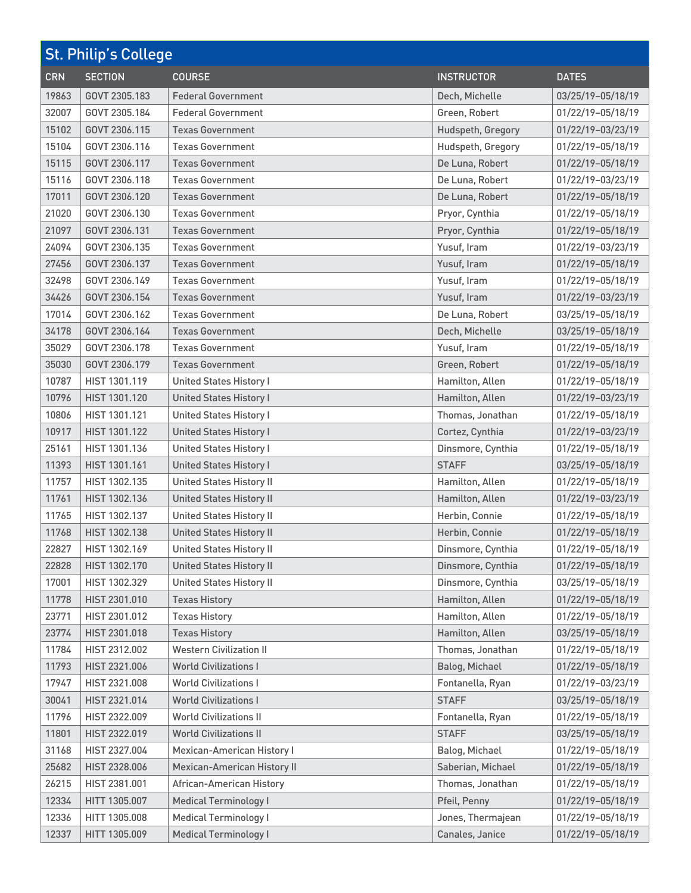## St. Philip's College

| CRN | SECTION | COURSE | INSTRUCTOR | DATES |
|---|---|---|---|---|
| 19863 | GOVT 2305.183 | Federal Government | Dech, Michelle | 03/25/19–05/18/19 |
| 32007 | GOVT 2305.184 | Federal Government | Green, Robert | 01/22/19–05/18/19 |
| 15102 | GOVT 2306.115 | Texas Government | Hudspeth, Gregory | 01/22/19–03/23/19 |
| 15104 | GOVT 2306.116 | Texas Government | Hudspeth, Gregory | 01/22/19–05/18/19 |
| 15115 | GOVT 2306.117 | Texas Government | De Luna, Robert | 01/22/19–05/18/19 |
| 15116 | GOVT 2306.118 | Texas Government | De Luna, Robert | 01/22/19–03/23/19 |
| 17011 | GOVT 2306.120 | Texas Government | De Luna, Robert | 01/22/19–05/18/19 |
| 21020 | GOVT 2306.130 | Texas Government | Pryor, Cynthia | 01/22/19–05/18/19 |
| 21097 | GOVT 2306.131 | Texas Government | Pryor, Cynthia | 01/22/19–05/18/19 |
| 24094 | GOVT 2306.135 | Texas Government | Yusuf, Iram | 01/22/19–03/23/19 |
| 27456 | GOVT 2306.137 | Texas Government | Yusuf, Iram | 01/22/19–05/18/19 |
| 32498 | GOVT 2306.149 | Texas Government | Yusuf, Iram | 01/22/19–05/18/19 |
| 34426 | GOVT 2306.154 | Texas Government | Yusuf, Iram | 01/22/19–03/23/19 |
| 17014 | GOVT 2306.162 | Texas Government | De Luna, Robert | 03/25/19–05/18/19 |
| 34178 | GOVT 2306.164 | Texas Government | Dech, Michelle | 03/25/19–05/18/19 |
| 35029 | GOVT 2306.178 | Texas Government | Yusuf, Iram | 01/22/19–05/18/19 |
| 35030 | GOVT 2306.179 | Texas Government | Green, Robert | 01/22/19–05/18/19 |
| 10787 | HIST 1301.119 | United States History I | Hamilton, Allen | 01/22/19–05/18/19 |
| 10796 | HIST 1301.120 | United States History I | Hamilton, Allen | 01/22/19–03/23/19 |
| 10806 | HIST 1301.121 | United States History I | Thomas, Jonathan | 01/22/19–05/18/19 |
| 10917 | HIST 1301.122 | United States History I | Cortez, Cynthia | 01/22/19–03/23/19 |
| 25161 | HIST 1301.136 | United States History I | Dinsmore, Cynthia | 01/22/19–05/18/19 |
| 11393 | HIST 1301.161 | United States History I | STAFF | 03/25/19–05/18/19 |
| 11757 | HIST 1302.135 | United States History II | Hamilton, Allen | 01/22/19–05/18/19 |
| 11761 | HIST 1302.136 | United States History II | Hamilton, Allen | 01/22/19–03/23/19 |
| 11765 | HIST 1302.137 | United States History II | Herbin, Connie | 01/22/19–05/18/19 |
| 11768 | HIST 1302.138 | United States History II | Herbin, Connie | 01/22/19–05/18/19 |
| 22827 | HIST 1302.169 | United States History II | Dinsmore, Cynthia | 01/22/19–05/18/19 |
| 22828 | HIST 1302.170 | United States History II | Dinsmore, Cynthia | 01/22/19–05/18/19 |
| 17001 | HIST 1302.329 | United States History II | Dinsmore, Cynthia | 03/25/19–05/18/19 |
| 11778 | HIST 2301.010 | Texas History | Hamilton, Allen | 01/22/19–05/18/19 |
| 23771 | HIST 2301.012 | Texas History | Hamilton, Allen | 01/22/19–05/18/19 |
| 23774 | HIST 2301.018 | Texas History | Hamilton, Allen | 03/25/19–05/18/19 |
| 11784 | HIST 2312.002 | Western Civilization II | Thomas, Jonathan | 01/22/19–05/18/19 |
| 11793 | HIST 2321.006 | World Civilizations I | Balog, Michael | 01/22/19–05/18/19 |
| 17947 | HIST 2321.008 | World Civilizations I | Fontanella, Ryan | 01/22/19–03/23/19 |
| 30041 | HIST 2321.014 | World Civilizations I | STAFF | 03/25/19–05/18/19 |
| 11796 | HIST 2322.009 | World Civilizations II | Fontanella, Ryan | 01/22/19–05/18/19 |
| 11801 | HIST 2322.019 | World Civilizations II | STAFF | 03/25/19–05/18/19 |
| 31168 | HIST 2327.004 | Mexican-American History I | Balog, Michael | 01/22/19–05/18/19 |
| 25682 | HIST 2328.006 | Mexican-American History II | Saberian, Michael | 01/22/19–05/18/19 |
| 26215 | HIST 2381.001 | African-American History | Thomas, Jonathan | 01/22/19–05/18/19 |
| 12334 | HITT 1305.007 | Medical Terminology I | Pfeil, Penny | 01/22/19–05/18/19 |
| 12336 | HITT 1305.008 | Medical Terminology I | Jones, Thermajean | 01/22/19–05/18/19 |
| 12337 | HITT 1305.009 | Medical Terminology I | Canales, Janice | 01/22/19–05/18/19 |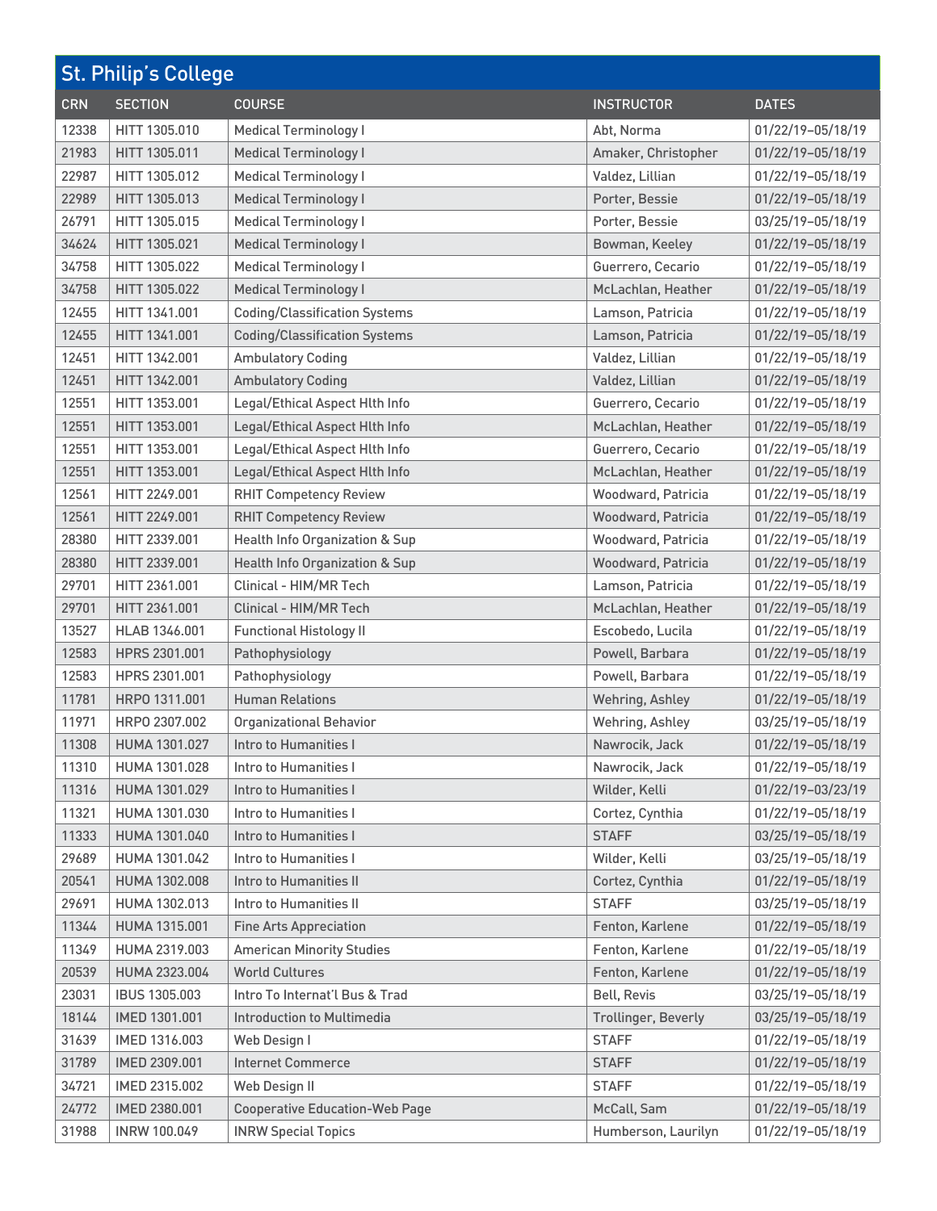## St. Philip's College

| CRN | SECTION | COURSE | INSTRUCTOR | DATES |
|---|---|---|---|---|
| 12338 | HITT 1305.010 | Medical Terminology I | Abt, Norma | 01/22/19–05/18/19 |
| 21983 | HITT 1305.011 | Medical Terminology I | Amaker, Christopher | 01/22/19–05/18/19 |
| 22987 | HITT 1305.012 | Medical Terminology I | Valdez, Lillian | 01/22/19–05/18/19 |
| 22989 | HITT 1305.013 | Medical Terminology I | Porter, Bessie | 01/22/19–05/18/19 |
| 26791 | HITT 1305.015 | Medical Terminology I | Porter, Bessie | 03/25/19–05/18/19 |
| 34624 | HITT 1305.021 | Medical Terminology I | Bowman, Keeley | 01/22/19–05/18/19 |
| 34758 | HITT 1305.022 | Medical Terminology I | Guerrero, Cecario | 01/22/19–05/18/19 |
| 34758 | HITT 1305.022 | Medical Terminology I | McLachlan, Heather | 01/22/19–05/18/19 |
| 12455 | HITT 1341.001 | Coding/Classification Systems | Lamson, Patricia | 01/22/19–05/18/19 |
| 12455 | HITT 1341.001 | Coding/Classification Systems | Lamson, Patricia | 01/22/19–05/18/19 |
| 12451 | HITT 1342.001 | Ambulatory Coding | Valdez, Lillian | 01/22/19–05/18/19 |
| 12451 | HITT 1342.001 | Ambulatory Coding | Valdez, Lillian | 01/22/19–05/18/19 |
| 12551 | HITT 1353.001 | Legal/Ethical Aspect Hlth Info | Guerrero, Cecario | 01/22/19–05/18/19 |
| 12551 | HITT 1353.001 | Legal/Ethical Aspect Hlth Info | McLachlan, Heather | 01/22/19–05/18/19 |
| 12551 | HITT 1353.001 | Legal/Ethical Aspect Hlth Info | Guerrero, Cecario | 01/22/19–05/18/19 |
| 12551 | HITT 1353.001 | Legal/Ethical Aspect Hlth Info | McLachlan, Heather | 01/22/19–05/18/19 |
| 12561 | HITT 2249.001 | RHIT Competency Review | Woodward, Patricia | 01/22/19–05/18/19 |
| 12561 | HITT 2249.001 | RHIT Competency Review | Woodward, Patricia | 01/22/19–05/18/19 |
| 28380 | HITT 2339.001 | Health Info Organization & Sup | Woodward, Patricia | 01/22/19–05/18/19 |
| 28380 | HITT 2339.001 | Health Info Organization & Sup | Woodward, Patricia | 01/22/19–05/18/19 |
| 29701 | HITT 2361.001 | Clinical - HIM/MR Tech | Lamson, Patricia | 01/22/19–05/18/19 |
| 29701 | HITT 2361.001 | Clinical - HIM/MR Tech | McLachlan, Heather | 01/22/19–05/18/19 |
| 13527 | HLAB 1346.001 | Functional Histology II | Escobedo, Lucila | 01/22/19–05/18/19 |
| 12583 | HPRS 2301.001 | Pathophysiology | Powell, Barbara | 01/22/19–05/18/19 |
| 12583 | HPRS 2301.001 | Pathophysiology | Powell, Barbara | 01/22/19–05/18/19 |
| 11781 | HRPO 1311.001 | Human Relations | Wehring, Ashley | 01/22/19–05/18/19 |
| 11971 | HRPO 2307.002 | Organizational Behavior | Wehring, Ashley | 03/25/19–05/18/19 |
| 11308 | HUMA 1301.027 | Intro to Humanities I | Nawrocik, Jack | 01/22/19–05/18/19 |
| 11310 | HUMA 1301.028 | Intro to Humanities I | Nawrocik, Jack | 01/22/19–05/18/19 |
| 11316 | HUMA 1301.029 | Intro to Humanities I | Wilder, Kelli | 01/22/19–03/23/19 |
| 11321 | HUMA 1301.030 | Intro to Humanities I | Cortez, Cynthia | 01/22/19–05/18/19 |
| 11333 | HUMA 1301.040 | Intro to Humanities I | STAFF | 03/25/19–05/18/19 |
| 29689 | HUMA 1301.042 | Intro to Humanities I | Wilder, Kelli | 03/25/19–05/18/19 |
| 20541 | HUMA 1302.008 | Intro to Humanities II | Cortez, Cynthia | 01/22/19–05/18/19 |
| 29691 | HUMA 1302.013 | Intro to Humanities II | STAFF | 03/25/19–05/18/19 |
| 11344 | HUMA 1315.001 | Fine Arts Appreciation | Fenton, Karlene | 01/22/19–05/18/19 |
| 11349 | HUMA 2319.003 | American Minority Studies | Fenton, Karlene | 01/22/19–05/18/19 |
| 20539 | HUMA 2323.004 | World Cultures | Fenton, Karlene | 01/22/19–05/18/19 |
| 23031 | IBUS 1305.003 | Intro To Internat'l Bus & Trad | Bell, Revis | 03/25/19–05/18/19 |
| 18144 | IMED 1301.001 | Introduction to Multimedia | Trollinger, Beverly | 03/25/19–05/18/19 |
| 31639 | IMED 1316.003 | Web Design I | STAFF | 01/22/19–05/18/19 |
| 31789 | IMED 2309.001 | Internet Commerce | STAFF | 01/22/19–05/18/19 |
| 34721 | IMED 2315.002 | Web Design II | STAFF | 01/22/19–05/18/19 |
| 24772 | IMED 2380.001 | Cooperative Education-Web Page | McCall, Sam | 01/22/19–05/18/19 |
| 31988 | INRW 100.049 | INRW Special Topics | Humberson, Laurilyn | 01/22/19–05/18/19 |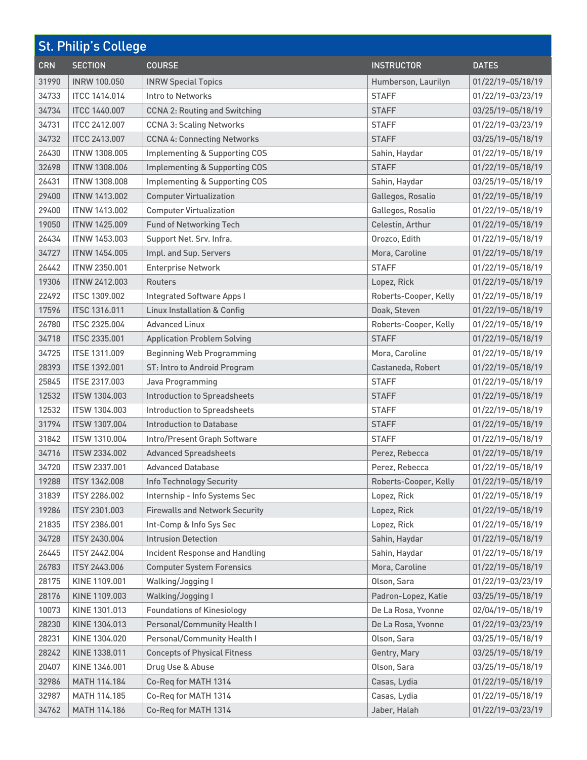## St. Philip's College

| CRN | SECTION | COURSE | INSTRUCTOR | DATES |
|---|---|---|---|---|
| 31990 | INRW 100.050 | INRW Special Topics | Humberson, Laurilyn | 01/22/19–05/18/19 |
| 34733 | ITCC 1414.014 | Intro to Networks | STAFF | 01/22/19–03/23/19 |
| 34734 | ITCC 1440.007 | CCNA 2: Routing and Switching | STAFF | 03/25/19–05/18/19 |
| 34731 | ITCC 2412.007 | CCNA 3: Scaling Networks | STAFF | 01/22/19–03/23/19 |
| 34732 | ITCC 2413.007 | CCNA 4: Connecting Networks | STAFF | 03/25/19–05/18/19 |
| 26430 | ITNW 1308.005 | Implementing & Supporting COS | Sahin, Haydar | 01/22/19–05/18/19 |
| 32698 | ITNW 1308.006 | Implementing & Supporting COS | STAFF | 01/22/19–05/18/19 |
| 26431 | ITNW 1308.008 | Implementing & Supporting COS | Sahin, Haydar | 03/25/19–05/18/19 |
| 29400 | ITNW 1413.002 | Computer Virtualization | Gallegos, Rosalio | 01/22/19–05/18/19 |
| 29400 | ITNW 1413.002 | Computer Virtualization | Gallegos, Rosalio | 01/22/19–05/18/19 |
| 19050 | ITNW 1425.009 | Fund of Networking Tech | Celestin, Arthur | 01/22/19–05/18/19 |
| 26434 | ITNW 1453.003 | Support Net. Srv. Infra. | Orozco, Edith | 01/22/19–05/18/19 |
| 34727 | ITNW 1454.005 | Impl. and Sup. Servers | Mora, Caroline | 01/22/19–05/18/19 |
| 26442 | ITNW 2350.001 | Enterprise Network | STAFF | 01/22/19–05/18/19 |
| 19306 | ITNW 2412.003 | Routers | Lopez, Rick | 01/22/19–05/18/19 |
| 22492 | ITSC 1309.002 | Integrated Software Apps I | Roberts-Cooper, Kelly | 01/22/19–05/18/19 |
| 17596 | ITSC 1316.011 | Linux Installation & Config | Doak, Steven | 01/22/19–05/18/19 |
| 26780 | ITSC 2325.004 | Advanced Linux | Roberts-Cooper, Kelly | 01/22/19–05/18/19 |
| 34718 | ITSC 2335.001 | Application Problem Solving | STAFF | 01/22/19–05/18/19 |
| 34725 | ITSE 1311.009 | Beginning Web Programming | Mora, Caroline | 01/22/19–05/18/19 |
| 28393 | ITSE 1392.001 | ST: Intro to Android Program | Castaneda, Robert | 01/22/19–05/18/19 |
| 25845 | ITSE 2317.003 | Java Programming | STAFF | 01/22/19–05/18/19 |
| 12532 | ITSW 1304.003 | Introduction to Spreadsheets | STAFF | 01/22/19–05/18/19 |
| 12532 | ITSW 1304.003 | Introduction to Spreadsheets | STAFF | 01/22/19–05/18/19 |
| 31794 | ITSW 1307.004 | Introduction to Database | STAFF | 01/22/19–05/18/19 |
| 31842 | ITSW 1310.004 | Intro/Present Graph Software | STAFF | 01/22/19–05/18/19 |
| 34716 | ITSW 2334.002 | Advanced Spreadsheets | Perez, Rebecca | 01/22/19–05/18/19 |
| 34720 | ITSW 2337.001 | Advanced Database | Perez, Rebecca | 01/22/19–05/18/19 |
| 19288 | ITSY 1342.008 | Info Technology Security | Roberts-Cooper, Kelly | 01/22/19–05/18/19 |
| 31839 | ITSY 2286.002 | Internship - Info Systems Sec | Lopez, Rick | 01/22/19–05/18/19 |
| 19286 | ITSY 2301.003 | Firewalls and Network Security | Lopez, Rick | 01/22/19–05/18/19 |
| 21835 | ITSY 2386.001 | Int-Comp & Info Sys Sec | Lopez, Rick | 01/22/19–05/18/19 |
| 34728 | ITSY 2430.004 | Intrusion Detection | Sahin, Haydar | 01/22/19–05/18/19 |
| 26445 | ITSY 2442.004 | Incident Response and Handling | Sahin, Haydar | 01/22/19–05/18/19 |
| 26783 | ITSY 2443.006 | Computer System Forensics | Mora, Caroline | 01/22/19–05/18/19 |
| 28175 | KINE 1109.001 | Walking/Jogging I | Olson, Sara | 01/22/19–03/23/19 |
| 28176 | KINE 1109.003 | Walking/Jogging I | Padron-Lopez, Katie | 03/25/19–05/18/19 |
| 10073 | KINE 1301.013 | Foundations of Kinesiology | De La Rosa, Yvonne | 02/04/19–05/18/19 |
| 28230 | KINE 1304.013 | Personal/Community Health I | De La Rosa, Yvonne | 01/22/19–03/23/19 |
| 28231 | KINE 1304.020 | Personal/Community Health I | Olson, Sara | 03/25/19–05/18/19 |
| 28242 | KINE 1338.011 | Concepts of Physical Fitness | Gentry, Mary | 03/25/19–05/18/19 |
| 20407 | KINE 1346.001 | Drug Use & Abuse | Olson, Sara | 03/25/19–05/18/19 |
| 32986 | MATH 114.184 | Co-Req for MATH 1314 | Casas, Lydia | 01/22/19–05/18/19 |
| 32987 | MATH 114.185 | Co-Req for MATH 1314 | Casas, Lydia | 01/22/19–05/18/19 |
| 34762 | MATH 114.186 | Co-Req for MATH 1314 | Jaber, Halah | 01/22/19–03/23/19 |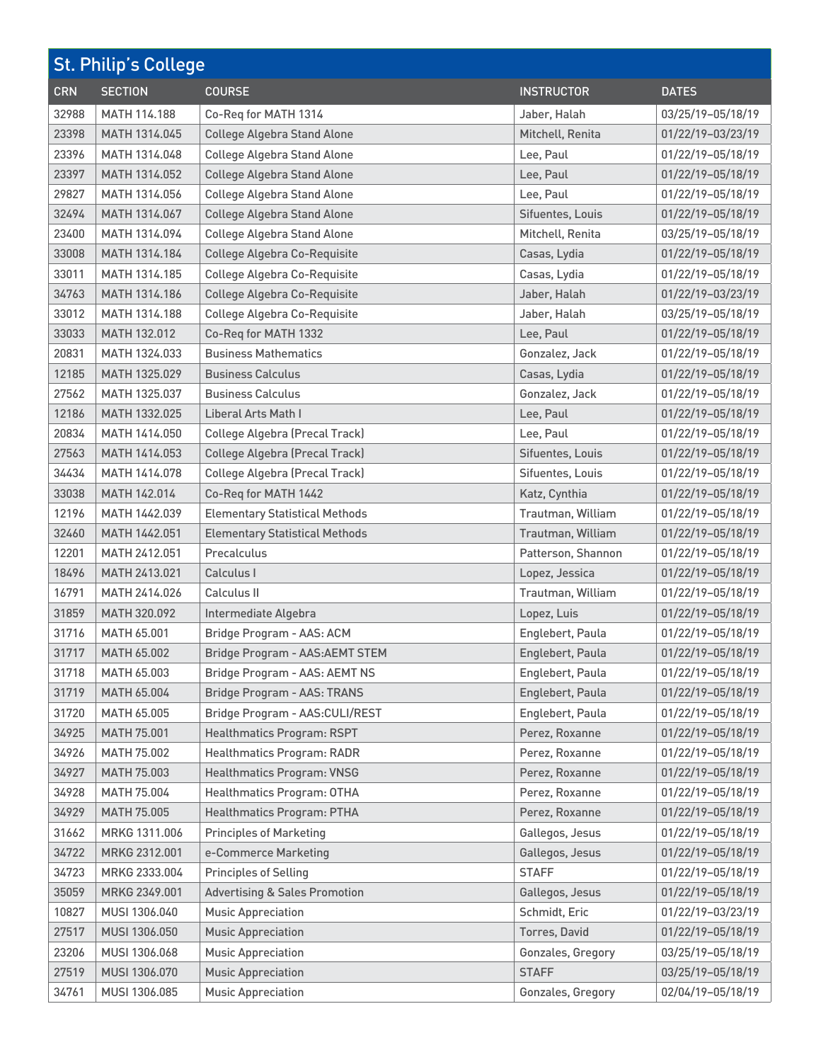## St. Philip's College

| CRN | SECTION | COURSE | INSTRUCTOR | DATES |
|---|---|---|---|---|
| 32988 | MATH 114.188 | Co-Req for MATH 1314 | Jaber, Halah | 03/25/19–05/18/19 |
| 23398 | MATH 1314.045 | College Algebra Stand Alone | Mitchell, Renita | 01/22/19–03/23/19 |
| 23396 | MATH 1314.048 | College Algebra Stand Alone | Lee, Paul | 01/22/19–05/18/19 |
| 23397 | MATH 1314.052 | College Algebra Stand Alone | Lee, Paul | 01/22/19–05/18/19 |
| 29827 | MATH 1314.056 | College Algebra Stand Alone | Lee, Paul | 01/22/19–05/18/19 |
| 32494 | MATH 1314.067 | College Algebra Stand Alone | Sifuentes, Louis | 01/22/19–05/18/19 |
| 23400 | MATH 1314.094 | College Algebra Stand Alone | Mitchell, Renita | 03/25/19–05/18/19 |
| 33008 | MATH 1314.184 | College Algebra Co-Requisite | Casas, Lydia | 01/22/19–05/18/19 |
| 33011 | MATH 1314.185 | College Algebra Co-Requisite | Casas, Lydia | 01/22/19–05/18/19 |
| 34763 | MATH 1314.186 | College Algebra Co-Requisite | Jaber, Halah | 01/22/19–03/23/19 |
| 33012 | MATH 1314.188 | College Algebra Co-Requisite | Jaber, Halah | 03/25/19–05/18/19 |
| 33033 | MATH 132.012 | Co-Req for MATH 1332 | Lee, Paul | 01/22/19–05/18/19 |
| 20831 | MATH 1324.033 | Business Mathematics | Gonzalez, Jack | 01/22/19–05/18/19 |
| 12185 | MATH 1325.029 | Business Calculus | Casas, Lydia | 01/22/19–05/18/19 |
| 27562 | MATH 1325.037 | Business Calculus | Gonzalez, Jack | 01/22/19–05/18/19 |
| 12186 | MATH 1332.025 | Liberal Arts Math I | Lee, Paul | 01/22/19–05/18/19 |
| 20834 | MATH 1414.050 | College Algebra (Precal Track) | Lee, Paul | 01/22/19–05/18/19 |
| 27563 | MATH 1414.053 | College Algebra (Precal Track) | Sifuentes, Louis | 01/22/19–05/18/19 |
| 34434 | MATH 1414.078 | College Algebra (Precal Track) | Sifuentes, Louis | 01/22/19–05/18/19 |
| 33038 | MATH 142.014 | Co-Req for MATH 1442 | Katz, Cynthia | 01/22/19–05/18/19 |
| 12196 | MATH 1442.039 | Elementary Statistical Methods | Trautman, William | 01/22/19–05/18/19 |
| 32460 | MATH 1442.051 | Elementary Statistical Methods | Trautman, William | 01/22/19–05/18/19 |
| 12201 | MATH 2412.051 | Precalculus | Patterson, Shannon | 01/22/19–05/18/19 |
| 18496 | MATH 2413.021 | Calculus I | Lopez, Jessica | 01/22/19–05/18/19 |
| 16791 | MATH 2414.026 | Calculus II | Trautman, William | 01/22/19–05/18/19 |
| 31859 | MATH 320.092 | Intermediate Algebra | Lopez, Luis | 01/22/19–05/18/19 |
| 31716 | MATH 65.001 | Bridge Program - AAS: ACM | Englebert, Paula | 01/22/19–05/18/19 |
| 31717 | MATH 65.002 | Bridge Program - AAS:AEMT STEM | Englebert, Paula | 01/22/19–05/18/19 |
| 31718 | MATH 65.003 | Bridge Program - AAS: AEMT NS | Englebert, Paula | 01/22/19–05/18/19 |
| 31719 | MATH 65.004 | Bridge Program - AAS: TRANS | Englebert, Paula | 01/22/19–05/18/19 |
| 31720 | MATH 65.005 | Bridge Program - AAS:CULI/REST | Englebert, Paula | 01/22/19–05/18/19 |
| 34925 | MATH 75.001 | Healthmatics Program: RSPT | Perez, Roxanne | 01/22/19–05/18/19 |
| 34926 | MATH 75.002 | Healthmatics Program: RADR | Perez, Roxanne | 01/22/19–05/18/19 |
| 34927 | MATH 75.003 | Healthmatics Program: VNSG | Perez, Roxanne | 01/22/19–05/18/19 |
| 34928 | MATH 75.004 | Healthmatics Program: OTHA | Perez, Roxanne | 01/22/19–05/18/19 |
| 34929 | MATH 75.005 | Healthmatics Program: PTHA | Perez, Roxanne | 01/22/19–05/18/19 |
| 31662 | MRKG 1311.006 | Principles of Marketing | Gallegos, Jesus | 01/22/19–05/18/19 |
| 34722 | MRKG 2312.001 | e-Commerce Marketing | Gallegos, Jesus | 01/22/19–05/18/19 |
| 34723 | MRKG 2333.004 | Principles of Selling | STAFF | 01/22/19–05/18/19 |
| 35059 | MRKG 2349.001 | Advertising & Sales Promotion | Gallegos, Jesus | 01/22/19–05/18/19 |
| 10827 | MUSI 1306.040 | Music Appreciation | Schmidt, Eric | 01/22/19–03/23/19 |
| 27517 | MUSI 1306.050 | Music Appreciation | Torres, David | 01/22/19–05/18/19 |
| 23206 | MUSI 1306.068 | Music Appreciation | Gonzales, Gregory | 03/25/19–05/18/19 |
| 27519 | MUSI 1306.070 | Music Appreciation | STAFF | 03/25/19–05/18/19 |
| 34761 | MUSI 1306.085 | Music Appreciation | Gonzales, Gregory | 02/04/19–05/18/19 |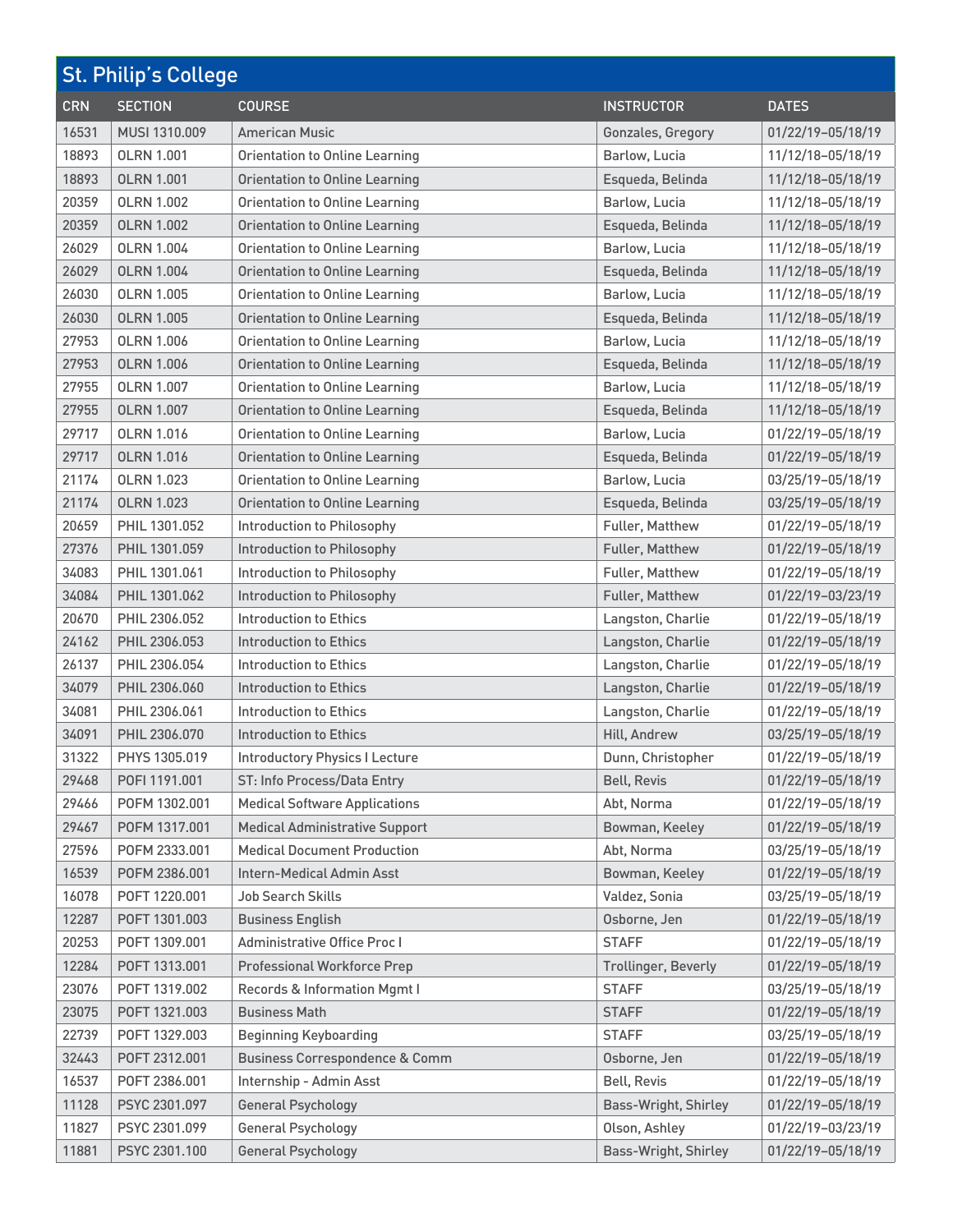## St. Philip's College

| CRN | SECTION | COURSE | INSTRUCTOR | DATES |
|---|---|---|---|---|
| 16531 | MUSI 1310.009 | American Music | Gonzales, Gregory | 01/22/19–05/18/19 |
| 18893 | OLRN 1.001 | Orientation to Online Learning | Barlow, Lucia | 11/12/18–05/18/19 |
| 18893 | OLRN 1.001 | Orientation to Online Learning | Esqueda, Belinda | 11/12/18–05/18/19 |
| 20359 | OLRN 1.002 | Orientation to Online Learning | Barlow, Lucia | 11/12/18–05/18/19 |
| 20359 | OLRN 1.002 | Orientation to Online Learning | Esqueda, Belinda | 11/12/18–05/18/19 |
| 26029 | OLRN 1.004 | Orientation to Online Learning | Barlow, Lucia | 11/12/18–05/18/19 |
| 26029 | OLRN 1.004 | Orientation to Online Learning | Esqueda, Belinda | 11/12/18–05/18/19 |
| 26030 | OLRN 1.005 | Orientation to Online Learning | Barlow, Lucia | 11/12/18–05/18/19 |
| 26030 | OLRN 1.005 | Orientation to Online Learning | Esqueda, Belinda | 11/12/18–05/18/19 |
| 27953 | OLRN 1.006 | Orientation to Online Learning | Barlow, Lucia | 11/12/18–05/18/19 |
| 27953 | OLRN 1.006 | Orientation to Online Learning | Esqueda, Belinda | 11/12/18–05/18/19 |
| 27955 | OLRN 1.007 | Orientation to Online Learning | Barlow, Lucia | 11/12/18–05/18/19 |
| 27955 | OLRN 1.007 | Orientation to Online Learning | Esqueda, Belinda | 11/12/18–05/18/19 |
| 29717 | OLRN 1.016 | Orientation to Online Learning | Barlow, Lucia | 01/22/19–05/18/19 |
| 29717 | OLRN 1.016 | Orientation to Online Learning | Esqueda, Belinda | 01/22/19–05/18/19 |
| 21174 | OLRN 1.023 | Orientation to Online Learning | Barlow, Lucia | 03/25/19–05/18/19 |
| 21174 | OLRN 1.023 | Orientation to Online Learning | Esqueda, Belinda | 03/25/19–05/18/19 |
| 20659 | PHIL 1301.052 | Introduction to Philosophy | Fuller, Matthew | 01/22/19–05/18/19 |
| 27376 | PHIL 1301.059 | Introduction to Philosophy | Fuller, Matthew | 01/22/19–05/18/19 |
| 34083 | PHIL 1301.061 | Introduction to Philosophy | Fuller, Matthew | 01/22/19–05/18/19 |
| 34084 | PHIL 1301.062 | Introduction to Philosophy | Fuller, Matthew | 01/22/19–03/23/19 |
| 20670 | PHIL 2306.052 | Introduction to Ethics | Langston, Charlie | 01/22/19–05/18/19 |
| 24162 | PHIL 2306.053 | Introduction to Ethics | Langston, Charlie | 01/22/19–05/18/19 |
| 26137 | PHIL 2306.054 | Introduction to Ethics | Langston, Charlie | 01/22/19–05/18/19 |
| 34079 | PHIL 2306.060 | Introduction to Ethics | Langston, Charlie | 01/22/19–05/18/19 |
| 34081 | PHIL 2306.061 | Introduction to Ethics | Langston, Charlie | 01/22/19–05/18/19 |
| 34091 | PHIL 2306.070 | Introduction to Ethics | Hill, Andrew | 03/25/19–05/18/19 |
| 31322 | PHYS 1305.019 | Introductory Physics I Lecture | Dunn, Christopher | 01/22/19–05/18/19 |
| 29468 | POFI 1191.001 | ST: Info Process/Data Entry | Bell, Revis | 01/22/19–05/18/19 |
| 29466 | POFM 1302.001 | Medical Software Applications | Abt, Norma | 01/22/19–05/18/19 |
| 29467 | POFM 1317.001 | Medical Administrative Support | Bowman, Keeley | 01/22/19–05/18/19 |
| 27596 | POFM 2333.001 | Medical Document Production | Abt, Norma | 03/25/19–05/18/19 |
| 16539 | POFM 2386.001 | Intern-Medical Admin Asst | Bowman, Keeley | 01/22/19–05/18/19 |
| 16078 | POFT 1220.001 | Job Search Skills | Valdez, Sonia | 03/25/19–05/18/19 |
| 12287 | POFT 1301.003 | Business English | Osborne, Jen | 01/22/19–05/18/19 |
| 20253 | POFT 1309.001 | Administrative Office Proc I | STAFF | 01/22/19–05/18/19 |
| 12284 | POFT 1313.001 | Professional Workforce Prep | Trollinger, Beverly | 01/22/19–05/18/19 |
| 23076 | POFT 1319.002 | Records & Information Mgmt I | STAFF | 03/25/19–05/18/19 |
| 23075 | POFT 1321.003 | Business Math | STAFF | 01/22/19–05/18/19 |
| 22739 | POFT 1329.003 | Beginning Keyboarding | STAFF | 03/25/19–05/18/19 |
| 32443 | POFT 2312.001 | Business Correspondence & Comm | Osborne, Jen | 01/22/19–05/18/19 |
| 16537 | POFT 2386.001 | Internship - Admin Asst | Bell, Revis | 01/22/19–05/18/19 |
| 11128 | PSYC 2301.097 | General Psychology | Bass-Wright, Shirley | 01/22/19–05/18/19 |
| 11827 | PSYC 2301.099 | General Psychology | Olson, Ashley | 01/22/19–03/23/19 |
| 11881 | PSYC 2301.100 | General Psychology | Bass-Wright, Shirley | 01/22/19–05/18/19 |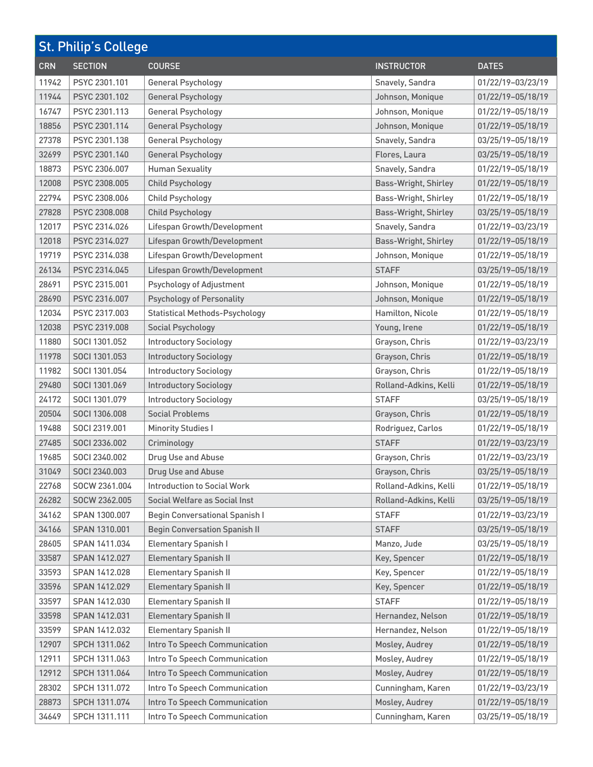## St. Philip's College

| CRN | SECTION | COURSE | INSTRUCTOR | DATES |
|---|---|---|---|---|
| 11942 | PSYC 2301.101 | General Psychology | Snavely, Sandra | 01/22/19–03/23/19 |
| 11944 | PSYC 2301.102 | General Psychology | Johnson, Monique | 01/22/19–05/18/19 |
| 16747 | PSYC 2301.113 | General Psychology | Johnson, Monique | 01/22/19–05/18/19 |
| 18856 | PSYC 2301.114 | General Psychology | Johnson, Monique | 01/22/19–05/18/19 |
| 27378 | PSYC 2301.138 | General Psychology | Snavely, Sandra | 03/25/19–05/18/19 |
| 32699 | PSYC 2301.140 | General Psychology | Flores, Laura | 03/25/19–05/18/19 |
| 18873 | PSYC 2306.007 | Human Sexuality | Snavely, Sandra | 01/22/19–05/18/19 |
| 12008 | PSYC 2308.005 | Child Psychology | Bass-Wright, Shirley | 01/22/19–05/18/19 |
| 22794 | PSYC 2308.006 | Child Psychology | Bass-Wright, Shirley | 01/22/19–05/18/19 |
| 27828 | PSYC 2308.008 | Child Psychology | Bass-Wright, Shirley | 03/25/19–05/18/19 |
| 12017 | PSYC 2314.026 | Lifespan Growth/Development | Snavely, Sandra | 01/22/19–03/23/19 |
| 12018 | PSYC 2314.027 | Lifespan Growth/Development | Bass-Wright, Shirley | 01/22/19–05/18/19 |
| 19719 | PSYC 2314.038 | Lifespan Growth/Development | Johnson, Monique | 01/22/19–05/18/19 |
| 26134 | PSYC 2314.045 | Lifespan Growth/Development | STAFF | 03/25/19–05/18/19 |
| 28691 | PSYC 2315.001 | Psychology of Adjustment | Johnson, Monique | 01/22/19–05/18/19 |
| 28690 | PSYC 2316.007 | Psychology of Personality | Johnson, Monique | 01/22/19–05/18/19 |
| 12034 | PSYC 2317.003 | Statistical Methods-Psychology | Hamilton, Nicole | 01/22/19–05/18/19 |
| 12038 | PSYC 2319.008 | Social Psychology | Young, Irene | 01/22/19–05/18/19 |
| 11880 | SOCI 1301.052 | Introductory Sociology | Grayson, Chris | 01/22/19–03/23/19 |
| 11978 | SOCI 1301.053 | Introductory Sociology | Grayson, Chris | 01/22/19–05/18/19 |
| 11982 | SOCI 1301.054 | Introductory Sociology | Grayson, Chris | 01/22/19–05/18/19 |
| 29480 | SOCI 1301.069 | Introductory Sociology | Rolland-Adkins, Kelli | 01/22/19–05/18/19 |
| 24172 | SOCI 1301.079 | Introductory Sociology | STAFF | 03/25/19–05/18/19 |
| 20504 | SOCI 1306.008 | Social Problems | Grayson, Chris | 01/22/19–05/18/19 |
| 19488 | SOCI 2319.001 | Minority Studies I | Rodriguez, Carlos | 01/22/19–05/18/19 |
| 27485 | SOCI 2336.002 | Criminology | STAFF | 01/22/19–03/23/19 |
| 19685 | SOCI 2340.002 | Drug Use and Abuse | Grayson, Chris | 01/22/19–03/23/19 |
| 31049 | SOCI 2340.003 | Drug Use and Abuse | Grayson, Chris | 03/25/19–05/18/19 |
| 22768 | SOCW 2361.004 | Introduction to Social Work | Rolland-Adkins, Kelli | 01/22/19–05/18/19 |
| 26282 | SOCW 2362.005 | Social Welfare as Social Inst | Rolland-Adkins, Kelli | 03/25/19–05/18/19 |
| 34162 | SPAN 1300.007 | Begin Conversational Spanish I | STAFF | 01/22/19–03/23/19 |
| 34166 | SPAN 1310.001 | Begin Conversation Spanish II | STAFF | 03/25/19–05/18/19 |
| 28605 | SPAN 1411.034 | Elementary Spanish I | Manzo, Jude | 03/25/19–05/18/19 |
| 33587 | SPAN 1412.027 | Elementary Spanish II | Key, Spencer | 01/22/19–05/18/19 |
| 33593 | SPAN 1412.028 | Elementary Spanish II | Key, Spencer | 01/22/19–05/18/19 |
| 33596 | SPAN 1412.029 | Elementary Spanish II | Key, Spencer | 01/22/19–05/18/19 |
| 33597 | SPAN 1412.030 | Elementary Spanish II | STAFF | 01/22/19–05/18/19 |
| 33598 | SPAN 1412.031 | Elementary Spanish II | Hernandez, Nelson | 01/22/19–05/18/19 |
| 33599 | SPAN 1412.032 | Elementary Spanish II | Hernandez, Nelson | 01/22/19–05/18/19 |
| 12907 | SPCH 1311.062 | Intro To Speech Communication | Mosley, Audrey | 01/22/19–05/18/19 |
| 12911 | SPCH 1311.063 | Intro To Speech Communication | Mosley, Audrey | 01/22/19–05/18/19 |
| 12912 | SPCH 1311.064 | Intro To Speech Communication | Mosley, Audrey | 01/22/19–05/18/19 |
| 28302 | SPCH 1311.072 | Intro To Speech Communication | Cunningham, Karen | 01/22/19–03/23/19 |
| 28873 | SPCH 1311.074 | Intro To Speech Communication | Mosley, Audrey | 01/22/19–05/18/19 |
| 34649 | SPCH 1311.111 | Intro To Speech Communication | Cunningham, Karen | 03/25/19–05/18/19 |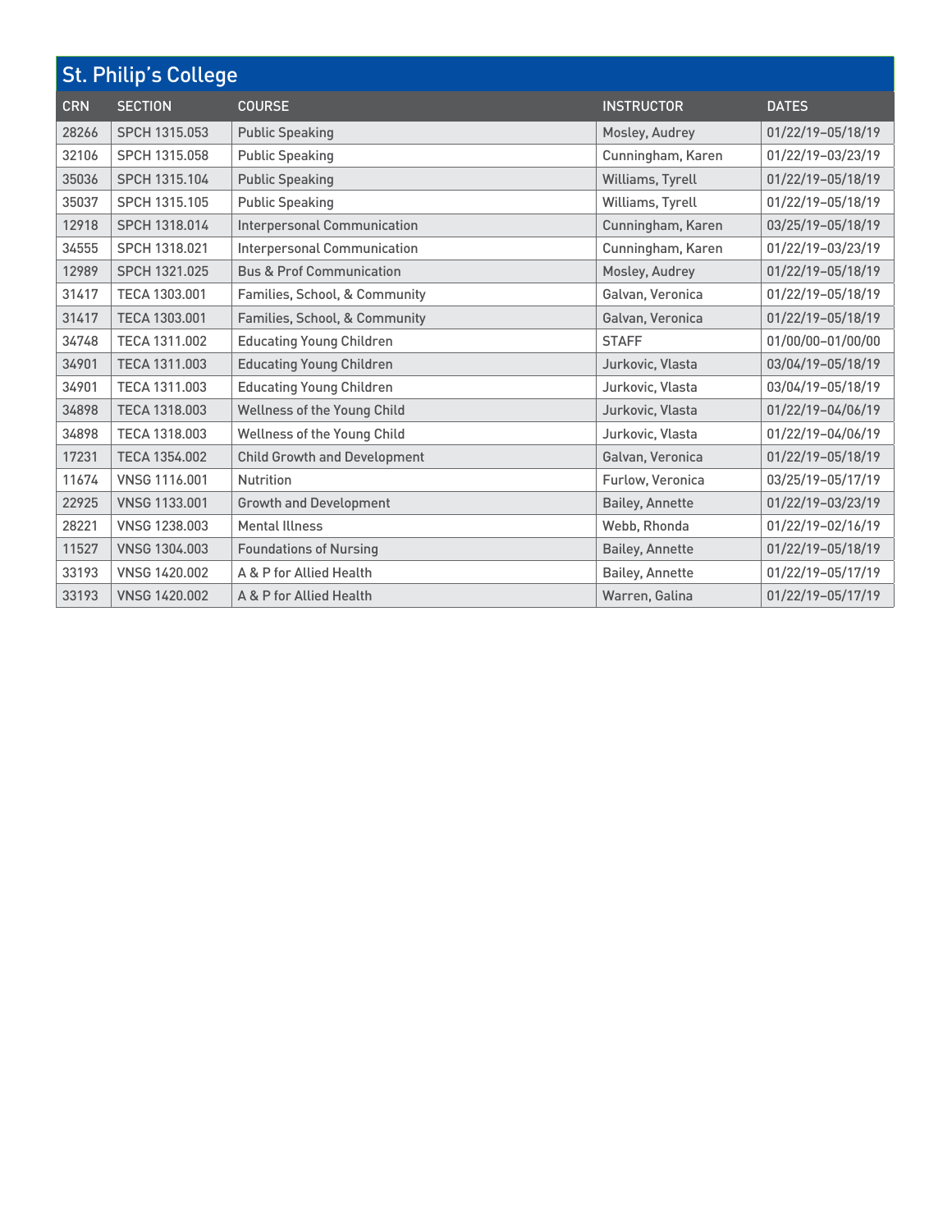## St. Philip's College

| CRN | SECTION | COURSE | INSTRUCTOR | DATES |
|---|---|---|---|---|
| 28266 | SPCH 1315.053 | Public Speaking | Mosley, Audrey | 01/22/19–05/18/19 |
| 32106 | SPCH 1315.058 | Public Speaking | Cunningham, Karen | 01/22/19–03/23/19 |
| 35036 | SPCH 1315.104 | Public Speaking | Williams, Tyrell | 01/22/19–05/18/19 |
| 35037 | SPCH 1315.105 | Public Speaking | Williams, Tyrell | 01/22/19–05/18/19 |
| 12918 | SPCH 1318.014 | Interpersonal Communication | Cunningham, Karen | 03/25/19–05/18/19 |
| 34555 | SPCH 1318.021 | Interpersonal Communication | Cunningham, Karen | 01/22/19–03/23/19 |
| 12989 | SPCH 1321.025 | Bus & Prof Communication | Mosley, Audrey | 01/22/19–05/18/19 |
| 31417 | TECA 1303.001 | Families, School, & Community | Galvan, Veronica | 01/22/19–05/18/19 |
| 31417 | TECA 1303.001 | Families, School, & Community | Galvan, Veronica | 01/22/19–05/18/19 |
| 34748 | TECA 1311.002 | Educating Young Children | STAFF | 01/00/00–01/00/00 |
| 34901 | TECA 1311.003 | Educating Young Children | Jurkovic, Vlasta | 03/04/19–05/18/19 |
| 34901 | TECA 1311.003 | Educating Young Children | Jurkovic, Vlasta | 03/04/19–05/18/19 |
| 34898 | TECA 1318.003 | Wellness of the Young Child | Jurkovic, Vlasta | 01/22/19–04/06/19 |
| 34898 | TECA 1318.003 | Wellness of the Young Child | Jurkovic, Vlasta | 01/22/19–04/06/19 |
| 17231 | TECA 1354.002 | Child Growth and Development | Galvan, Veronica | 01/22/19–05/18/19 |
| 11674 | VNSG 1116.001 | Nutrition | Furlow, Veronica | 03/25/19–05/17/19 |
| 22925 | VNSG 1133.001 | Growth and Development | Bailey, Annette | 01/22/19–03/23/19 |
| 28221 | VNSG 1238.003 | Mental Illness | Webb, Rhonda | 01/22/19–02/16/19 |
| 11527 | VNSG 1304.003 | Foundations of Nursing | Bailey, Annette | 01/22/19–05/18/19 |
| 33193 | VNSG 1420.002 | A & P for Allied Health | Bailey, Annette | 01/22/19–05/17/19 |
| 33193 | VNSG 1420.002 | A & P for Allied Health | Warren, Galina | 01/22/19–05/17/19 |